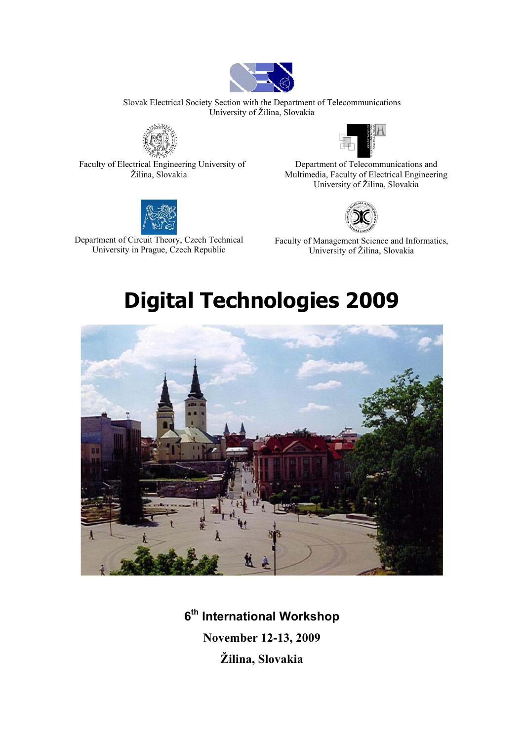Slovak Electrical Society Section with the Department of Telecommunications
University of Žilina, Slovakia

Faculty of Electrical Engineering University of Žilina, Slovakia

Department of Telecommunications and Multimedia, Faculty of Electrical Engineering University of Žilina, Slovakia

Department of Circuit Theory, Czech Technical University in Prague, Czech Republic

Faculty of Management Science and Informatics, University of Žilina, Slovakia

# Digital Technologies 2009

**6th International Workshop**

**November 12-13, 2009**

**Žilina, Slovakia**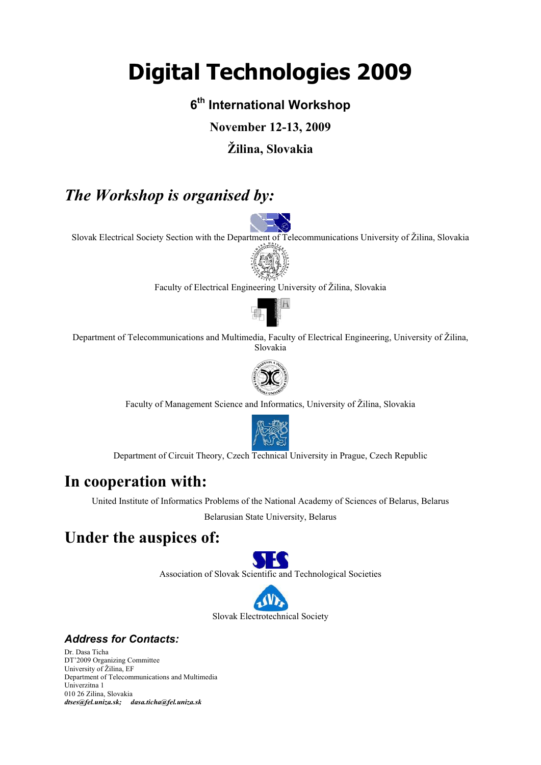# Digital Technologies 2009

### 6th International Workshop

### November 12-13, 2009

### Žilina, Slovakia

## *The Workshop is organised by:*

Slovak Electrical Society Section with the Department of Telecommunications University of Žilina, Slovakia

Faculty of Electrical Engineering University of Žilina, Slovakia

Department of Telecommunications and Multimedia, Faculty of Electrical Engineering, University of Žilina, Slovakia

Faculty of Management Science and Informatics, University of Žilina, Slovakia

Department of Circuit Theory, Czech Technical University in Prague, Czech Republic

## In cooperation with:

United Institute of Informatics Problems of the National Academy of Sciences of Belarus, Belarus

Belarusian State University, Belarus

## Under the auspices of:

Association of Slovak Scientific and Technological Societies

Slovak Electrotechnical Society

### *Address for Contacts:*

Dr. Dasa Ticha
DT'2009 Organizing Committee
University of Žilina, EF
Department of Telecommunications and Multimedia
Univerzitna 1
010 26 Zilina, Slovakia
***dtses@fel.uniza.sk; dasa.ticha@fel.uniza.sk***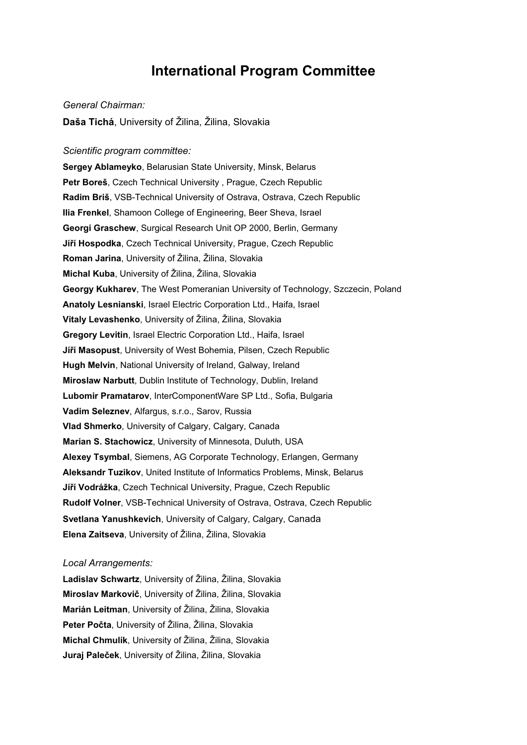# International Program Committee

*General Chairman:*

**Daša Tichá**, University of Žilina, Žilina, Slovakia

*Scientific program committee:*

**Sergey Ablameyko**, Belarusian State University, Minsk, Belarus
**Petr Boreš**, Czech Technical University , Prague, Czech Republic
**Radim Briš**, VSB-Technical University of Ostrava, Ostrava, Czech Republic
**Ilia Frenkel**, Shamoon College of Engineering, Beer Sheva, Israel
**Georgi Graschew**, Surgical Research Unit OP 2000, Berlin, Germany
**Jiří Hospodka**, Czech Technical University, Prague, Czech Republic
**Roman Jarina**, University of Žilina, Žilina, Slovakia
**Michal Kuba**, University of Žilina, Žilina, Slovakia
**Georgy Kukharev**, The West Pomeranian University of Technology, Szczecin, Poland
**Anatoly Lesnianski**, Israel Electric Corporation Ltd., Haifa, Israel
**Vitaly Levashenko**, University of Žilina, Žilina, Slovakia
**Gregory Levitin**, Israel Electric Corporation Ltd., Haifa, Israel
**Jiří Masopust**, University of West Bohemia, Pilsen, Czech Republic
**Hugh Melvin**, National University of Ireland, Galway, Ireland
**Miroslaw Narbutt**, Dublin Institute of Technology, Dublin, Ireland
**Lubomir Pramatarov**, InterComponentWare SP Ltd., Sofia, Bulgaria
**Vadim Seleznev**, Alfargus, s.r.o., Sarov, Russia
**Vlad Shmerko**, University of Calgary, Calgary, Canada
**Marian S. Stachowicz**, University of Minnesota, Duluth, USA
**Alexey Tsymbal**, Siemens, AG Corporate Technology, Erlangen, Germany
**Aleksandr Tuzikov**, United Institute of Informatics Problems, Minsk, Belarus
**Jiří Vodrážka**, Czech Technical University, Prague, Czech Republic
**Rudolf Volner**, VSB-Technical University of Ostrava, Ostrava, Czech Republic
**Svetlana Yanushkevich**, University of Calgary, Calgary, Canada
**Elena Zaitseva**, University of Žilina, Žilina, Slovakia

*Local Arrangements:*

**Ladislav Schwartz**, University of Žilina, Žilina, Slovakia
**Miroslav Markovič**, University of Žilina, Žilina, Slovakia
**Marián Leitman**, University of Žilina, Žilina, Slovakia
**Peter Počta**, University of Žilina, Žilina, Slovakia
**Michal Chmulík**, University of Žilina, Žilina, Slovakia
**Juraj Paleček**, University of Žilina, Žilina, Slovakia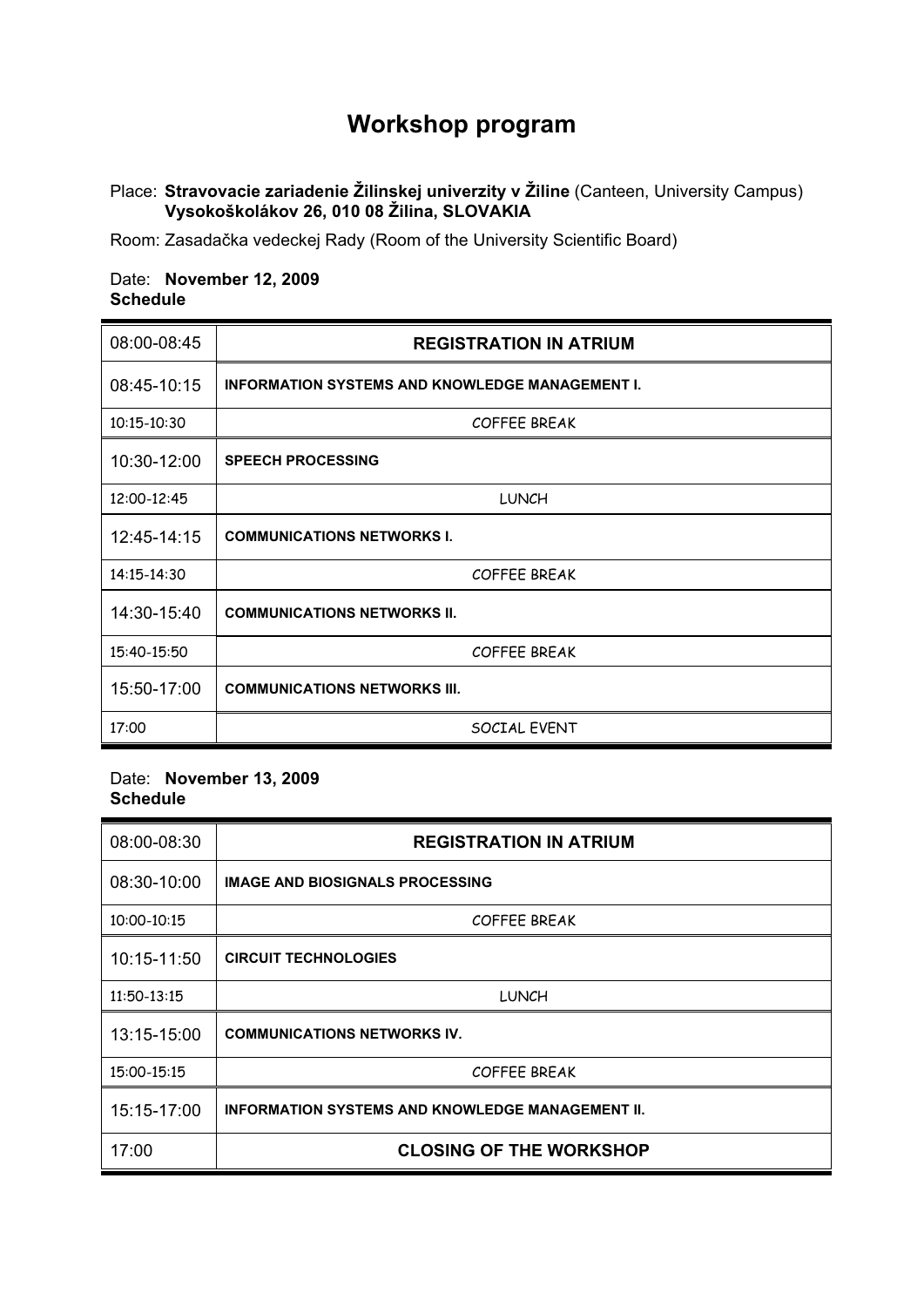# Workshop program

Place: **Stravovacie zariadenie Žilinskej univerzity v Žiline** (Canteen, University Campus)
**Vysokoškolákov 26, 010 08 Žilina, SLOVAKIA**

Room: Zasadačka vedeckej Rady (Room of the University Scientific Board)

Date: **November 12, 2009**
**Schedule**

| | |
|---|---|
| 08:00-08:45 | **REGISTRATION IN ATRIUM** |
| 08:45-10:15 | **INFORMATION SYSTEMS AND KNOWLEDGE MANAGEMENT I.** |
| 10:15-10:30 | COFFEE BREAK |
| 10:30-12:00 | **SPEECH PROCESSING** |
| 12:00-12:45 | LUNCH |
| 12:45-14:15 | **COMMUNICATIONS NETWORKS I.** |
| 14:15-14:30 | COFFEE BREAK |
| 14:30-15:40 | **COMMUNICATIONS NETWORKS II.** |
| 15:40-15:50 | COFFEE BREAK |
| 15:50-17:00 | **COMMUNICATIONS NETWORKS III.** |
| 17:00 | SOCIAL EVENT |

Date: **November 13, 2009**
**Schedule**

| | |
|---|---|
| 08:00-08:30 | **REGISTRATION IN ATRIUM** |
| 08:30-10:00 | **IMAGE AND BIOSIGNALS PROCESSING** |
| 10:00-10:15 | COFFEE BREAK |
| 10:15-11:50 | **CIRCUIT TECHNOLOGIES** |
| 11:50-13:15 | LUNCH |
| 13:15-15:00 | **COMMUNICATIONS NETWORKS IV.** |
| 15:00-15:15 | COFFEE BREAK |
| 15:15-17:00 | **INFORMATION SYSTEMS AND KNOWLEDGE MANAGEMENT II.** |
| 17:00 | **CLOSING OF THE WORKSHOP** |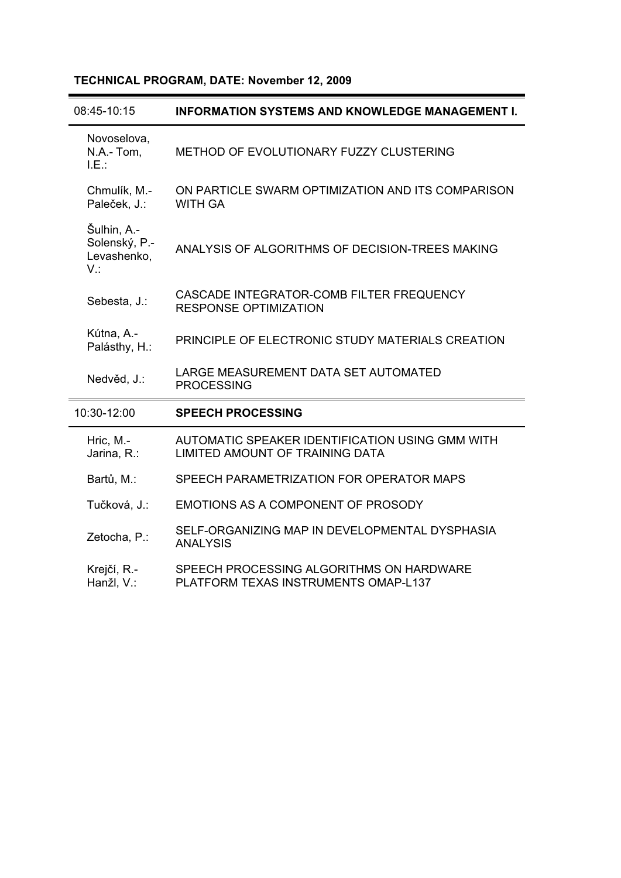**TECHNICAL PROGRAM, DATE: November 12, 2009**

| 08:45-10:15 | **INFORMATION SYSTEMS AND KNOWLEDGE MANAGEMENT I.** |
|---|---|
| Novoselova, N.A.- Tom, I.E.: | METHOD OF EVOLUTIONARY FUZZY CLUSTERING |
| Chmulík, M.- Paleček, J.: | ON PARTICLE SWARM OPTIMIZATION AND ITS COMPARISON WITH GA |
| Šulhin, A.- Solenský, P.- Levashenko, V.: | ANALYSIS OF ALGORITHMS OF DECISION-TREES MAKING |
| Sebesta, J.: | CASCADE INTEGRATOR-COMB FILTER FREQUENCY RESPONSE OPTIMIZATION |
| Kútna, A.- Palásthy, H.: | PRINCIPLE OF ELECTRONIC STUDY MATERIALS CREATION |
| Nedvěd, J.: | LARGE MEASUREMENT DATA SET AUTOMATED PROCESSING |

| 10:30-12:00 | **SPEECH PROCESSING** |
|---|---|
| Hric, M.- Jarina, R.: | AUTOMATIC SPEAKER IDENTIFICATION USING GMM WITH LIMITED AMOUNT OF TRAINING DATA |
| Bartů, M.: | SPEECH PARAMETRIZATION FOR OPERATOR MAPS |
| Tučková, J.: | EMOTIONS AS A COMPONENT OF PROSODY |
| Zetocha, P.: | SELF-ORGANIZING MAP IN DEVELOPMENTAL DYSPHASIA ANALYSIS |
| Krejčí, R.- Hanžl, V.: | SPEECH PROCESSING ALGORITHMS ON HARDWARE PLATFORM TEXAS INSTRUMENTS OMAP-L137 |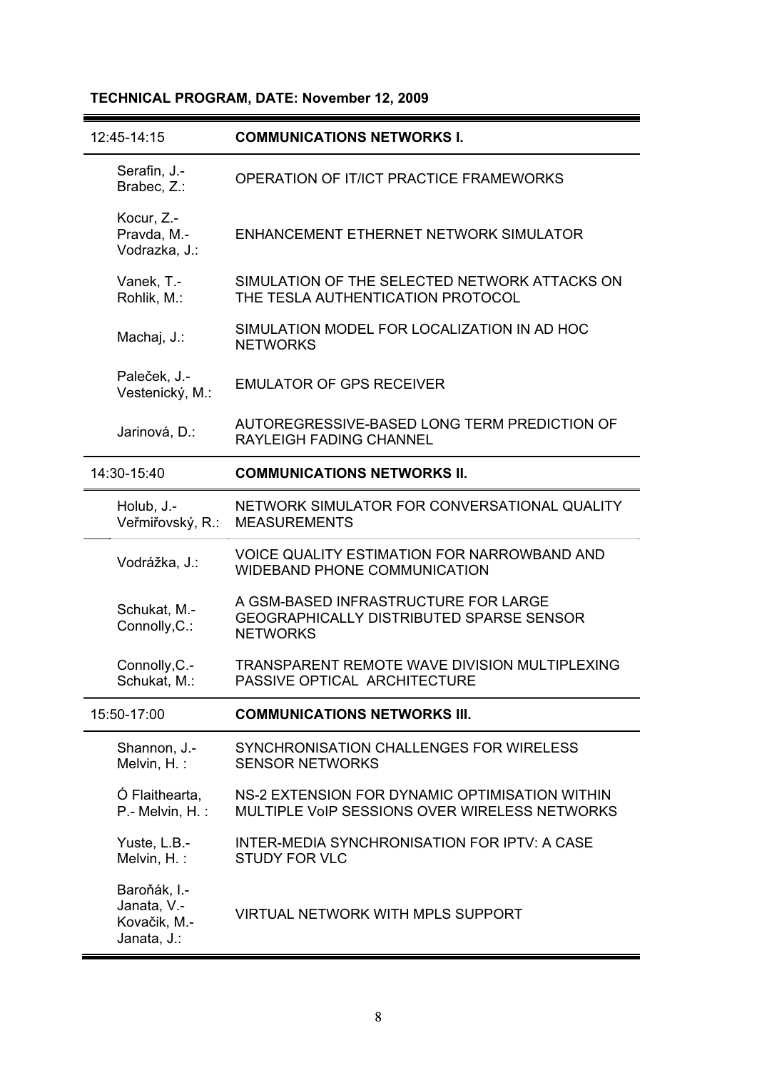**TECHNICAL PROGRAM, DATE: November 12, 2009**

| 12:45-14:15 | **COMMUNICATIONS NETWORKS I.** |
|---|---|
| Serafin, J.- Brabec, Z.: | OPERATION OF IT/ICT PRACTICE FRAMEWORKS |
| Kocur, Z.- Pravda, M.- Vodrazka, J.: | ENHANCEMENT ETHERNET NETWORK SIMULATOR |
| Vanek, T.- Rohlik, M.: | SIMULATION OF THE SELECTED NETWORK ATTACKS ON THE TESLA AUTHENTICATION PROTOCOL |
| Machaj, J.: | SIMULATION MODEL FOR LOCALIZATION IN AD HOC NETWORKS |
| Paleček, J.- Vestenický, M.: | EMULATOR OF GPS RECEIVER |
| Jarinová, D.: | AUTOREGRESSIVE-BASED LONG TERM PREDICTION OF RAYLEIGH FADING CHANNEL |

| 14:30-15:40 | **COMMUNICATIONS NETWORKS II.** |
|---|---|
| Holub, J.- Veřmiřovský, R.: | NETWORK SIMULATOR FOR CONVERSATIONAL QUALITY MEASUREMENTS |
| Vodrážka, J.: | VOICE QUALITY ESTIMATION FOR NARROWBAND AND WIDEBAND PHONE COMMUNICATION |
| Schukat, M.- Connolly,C.: | A GSM-BASED INFRASTRUCTURE FOR LARGE GEOGRAPHICALLY DISTRIBUTED SPARSE SENSOR NETWORKS |
| Connolly,C.- Schukat, M.: | TRANSPARENT REMOTE WAVE DIVISION MULTIPLEXING PASSIVE OPTICAL ARCHITECTURE |

| 15:50-17:00 | **COMMUNICATIONS NETWORKS III.** |
|---|---|
| Shannon, J.- Melvin, H. : | SYNCHRONISATION CHALLENGES FOR WIRELESS SENSOR NETWORKS |
| Ó Flaithearta, P.- Melvin, H. : | NS-2 EXTENSION FOR DYNAMIC OPTIMISATION WITHIN MULTIPLE VoIP SESSIONS OVER WIRELESS NETWORKS |
| Yuste, L.B.- Melvin, H. : | INTER-MEDIA SYNCHRONISATION FOR IPTV: A CASE STUDY FOR VLC |
| Baroňák, I.- Janata, V.- Kovačik, M.- Janata, J.: | VIRTUAL NETWORK WITH MPLS SUPPORT |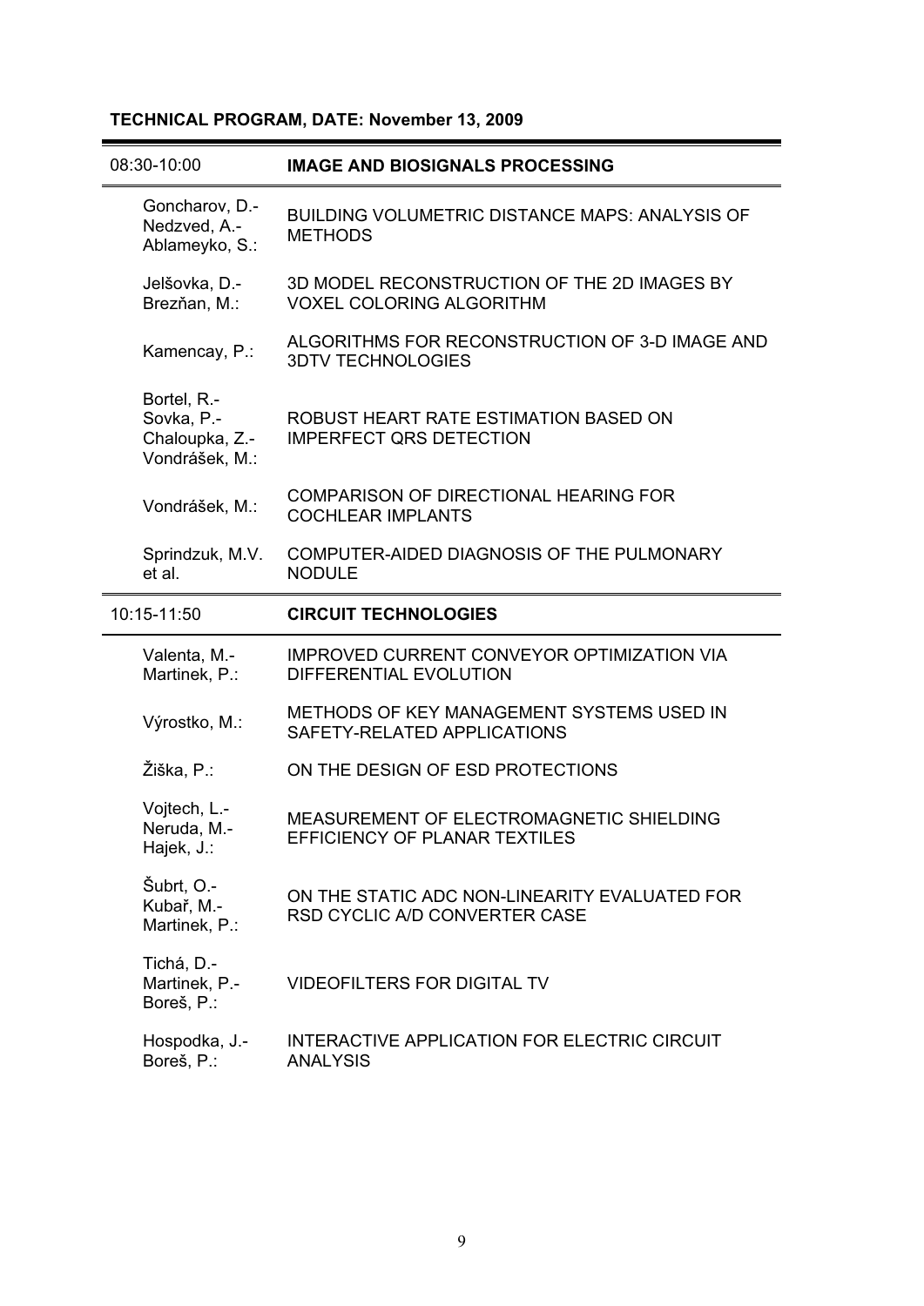**TECHNICAL PROGRAM, DATE: November 13, 2009**

| 08:30-10:00 | **IMAGE AND BIOSIGNALS PROCESSING** |
|---|---|
| Goncharov, D.-Nedzved, A.-Ablameyko, S.: | BUILDING VOLUMETRIC DISTANCE MAPS: ANALYSIS OF METHODS |
| Jelšovka, D.-Brezňan, M.: | 3D MODEL RECONSTRUCTION OF THE 2D IMAGES BY VOXEL COLORING ALGORITHM |
| Kamencay, P.: | ALGORITHMS FOR RECONSTRUCTION OF 3-D IMAGE AND 3DTV TECHNOLOGIES |
| Bortel, R.-Sovka, P.-Chaloupka, Z.-Vondrášek, M.: | ROBUST HEART RATE ESTIMATION BASED ON IMPERFECT QRS DETECTION |
| Vondrášek, M.: | COMPARISON OF DIRECTIONAL HEARING FOR COCHLEAR IMPLANTS |
| Sprindzuk, M.V. et al. | COMPUTER-AIDED DIAGNOSIS OF THE PULMONARY NODULE |

| 10:15-11:50 | **CIRCUIT TECHNOLOGIES** |
|---|---|
| Valenta, M.-Martinek, P.: | IMPROVED CURRENT CONVEYOR OPTIMIZATION VIA DIFFERENTIAL EVOLUTION |
| Výrostko, M.: | METHODS OF KEY MANAGEMENT SYSTEMS USED IN SAFETY-RELATED APPLICATIONS |
| Žiška, P.: | ON THE DESIGN OF ESD PROTECTIONS |
| Vojtech, L.-Neruda, M.-Hajek, J.: | MEASUREMENT OF ELECTROMAGNETIC SHIELDING EFFICIENCY OF PLANAR TEXTILES |
| Šubrt, O.-Kubař, M.-Martinek, P.: | ON THE STATIC ADC NON-LINEARITY EVALUATED FOR RSD CYCLIC A/D CONVERTER CASE |
| Tichá, D.-Martinek, P.-Boreš, P.: | VIDEOFILTERS FOR DIGITAL TV |
| Hospodka, J.-Boreš, P.: | INTERACTIVE APPLICATION FOR ELECTRIC CIRCUIT ANALYSIS |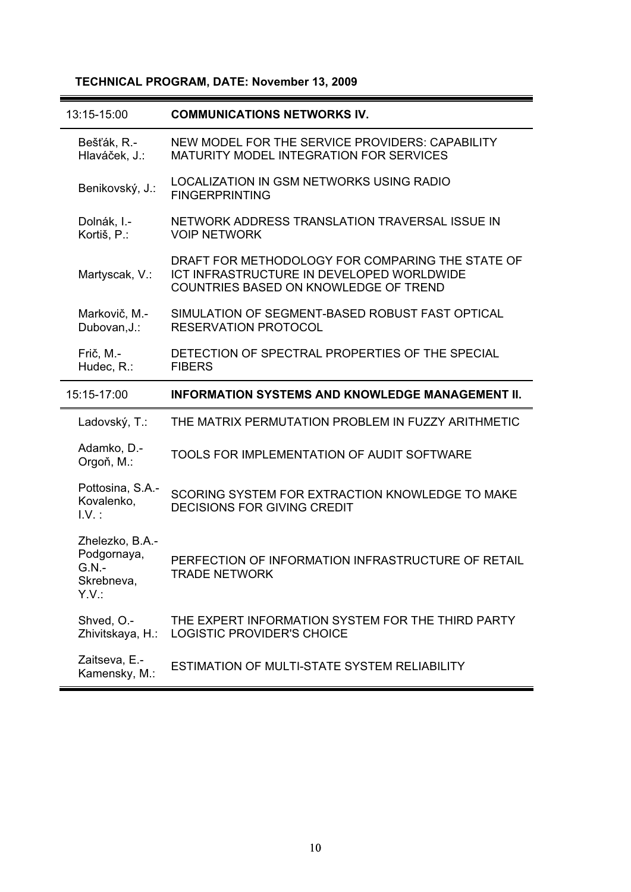## TECHNICAL PROGRAM, DATE: November 13, 2009

| 13:15-15:00 | **COMMUNICATIONS NETWORKS IV.** |
|---|---|
| Bešťák, R.- Hlaváček, J.: | NEW MODEL FOR THE SERVICE PROVIDERS: CAPABILITY MATURITY MODEL INTEGRATION FOR SERVICES |
| Benikovský, J.: | LOCALIZATION IN GSM NETWORKS USING RADIO FINGERPRINTING |
| Dolnák, I.- Kortiš, P.: | NETWORK ADDRESS TRANSLATION TRAVERSAL ISSUE IN VOIP NETWORK |
| Martyscak, V.: | DRAFT FOR METHODOLOGY FOR COMPARING THE STATE OF ICT INFRASTRUCTURE IN DEVELOPED WORLDWIDE COUNTRIES BASED ON KNOWLEDGE OF TREND |
| Markovič, M.- Dubovan,J.: | SIMULATION OF SEGMENT-BASED ROBUST FAST OPTICAL RESERVATION PROTOCOL |
| Frič, M.- Hudec, R.: | DETECTION OF SPECTRAL PROPERTIES OF THE SPECIAL FIBERS |

| 15:15-17:00 | **INFORMATION SYSTEMS AND KNOWLEDGE MANAGEMENT II.** |
|---|---|
| Ladovský, T.: | THE MATRIX PERMUTATION PROBLEM IN FUZZY ARITHMETIC |
| Adamko, D.- Orgoň, M.: | TOOLS FOR IMPLEMENTATION OF AUDIT SOFTWARE |
| Pottosina, S.A.- Kovalenko, I.V. : | SCORING SYSTEM FOR EXTRACTION KNOWLEDGE TO MAKE DECISIONS FOR GIVING CREDIT |
| Zhelezko, B.A.- Podgornaya, G.N.- Skrebneva, Y.V.: | PERFECTION OF INFORMATION INFRASTRUCTURE OF RETAIL TRADE NETWORK |
| Shved, O.- Zhivitskaya, H.: | THE EXPERT INFORMATION SYSTEM FOR THE THIRD PARTY LOGISTIC PROVIDER'S CHOICE |
| Zaitseva, E.- Kamensky, M.: | ESTIMATION OF MULTI-STATE SYSTEM RELIABILITY |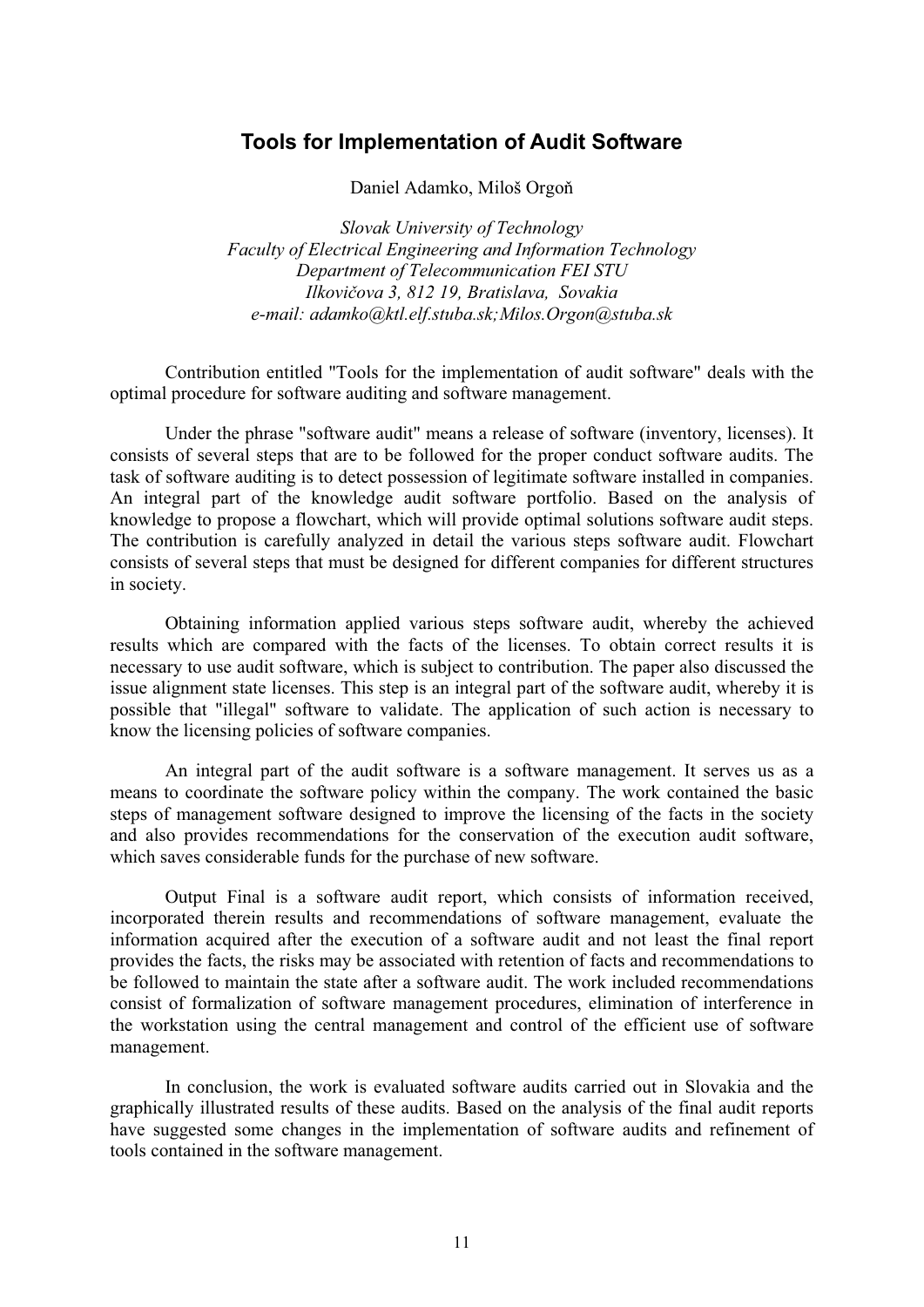# Tools for Implementation of Audit Software

Daniel Adamko, Miloš Orgoň

*Slovak University of Technology*
*Faculty of Electrical Engineering and Information Technology*
*Department of Telecommunication FEI STU*
*Ilkovičova 3, 812 19, Bratislava, Sovakia*
*e-mail: adamko@ktl.elf.stuba.sk;Milos.Orgon@stuba.sk*

Contribution entitled "Tools for the implementation of audit software" deals with the optimal procedure for software auditing and software management.

Under the phrase "software audit" means a release of software (inventory, licenses). It consists of several steps that are to be followed for the proper conduct software audits. The task of software auditing is to detect possession of legitimate software installed in companies. An integral part of the knowledge audit software portfolio. Based on the analysis of knowledge to propose a flowchart, which will provide optimal solutions software audit steps. The contribution is carefully analyzed in detail the various steps software audit. Flowchart consists of several steps that must be designed for different companies for different structures in society.

Obtaining information applied various steps software audit, whereby the achieved results which are compared with the facts of the licenses. To obtain correct results it is necessary to use audit software, which is subject to contribution. The paper also discussed the issue alignment state licenses. This step is an integral part of the software audit, whereby it is possible that "illegal" software to validate. The application of such action is necessary to know the licensing policies of software companies.

An integral part of the audit software is a software management. It serves us as a means to coordinate the software policy within the company. The work contained the basic steps of management software designed to improve the licensing of the facts in the society and also provides recommendations for the conservation of the execution audit software, which saves considerable funds for the purchase of new software.

Output Final is a software audit report, which consists of information received, incorporated therein results and recommendations of software management, evaluate the information acquired after the execution of a software audit and not least the final report provides the facts, the risks may be associated with retention of facts and recommendations to be followed to maintain the state after a software audit. The work included recommendations consist of formalization of software management procedures, elimination of interference in the workstation using the central management and control of the efficient use of software management.

In conclusion, the work is evaluated software audits carried out in Slovakia and the graphically illustrated results of these audits. Based on the analysis of the final audit reports have suggested some changes in the implementation of software audits and refinement of tools contained in the software management.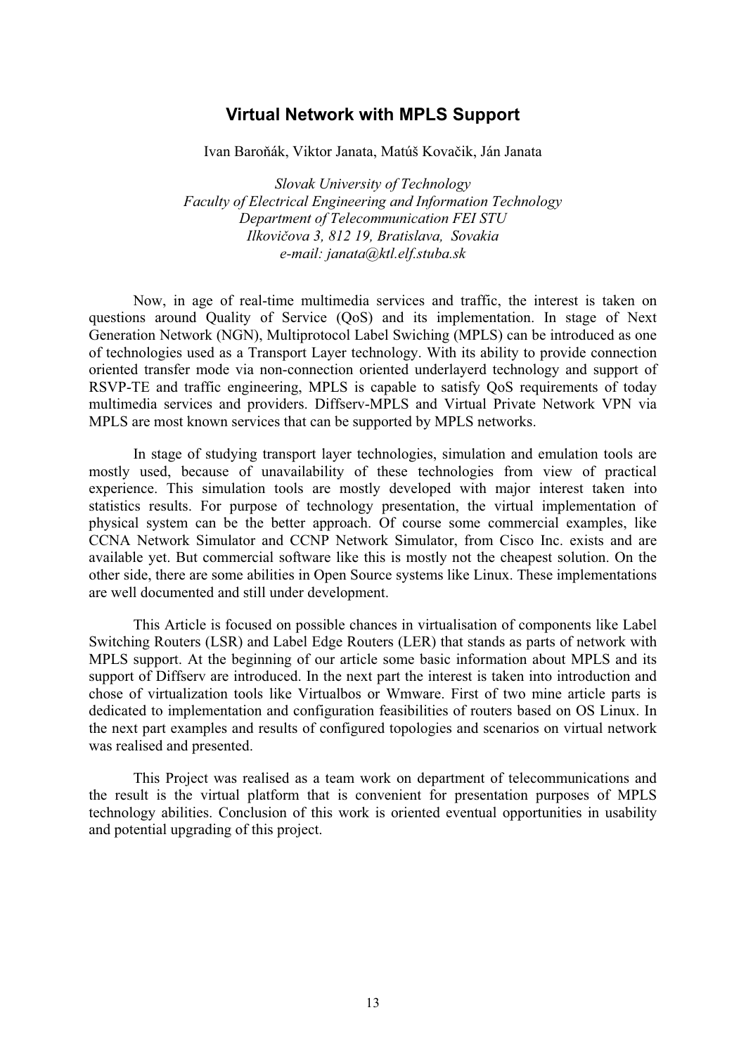## Virtual Network with MPLS Support

Ivan Baroňák, Viktor Janata, Matúš Kovačik, Ján Janata

*Slovak University of Technology*
*Faculty of Electrical Engineering and Information Technology*
*Department of Telecommunication FEI STU*
*Ilkovičova 3, 812 19, Bratislava, Sovakia*
*e-mail: janata@ktl.elf.stuba.sk*

Now, in age of real-time multimedia services and traffic, the interest is taken on questions around Quality of Service (QoS) and its implementation. In stage of Next Generation Network (NGN), Multiprotocol Label Swiching (MPLS) can be introduced as one of technologies used as a Transport Layer technology. With its ability to provide connection oriented transfer mode via non-connection oriented underlayerd technology and support of RSVP-TE and traffic engineering, MPLS is capable to satisfy QoS requirements of today multimedia services and providers. Diffserv-MPLS and Virtual Private Network VPN via MPLS are most known services that can be supported by MPLS networks.

In stage of studying transport layer technologies, simulation and emulation tools are mostly used, because of unavailability of these technologies from view of practical experience. This simulation tools are mostly developed with major interest taken into statistics results. For purpose of technology presentation, the virtual implementation of physical system can be the better approach. Of course some commercial examples, like CCNA Network Simulator and CCNP Network Simulator, from Cisco Inc. exists and are available yet. But commercial software like this is mostly not the cheapest solution. On the other side, there are some abilities in Open Source systems like Linux. These implementations are well documented and still under development.

This Article is focused on possible chances in virtualisation of components like Label Switching Routers (LSR) and Label Edge Routers (LER) that stands as parts of network with MPLS support. At the beginning of our article some basic information about MPLS and its support of Diffserv are introduced. In the next part the interest is taken into introduction and chose of virtualization tools like Virtualbos or Wmware. First of two mine article parts is dedicated to implementation and configuration feasibilities of routers based on OS Linux. In the next part examples and results of configured topologies and scenarios on virtual network was realised and presented.

This Project was realised as a team work on department of telecommunications and the result is the virtual platform that is convenient for presentation purposes of MPLS technology abilities. Conclusion of this work is oriented eventual opportunities in usability and potential upgrading of this project.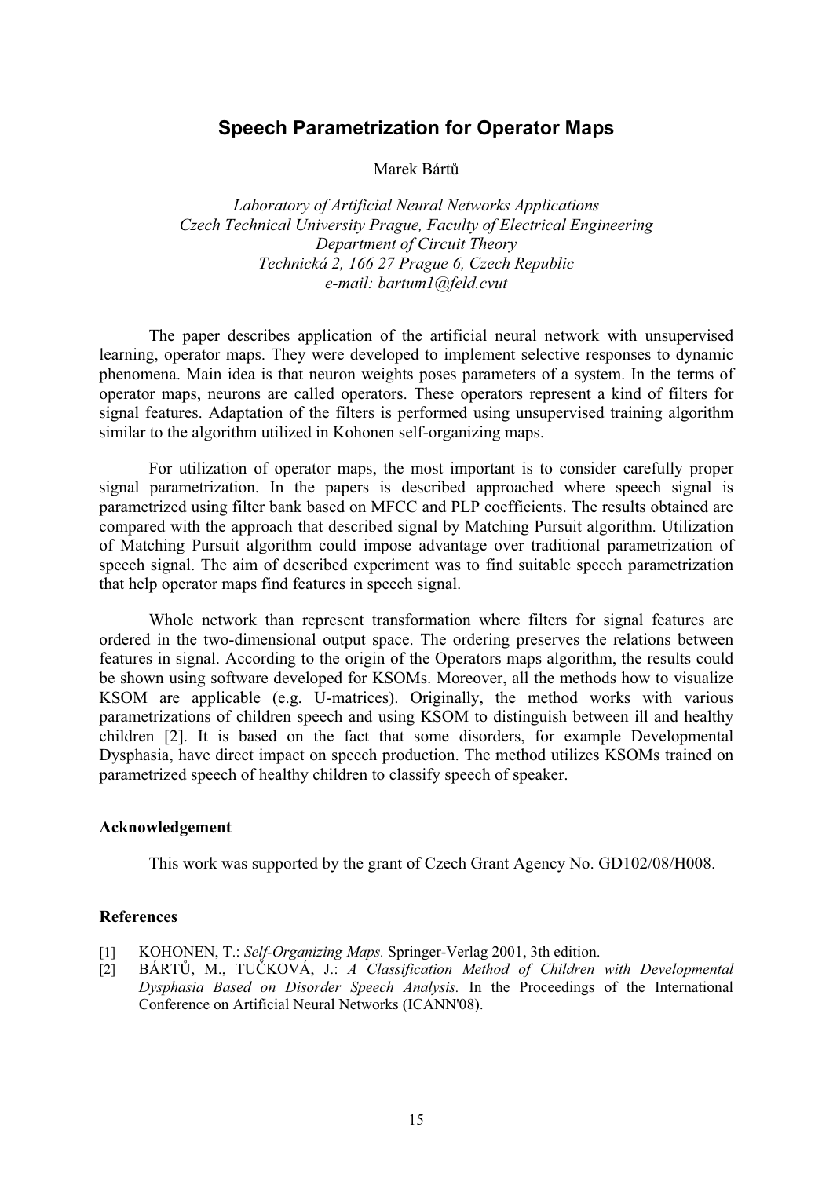# Speech Parametrization for Operator Maps

Marek Bártů

*Laboratory of Artificial Neural Networks Applications*
*Czech Technical University Prague, Faculty of Electrical Engineering*
*Department of Circuit Theory*
*Technická 2, 166 27 Prague 6, Czech Republic*
*e-mail: bartum1@feld.cvut*

The paper describes application of the artificial neural network with unsupervised learning, operator maps. They were developed to implement selective responses to dynamic phenomena. Main idea is that neuron weights poses parameters of a system. In the terms of operator maps, neurons are called operators. These operators represent a kind of filters for signal features. Adaptation of the filters is performed using unsupervised training algorithm similar to the algorithm utilized in Kohonen self-organizing maps.

For utilization of operator maps, the most important is to consider carefully proper signal parametrization. In the papers is described approached where speech signal is parametrized using filter bank based on MFCC and PLP coefficients. The results obtained are compared with the approach that described signal by Matching Pursuit algorithm. Utilization of Matching Pursuit algorithm could impose advantage over traditional parametrization of speech signal. The aim of described experiment was to find suitable speech parametrization that help operator maps find features in speech signal.

Whole network than represent transformation where filters for signal features are ordered in the two-dimensional output space. The ordering preserves the relations between features in signal. According to the origin of the Operators maps algorithm, the results could be shown using software developed for KSOMs. Moreover, all the methods how to visualize KSOM are applicable (e.g. U-matrices). Originally, the method works with various parametrizations of children speech and using KSOM to distinguish between ill and healthy children [2]. It is based on the fact that some disorders, for example Developmental Dysphasia, have direct impact on speech production. The method utilizes KSOMs trained on parametrized speech of healthy children to classify speech of speaker.

### Acknowledgement

This work was supported by the grant of Czech Grant Agency No. GD102/08/H008.

### References

[1] KOHONEN, T.: *Self-Organizing Maps.* Springer-Verlag 2001, 3th edition.

[2] BÁRTŮ, M., TUČKOVÁ, J.: *A Classification Method of Children with Developmental Dysphasia Based on Disorder Speech Analysis.* In the Proceedings of the International Conference on Artificial Neural Networks (ICANN'08).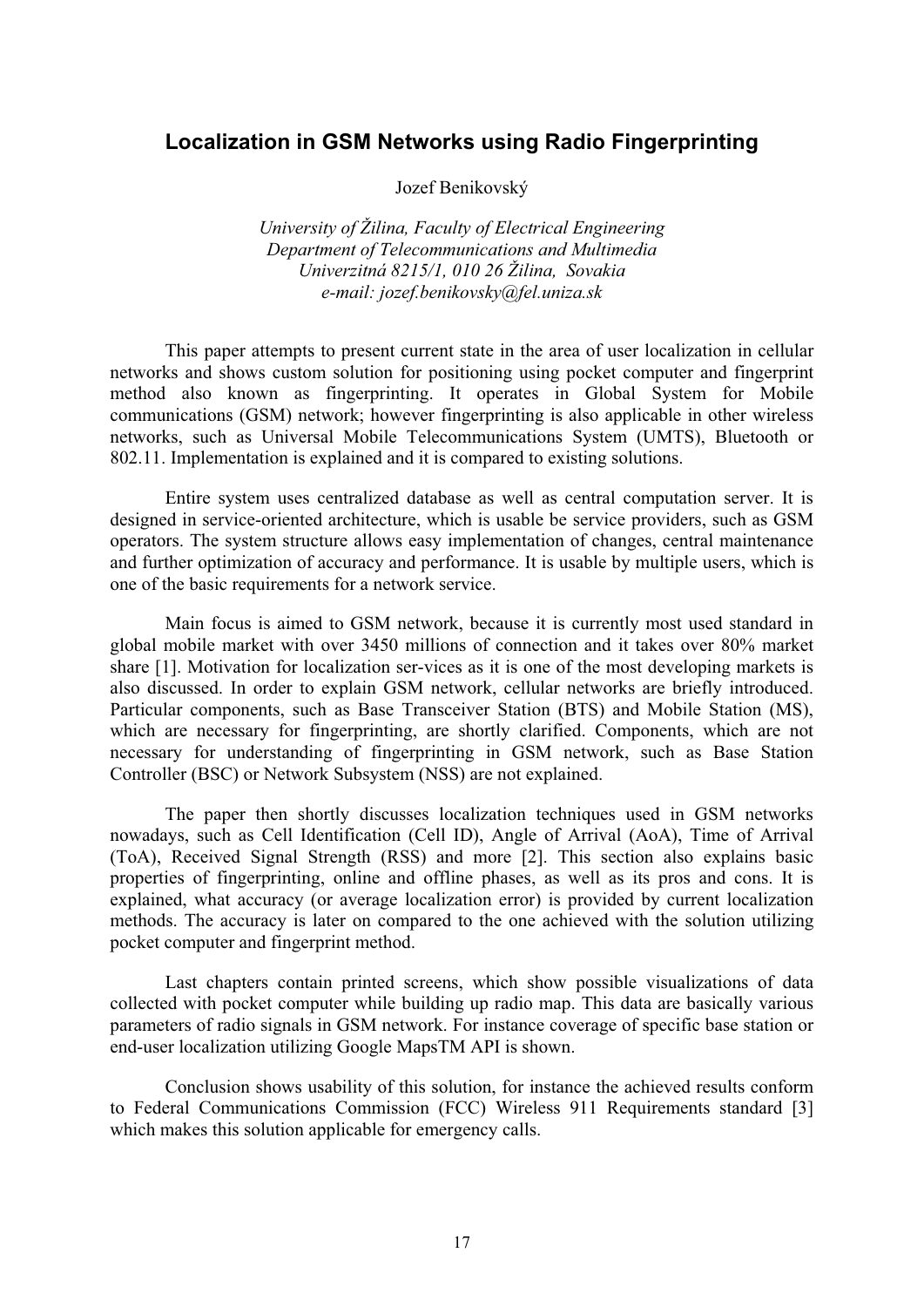# Localization in GSM Networks using Radio Fingerprinting

Jozef Benikovský

*University of Žilina, Faculty of Electrical Engineering*
*Department of Telecommunications and Multimedia*
*Univerzitná 8215/1, 010 26 Žilina, Sovakia*
*e-mail: jozef.benikovsky@fel.uniza.sk*

This paper attempts to present current state in the area of user localization in cellular networks and shows custom solution for positioning using pocket computer and fingerprint method also known as fingerprinting. It operates in Global System for Mobile communications (GSM) network; however fingerprinting is also applicable in other wireless networks, such as Universal Mobile Telecommunications System (UMTS), Bluetooth or 802.11. Implementation is explained and it is compared to existing solutions.

Entire system uses centralized database as well as central computation server. It is designed in service-oriented architecture, which is usable be service providers, such as GSM operators. The system structure allows easy implementation of changes, central maintenance and further optimization of accuracy and performance. It is usable by multiple users, which is one of the basic requirements for a network service.

Main focus is aimed to GSM network, because it is currently most used standard in global mobile market with over 3450 millions of connection and it takes over 80% market share [1]. Motivation for localization ser-vices as it is one of the most developing markets is also discussed. In order to explain GSM network, cellular networks are briefly introduced. Particular components, such as Base Transceiver Station (BTS) and Mobile Station (MS), which are necessary for fingerprinting, are shortly clarified. Components, which are not necessary for understanding of fingerprinting in GSM network, such as Base Station Controller (BSC) or Network Subsystem (NSS) are not explained.

The paper then shortly discusses localization techniques used in GSM networks nowadays, such as Cell Identification (Cell ID), Angle of Arrival (AoA), Time of Arrival (ToA), Received Signal Strength (RSS) and more [2]. This section also explains basic properties of fingerprinting, online and offline phases, as well as its pros and cons. It is explained, what accuracy (or average localization error) is provided by current localization methods. The accuracy is later on compared to the one achieved with the solution utilizing pocket computer and fingerprint method.

Last chapters contain printed screens, which show possible visualizations of data collected with pocket computer while building up radio map. This data are basically various parameters of radio signals in GSM network. For instance coverage of specific base station or end-user localization utilizing Google MapsTM API is shown.

Conclusion shows usability of this solution, for instance the achieved results conform to Federal Communications Commission (FCC) Wireless 911 Requirements standard [3] which makes this solution applicable for emergency calls.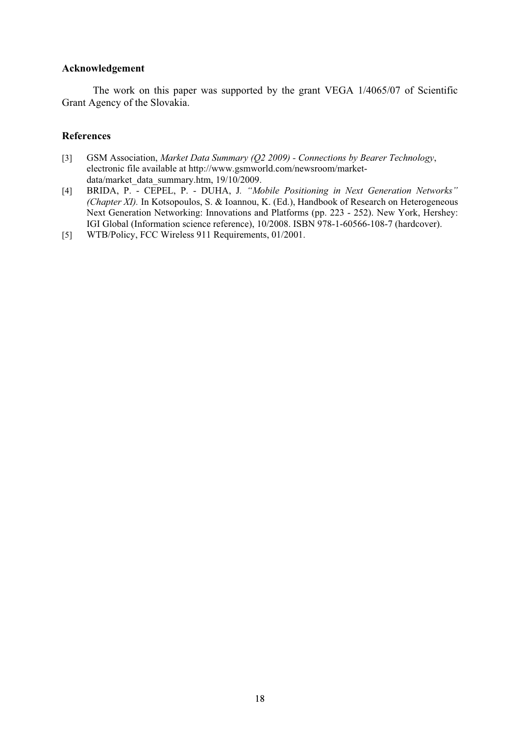### Acknowledgement

The work on this paper was supported by the grant VEGA 1/4065/07 of Scientific Grant Agency of the Slovakia.

### References

[3] GSM Association, *Market Data Summary (Q2 2009) - Connections by Bearer Technology*, electronic file available at http://www.gsmworld.com/newsroom/market-data/market_data_summary.htm, 19/10/2009.

[4] BRIDA, P. - CEPEL, P. - DUHA, J. *"Mobile Positioning in Next Generation Networks" (Chapter XI).* In Kotsopoulos, S. & Ioannou, K. (Ed.), Handbook of Research on Heterogeneous Next Generation Networking: Innovations and Platforms (pp. 223 - 252). New York, Hershey: IGI Global (Information science reference), 10/2008. ISBN 978-1-60566-108-7 (hardcover).

[5] WTB/Policy, FCC Wireless 911 Requirements, 01/2001.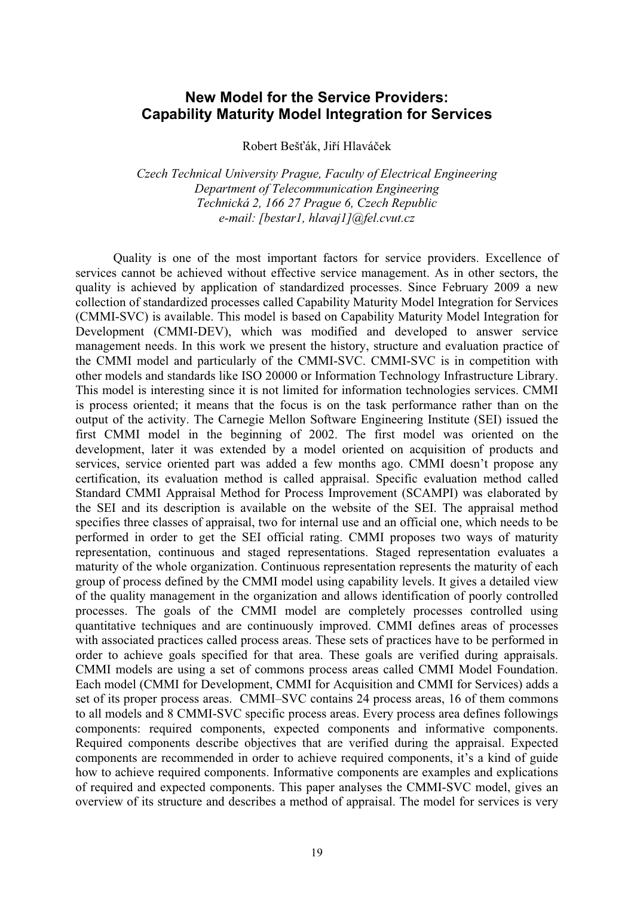# New Model for the Service Providers: Capability Maturity Model Integration for Services

Robert Bešťák, Jiří Hlaváček

*Czech Technical University Prague, Faculty of Electrical Engineering*
*Department of Telecommunication Engineering*
*Technická 2, 166 27 Prague 6, Czech Republic*
*e-mail: [bestar1, hlavaj1]@fel.cvut.cz*

Quality is one of the most important factors for service providers. Excellence of services cannot be achieved without effective service management. As in other sectors, the quality is achieved by application of standardized processes. Since February 2009 a new collection of standardized processes called Capability Maturity Model Integration for Services (CMMI-SVC) is available. This model is based on Capability Maturity Model Integration for Development (CMMI-DEV), which was modified and developed to answer service management needs. In this work we present the history, structure and evaluation practice of the CMMI model and particularly of the CMMI-SVC. CMMI-SVC is in competition with other models and standards like ISO 20000 or Information Technology Infrastructure Library. This model is interesting since it is not limited for information technologies services. CMMI is process oriented; it means that the focus is on the task performance rather than on the output of the activity. The Carnegie Mellon Software Engineering Institute (SEI) issued the first CMMI model in the beginning of 2002. The first model was oriented on the development, later it was extended by a model oriented on acquisition of products and services, service oriented part was added a few months ago. CMMI doesn't propose any certification, its evaluation method is called appraisal. Specific evaluation method called Standard CMMI Appraisal Method for Process Improvement (SCAMPI) was elaborated by the SEI and its description is available on the website of the SEI. The appraisal method specifies three classes of appraisal, two for internal use and an official one, which needs to be performed in order to get the SEI official rating. CMMI proposes two ways of maturity representation, continuous and staged representations. Staged representation evaluates a maturity of the whole organization. Continuous representation represents the maturity of each group of process defined by the CMMI model using capability levels. It gives a detailed view of the quality management in the organization and allows identification of poorly controlled processes. The goals of the CMMI model are completely processes controlled using quantitative techniques and are continuously improved. CMMI defines areas of processes with associated practices called process areas. These sets of practices have to be performed in order to achieve goals specified for that area. These goals are verified during appraisals. CMMI models are using a set of commons process areas called CMMI Model Foundation. Each model (CMMI for Development, CMMI for Acquisition and CMMI for Services) adds a set of its proper process areas. CMMI–SVC contains 24 process areas, 16 of them commons to all models and 8 CMMI-SVC specific process areas. Every process area defines followings components: required components, expected components and informative components. Required components describe objectives that are verified during the appraisal. Expected components are recommended in order to achieve required components, it's a kind of guide how to achieve required components. Informative components are examples and explications of required and expected components. This paper analyses the CMMI-SVC model, gives an overview of its structure and describes a method of appraisal. The model for services is very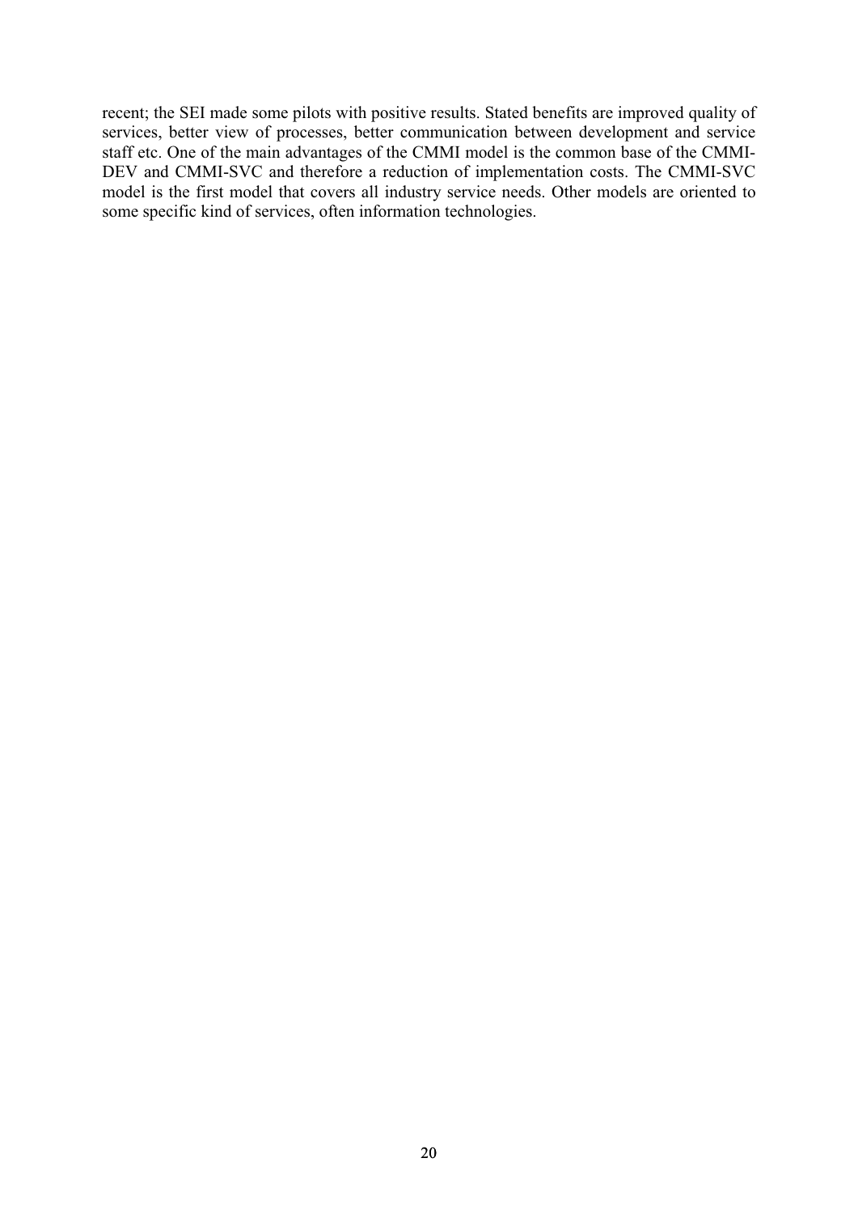recent; the SEI made some pilots with positive results. Stated benefits are improved quality of services, better view of processes, better communication between development and service staff etc. One of the main advantages of the CMMI model is the common base of the CMMI-DEV and CMMI-SVC and therefore a reduction of implementation costs. The CMMI-SVC model is the first model that covers all industry service needs. Other models are oriented to some specific kind of services, often information technologies.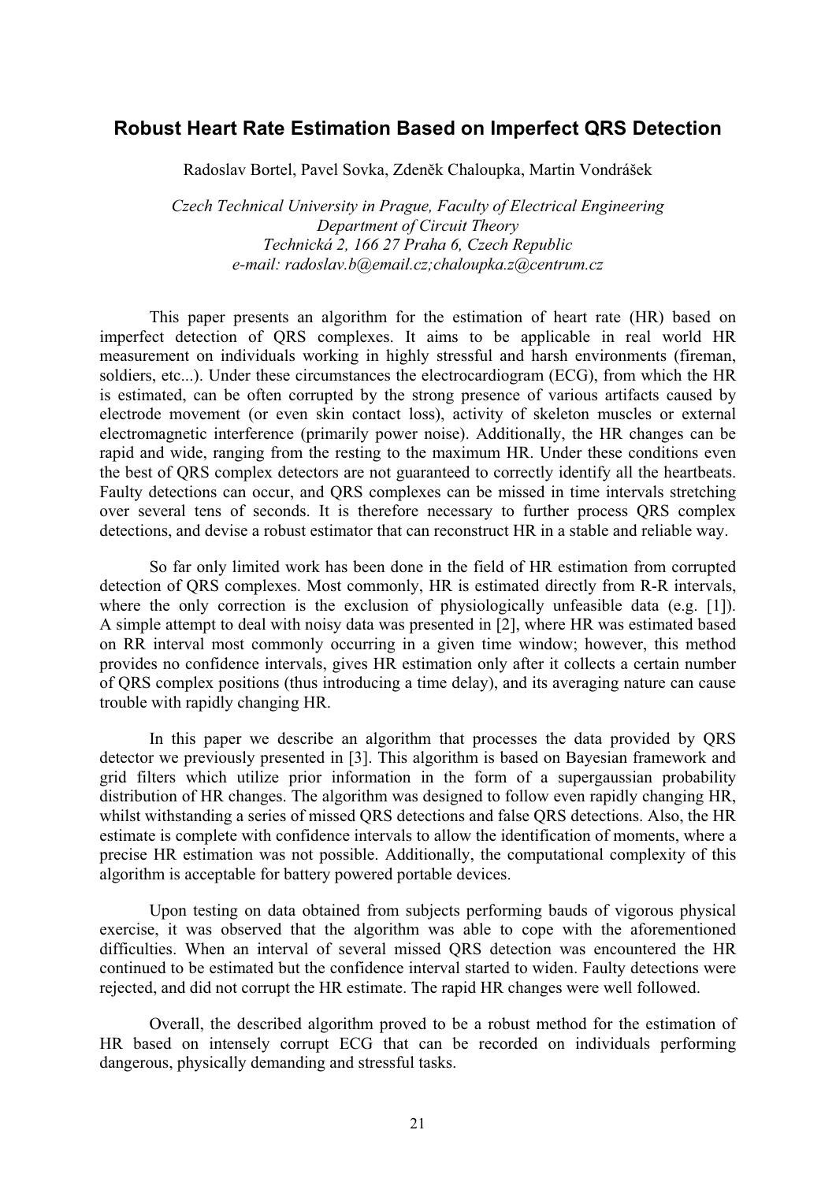# Robust Heart Rate Estimation Based on Imperfect QRS Detection

Radoslav Bortel, Pavel Sovka, Zdeněk Chaloupka, Martin Vondrášek

*Czech Technical University in Prague, Faculty of Electrical Engineering*
*Department of Circuit Theory*
*Technická 2, 166 27 Praha 6, Czech Republic*
*e-mail: radoslav.b@email.cz;chaloupka.z@centrum.cz*

This paper presents an algorithm for the estimation of heart rate (HR) based on imperfect detection of QRS complexes. It aims to be applicable in real world HR measurement on individuals working in highly stressful and harsh environments (fireman, soldiers, etc...). Under these circumstances the electrocardiogram (ECG), from which the HR is estimated, can be often corrupted by the strong presence of various artifacts caused by electrode movement (or even skin contact loss), activity of skeleton muscles or external electromagnetic interference (primarily power noise). Additionally, the HR changes can be rapid and wide, ranging from the resting to the maximum HR. Under these conditions even the best of QRS complex detectors are not guaranteed to correctly identify all the heartbeats. Faulty detections can occur, and QRS complexes can be missed in time intervals stretching over several tens of seconds. It is therefore necessary to further process QRS complex detections, and devise a robust estimator that can reconstruct HR in a stable and reliable way.

So far only limited work has been done in the field of HR estimation from corrupted detection of QRS complexes. Most commonly, HR is estimated directly from R-R intervals, where the only correction is the exclusion of physiologically unfeasible data (e.g. [1]). A simple attempt to deal with noisy data was presented in [2], where HR was estimated based on RR interval most commonly occurring in a given time window; however, this method provides no confidence intervals, gives HR estimation only after it collects a certain number of QRS complex positions (thus introducing a time delay), and its averaging nature can cause trouble with rapidly changing HR.

In this paper we describe an algorithm that processes the data provided by QRS detector we previously presented in [3]. This algorithm is based on Bayesian framework and grid filters which utilize prior information in the form of a supergaussian probability distribution of HR changes. The algorithm was designed to follow even rapidly changing HR, whilst withstanding a series of missed QRS detections and false QRS detections. Also, the HR estimate is complete with confidence intervals to allow the identification of moments, where a precise HR estimation was not possible. Additionally, the computational complexity of this algorithm is acceptable for battery powered portable devices.

Upon testing on data obtained from subjects performing bauds of vigorous physical exercise, it was observed that the algorithm was able to cope with the aforementioned difficulties. When an interval of several missed QRS detection was encountered the HR continued to be estimated but the confidence interval started to widen. Faulty detections were rejected, and did not corrupt the HR estimate. The rapid HR changes were well followed.

Overall, the described algorithm proved to be a robust method for the estimation of HR based on intensely corrupt ECG that can be recorded on individuals performing dangerous, physically demanding and stressful tasks.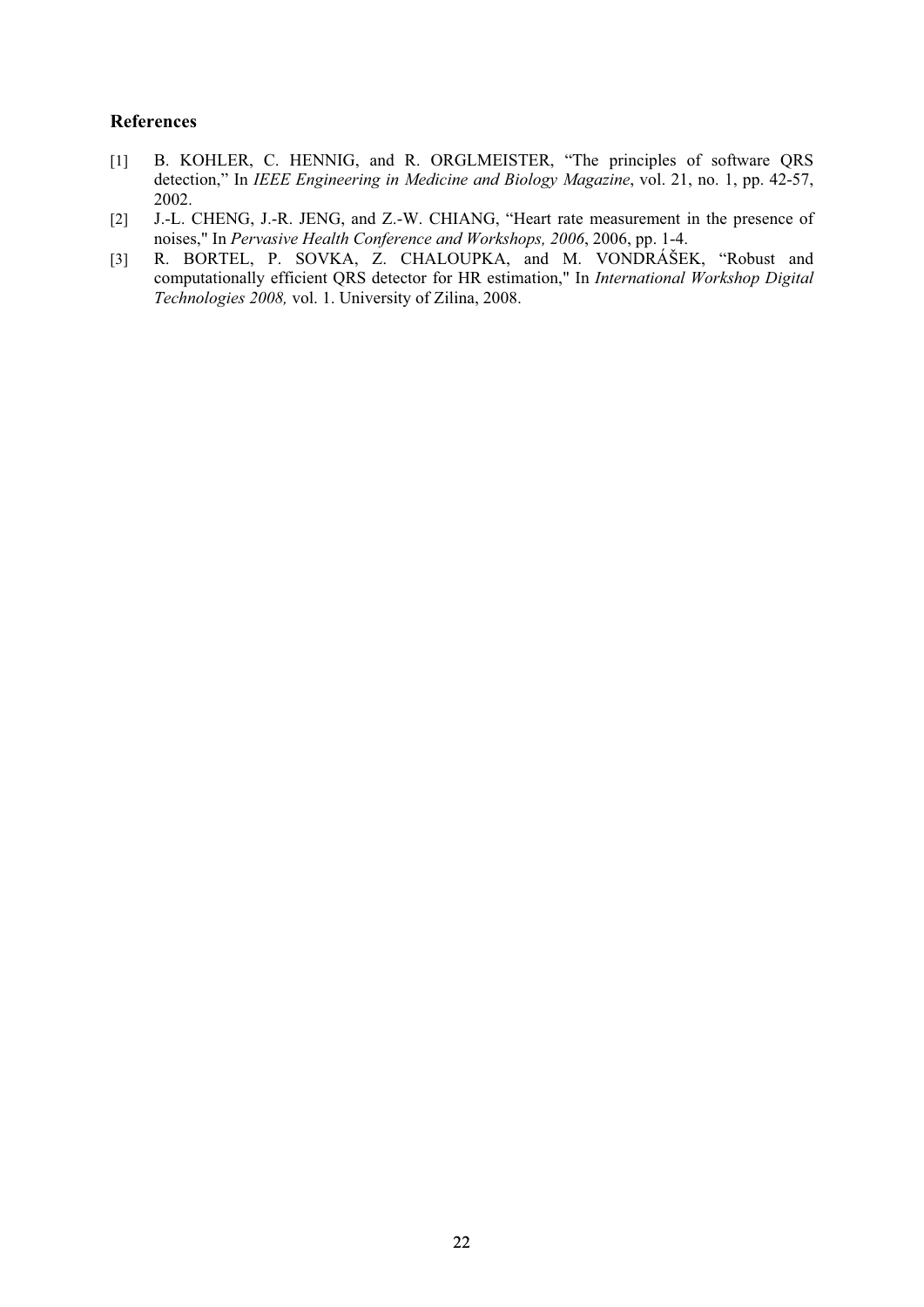## References

[1] B. KOHLER, C. HENNIG, and R. ORGLMEISTER, "The principles of software QRS detection," In *IEEE Engineering in Medicine and Biology Magazine*, vol. 21, no. 1, pp. 42-57, 2002.

[2] J.-L. CHENG, J.-R. JENG, and Z.-W. CHIANG, "Heart rate measurement in the presence of noises," In *Pervasive Health Conference and Workshops, 2006*, 2006, pp. 1-4.

[3] R. BORTEL, P. SOVKA, Z. CHALOUPKA, and M. VONDRÁŠEK, "Robust and computationally efficient QRS detector for HR estimation," In *International Workshop Digital Technologies 2008,* vol. 1. University of Zilina, 2008.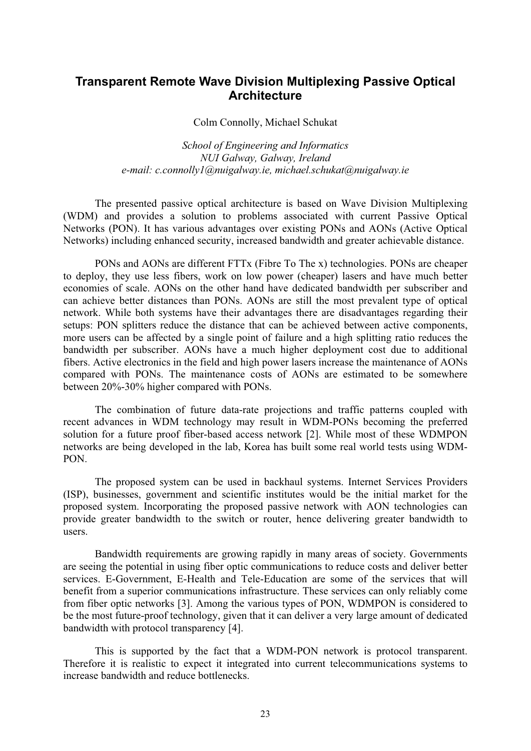# Transparent Remote Wave Division Multiplexing Passive Optical Architecture

Colm Connolly, Michael Schukat

*School of Engineering and Informatics*
*NUI Galway, Galway, Ireland*
*e-mail: c.connolly1@nuigalway.ie, michael.schukat@nuigalway.ie*

The presented passive optical architecture is based on Wave Division Multiplexing (WDM) and provides a solution to problems associated with current Passive Optical Networks (PON). It has various advantages over existing PONs and AONs (Active Optical Networks) including enhanced security, increased bandwidth and greater achievable distance.

PONs and AONs are different FTTx (Fibre To The x) technologies. PONs are cheaper to deploy, they use less fibers, work on low power (cheaper) lasers and have much better economies of scale. AONs on the other hand have dedicated bandwidth per subscriber and can achieve better distances than PONs. AONs are still the most prevalent type of optical network. While both systems have their advantages there are disadvantages regarding their setups: PON splitters reduce the distance that can be achieved between active components, more users can be affected by a single point of failure and a high splitting ratio reduces the bandwidth per subscriber. AONs have a much higher deployment cost due to additional fibers. Active electronics in the field and high power lasers increase the maintenance of AONs compared with PONs. The maintenance costs of AONs are estimated to be somewhere between 20%-30% higher compared with PONs.

The combination of future data-rate projections and traffic patterns coupled with recent advances in WDM technology may result in WDM-PONs becoming the preferred solution for a future proof fiber-based access network [2]. While most of these WDMPON networks are being developed in the lab, Korea has built some real world tests using WDM-PON.

The proposed system can be used in backhaul systems. Internet Services Providers (ISP), businesses, government and scientific institutes would be the initial market for the proposed system. Incorporating the proposed passive network with AON technologies can provide greater bandwidth to the switch or router, hence delivering greater bandwidth to users.

Bandwidth requirements are growing rapidly in many areas of society. Governments are seeing the potential in using fiber optic communications to reduce costs and deliver better services. E-Government, E-Health and Tele-Education are some of the services that will benefit from a superior communications infrastructure. These services can only reliably come from fiber optic networks [3]. Among the various types of PON, WDMPON is considered to be the most future-proof technology, given that it can deliver a very large amount of dedicated bandwidth with protocol transparency [4].

This is supported by the fact that a WDM-PON network is protocol transparent. Therefore it is realistic to expect it integrated into current telecommunications systems to increase bandwidth and reduce bottlenecks.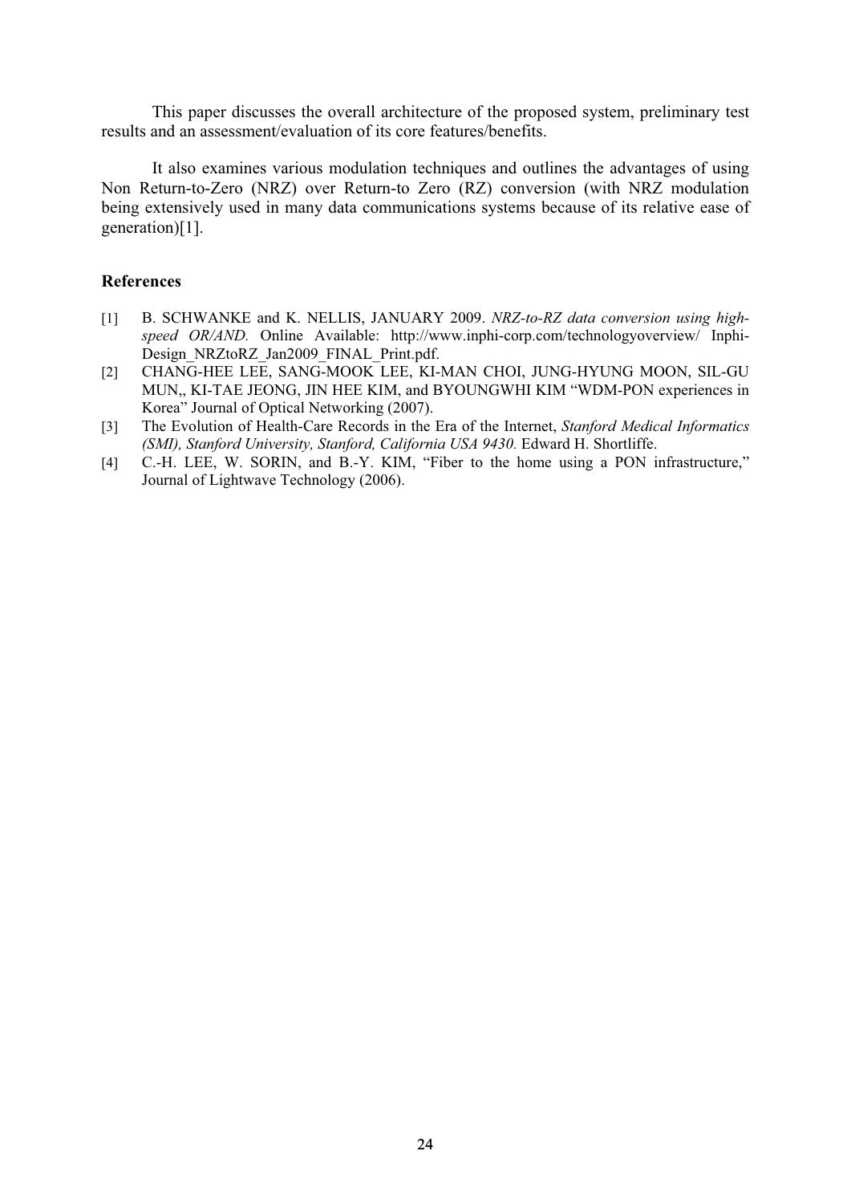This paper discusses the overall architecture of the proposed system, preliminary test results and an assessment/evaluation of its core features/benefits.

It also examines various modulation techniques and outlines the advantages of using Non Return-to-Zero (NRZ) over Return-to Zero (RZ) conversion (with NRZ modulation being extensively used in many data communications systems because of its relative ease of generation)[1].

**References**

[1] B. SCHWANKE and K. NELLIS, JANUARY 2009. *NRZ-to-RZ data conversion using high-speed OR/AND.* Online Available: http://www.inphi-corp.com/technologyoverview/ Inphi-Design_NRZtoRZ_Jan2009_FINAL_Print.pdf.

[2] CHANG-HEE LEE, SANG-MOOK LEE, KI-MAN CHOI, JUNG-HYUNG MOON, SIL-GU MUN,, KI-TAE JEONG, JIN HEE KIM, and BYOUNGWHI KIM "WDM-PON experiences in Korea" Journal of Optical Networking (2007).

[3] The Evolution of Health-Care Records in the Era of the Internet, *Stanford Medical Informatics (SMI), Stanford University, Stanford, California USA 9430.* Edward H. Shortliffe.

[4] C.-H. LEE, W. SORIN, and B.-Y. KIM, "Fiber to the home using a PON infrastructure," Journal of Lightwave Technology (2006).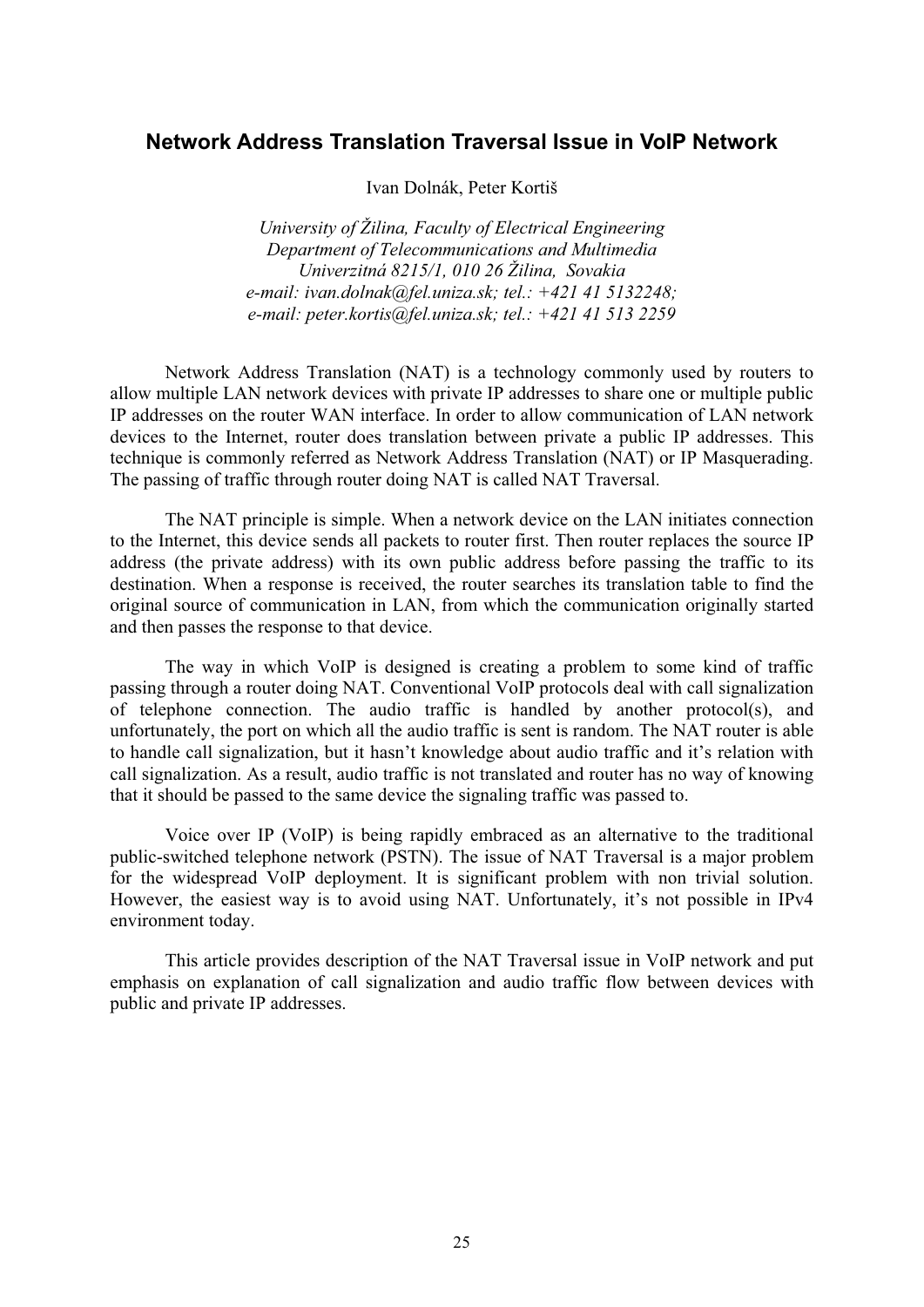# Network Address Translation Traversal Issue in VoIP Network

Ivan Dolnák, Peter Kortiš

*University of Žilina, Faculty of Electrical Engineering*
*Department of Telecommunications and Multimedia*
*Univerzitná 8215/1, 010 26 Žilina, Sovakia*
*e-mail: ivan.dolnak@fel.uniza.sk; tel.: +421 41 5132248;*
*e-mail: peter.kortis@fel.uniza.sk; tel.: +421 41 513 2259*

Network Address Translation (NAT) is a technology commonly used by routers to allow multiple LAN network devices with private IP addresses to share one or multiple public IP addresses on the router WAN interface. In order to allow communication of LAN network devices to the Internet, router does translation between private a public IP addresses. This technique is commonly referred as Network Address Translation (NAT) or IP Masquerading. The passing of traffic through router doing NAT is called NAT Traversal.

The NAT principle is simple. When a network device on the LAN initiates connection to the Internet, this device sends all packets to router first. Then router replaces the source IP address (the private address) with its own public address before passing the traffic to its destination. When a response is received, the router searches its translation table to find the original source of communication in LAN, from which the communication originally started and then passes the response to that device.

The way in which VoIP is designed is creating a problem to some kind of traffic passing through a router doing NAT. Conventional VoIP protocols deal with call signalization of telephone connection. The audio traffic is handled by another protocol(s), and unfortunately, the port on which all the audio traffic is sent is random. The NAT router is able to handle call signalization, but it hasn't knowledge about audio traffic and it's relation with call signalization. As a result, audio traffic is not translated and router has no way of knowing that it should be passed to the same device the signaling traffic was passed to.

Voice over IP (VoIP) is being rapidly embraced as an alternative to the traditional public-switched telephone network (PSTN). The issue of NAT Traversal is a major problem for the widespread VoIP deployment. It is significant problem with non trivial solution. However, the easiest way is to avoid using NAT. Unfortunately, it's not possible in IPv4 environment today.

This article provides description of the NAT Traversal issue in VoIP network and put emphasis on explanation of call signalization and audio traffic flow between devices with public and private IP addresses.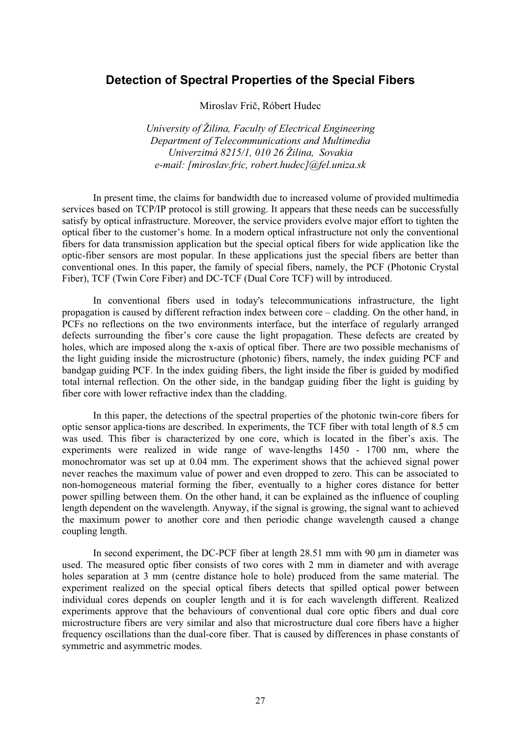# Detection of Spectral Properties of the Special Fibers

Miroslav Frič, Róbert Hudec

*University of Žilina, Faculty of Electrical Engineering*
*Department of Telecommunications and Multimedia*
*Univerzitná 8215/1, 010 26 Žilina, Sovakia*
*e-mail: [miroslav.fric, robert.hudec]@fel.uniza.sk*

In present time, the claims for bandwidth due to increased volume of provided multimedia services based on TCP/IP protocol is still growing. It appears that these needs can be successfully satisfy by optical infrastructure. Moreover, the service providers evolve major effort to tighten the optical fiber to the customer's home. In a modern optical infrastructure not only the conventional fibers for data transmission application but the special optical fibers for wide application like the optic-fiber sensors are most popular. In these applications just the special fibers are better than conventional ones. In this paper, the family of special fibers, namely, the PCF (Photonic Crystal Fiber), TCF (Twin Core Fiber) and DC-TCF (Dual Core TCF) will by introduced.

In conventional fibers used in today's telecommunications infrastructure, the light propagation is caused by different refraction index between core – cladding. On the other hand, in PCFs no reflections on the two environments interface, but the interface of regularly arranged defects surrounding the fiber's core cause the light propagation. These defects are created by holes, which are imposed along the x-axis of optical fiber. There are two possible mechanisms of the light guiding inside the microstructure (photonic) fibers, namely, the index guiding PCF and bandgap guiding PCF. In the index guiding fibers, the light inside the fiber is guided by modified total internal reflection. On the other side, in the bandgap guiding fiber the light is guiding by fiber core with lower refractive index than the cladding.

In this paper, the detections of the spectral properties of the photonic twin-core fibers for optic sensor applica-tions are described. In experiments, the TCF fiber with total length of 8.5 cm was used. This fiber is characterized by one core, which is located in the fiber's axis. The experiments were realized in wide range of wave-lengths 1450 - 1700 nm, where the monochromator was set up at 0.04 mm. The experiment shows that the achieved signal power never reaches the maximum value of power and even dropped to zero. This can be associated to non-homogeneous material forming the fiber, eventually to a higher cores distance for better power spilling between them. On the other hand, it can be explained as the influence of coupling length dependent on the wavelength. Anyway, if the signal is growing, the signal want to achieved the maximum power to another core and then periodic change wavelength caused a change coupling length.

In second experiment, the DC-PCF fiber at length 28.51 mm with 90 μm in diameter was used. The measured optic fiber consists of two cores with 2 mm in diameter and with average holes separation at 3 mm (centre distance hole to hole) produced from the same material. The experiment realized on the special optical fibers detects that spilled optical power between individual cores depends on coupler length and it is for each wavelength different. Realized experiments approve that the behaviours of conventional dual core optic fibers and dual core microstructure fibers are very similar and also that microstructure dual core fibers have a higher frequency oscillations than the dual-core fiber. That is caused by differences in phase constants of symmetric and asymmetric modes.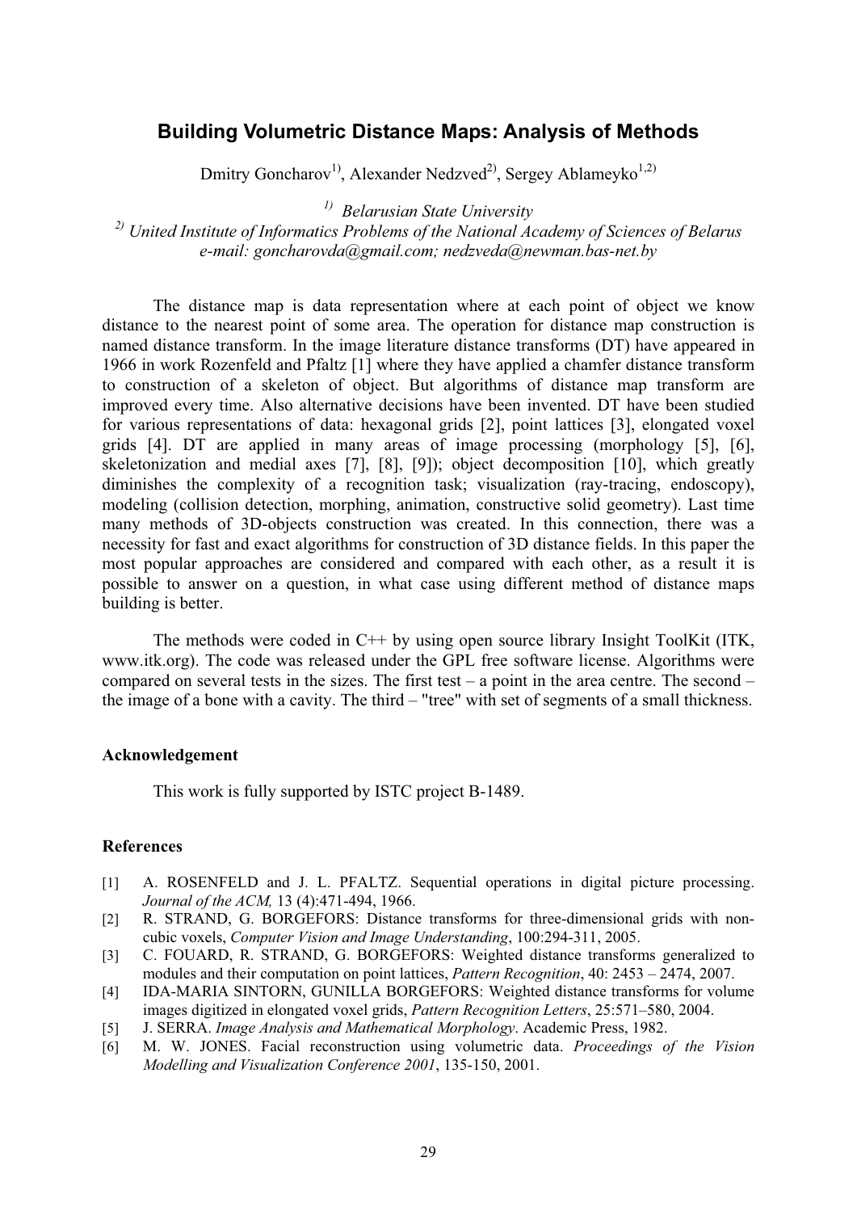# Building Volumetric Distance Maps: Analysis of Methods

Dmitry Goncharov[1)], Alexander Nedzved[2)], Sergey Ablameyko[1,2)]

[1)] *Belarusian State University*

[2)] *United Institute of Informatics Problems of the National Academy of Sciences of Belarus*

*e-mail: goncharovda@gmail.com; nedzveda@newman.bas-net.by*

The distance map is data representation where at each point of object we know distance to the nearest point of some area. The operation for distance map construction is named distance transform. In the image literature distance transforms (DT) have appeared in 1966 in work Rozenfeld and Pfaltz [1] where they have applied a chamfer distance transform to construction of a skeleton of object. But algorithms of distance map transform are improved every time. Also alternative decisions have been invented. DT have been studied for various representations of data: hexagonal grids [2], point lattices [3], elongated voxel grids [4]. DT are applied in many areas of image processing (morphology [5], [6], skeletonization and medial axes [7], [8], [9]); object decomposition [10], which greatly diminishes the complexity of a recognition task; visualization (ray-tracing, endoscopy), modeling (collision detection, morphing, animation, constructive solid geometry). Last time many methods of 3D-objects construction was created. In this connection, there was a necessity for fast and exact algorithms for construction of 3D distance fields. In this paper the most popular approaches are considered and compared with each other, as a result it is possible to answer on a question, in what case using different method of distance maps building is better.

The methods were coded in C++ by using open source library Insight ToolKit (ITK, www.itk.org). The code was released under the GPL free software license. Algorithms were compared on several tests in the sizes. The first test – a point in the area centre. The second – the image of a bone with a cavity. The third – "tree" with set of segments of a small thickness.

### Acknowledgement

This work is fully supported by ISTC project B-1489.

### References

[1] A. ROSENFELD and J. L. PFALTZ. Sequential operations in digital picture processing. *Journal of the ACM,* 13 (4):471-494, 1966.

[2] R. STRAND, G. BORGEFORS: Distance transforms for three-dimensional grids with non-cubic voxels, *Computer Vision and Image Understanding*, 100:294-311, 2005.

[3] C. FOUARD, R. STRAND, G. BORGEFORS: Weighted distance transforms generalized to modules and their computation on point lattices, *Pattern Recognition*, 40: 2453 – 2474, 2007.

[4] IDA-MARIA SINTORN, GUNILLA BORGEFORS: Weighted distance transforms for volume images digitized in elongated voxel grids, *Pattern Recognition Letters*, 25:571–580, 2004.

[5] J. SERRA. *Image Analysis and Mathematical Morphology*. Academic Press, 1982.

[6] M. W. JONES. Facial reconstruction using volumetric data. *Proceedings of the Vision Modelling and Visualization Conference 2001*, 135-150, 2001.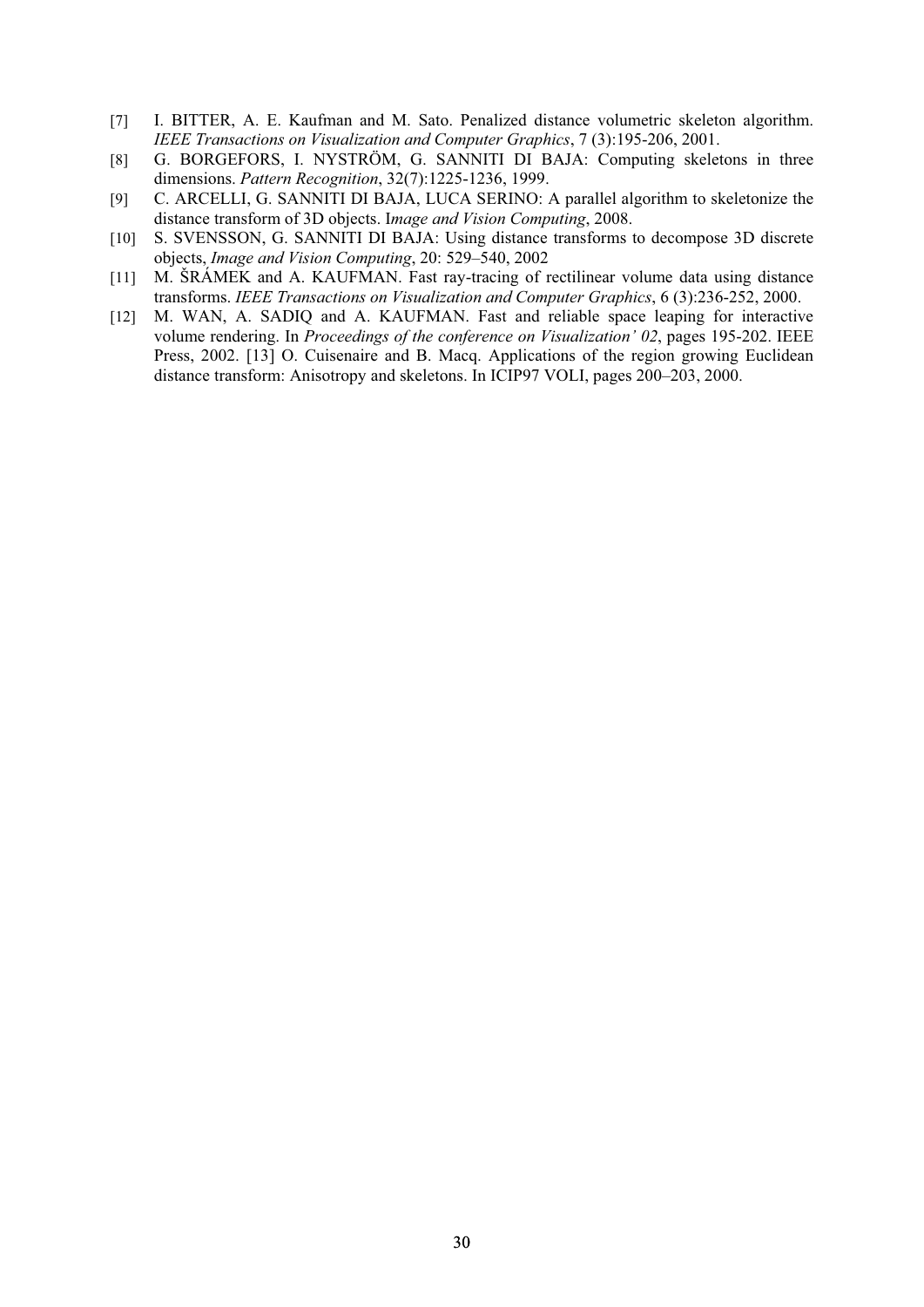[7] I. BITTER, A. E. Kaufman and M. Sato. Penalized distance volumetric skeleton algorithm. *IEEE Transactions on Visualization and Computer Graphics*, 7 (3):195-206, 2001.

[8] G. BORGEFORS, I. NYSTRÖM, G. SANNITI DI BAJA: Computing skeletons in three dimensions. *Pattern Recognition*, 32(7):1225-1236, 1999.

[9] C. ARCELLI, G. SANNITI DI BAJA, LUCA SERINO: A parallel algorithm to skeletonize the distance transform of 3D objects. I*mage and Vision Computing*, 2008.

[10] S. SVENSSON, G. SANNITI DI BAJA: Using distance transforms to decompose 3D discrete objects, *Image and Vision Computing*, 20: 529–540, 2002

[11] M. ŠRÁMEK and A. KAUFMAN. Fast ray-tracing of rectilinear volume data using distance transforms. *IEEE Transactions on Visualization and Computer Graphics*, 6 (3):236-252, 2000.

[12] M. WAN, A. SADIQ and A. KAUFMAN. Fast and reliable space leaping for interactive volume rendering. In *Proceedings of the conference on Visualization' 02*, pages 195-202. IEEE Press, 2002. [13] O. Cuisenaire and B. Macq. Applications of the region growing Euclidean distance transform: Anisotropy and skeletons. In ICIP97 VOLI, pages 200–203, 2000.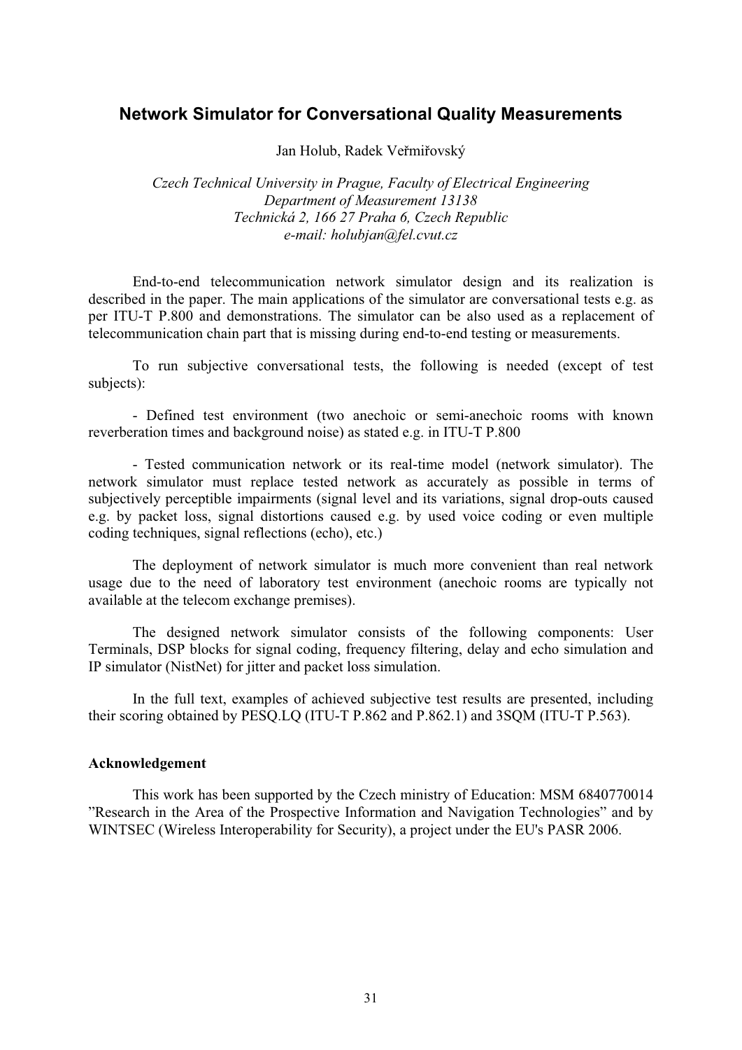# Network Simulator for Conversational Quality Measurements

Jan Holub, Radek Veřmiřovský

*Czech Technical University in Prague, Faculty of Electrical Engineering*
*Department of Measurement 13138*
*Technická 2, 166 27 Praha 6, Czech Republic*
*e-mail: holubjan@fel.cvut.cz*

End-to-end telecommunication network simulator design and its realization is described in the paper. The main applications of the simulator are conversational tests e.g. as per ITU-T P.800 and demonstrations. The simulator can be also used as a replacement of telecommunication chain part that is missing during end-to-end testing or measurements.

To run subjective conversational tests, the following is needed (except of test subjects):

- Defined test environment (two anechoic or semi-anechoic rooms with known reverberation times and background noise) as stated e.g. in ITU-T P.800

- Tested communication network or its real-time model (network simulator). The network simulator must replace tested network as accurately as possible in terms of subjectively perceptible impairments (signal level and its variations, signal drop-outs caused e.g. by packet loss, signal distortions caused e.g. by used voice coding or even multiple coding techniques, signal reflections (echo), etc.)

The deployment of network simulator is much more convenient than real network usage due to the need of laboratory test environment (anechoic rooms are typically not available at the telecom exchange premises).

The designed network simulator consists of the following components: User Terminals, DSP blocks for signal coding, frequency filtering, delay and echo simulation and IP simulator (NistNet) for jitter and packet loss simulation.

In the full text, examples of achieved subjective test results are presented, including their scoring obtained by PESQ.LQ (ITU-T P.862 and P.862.1) and 3SQM (ITU-T P.563).

#### Acknowledgement

This work has been supported by the Czech ministry of Education: MSM 6840770014 ”Research in the Area of the Prospective Information and Navigation Technologies” and by WINTSEC (Wireless Interoperability for Security), a project under the EU's PASR 2006.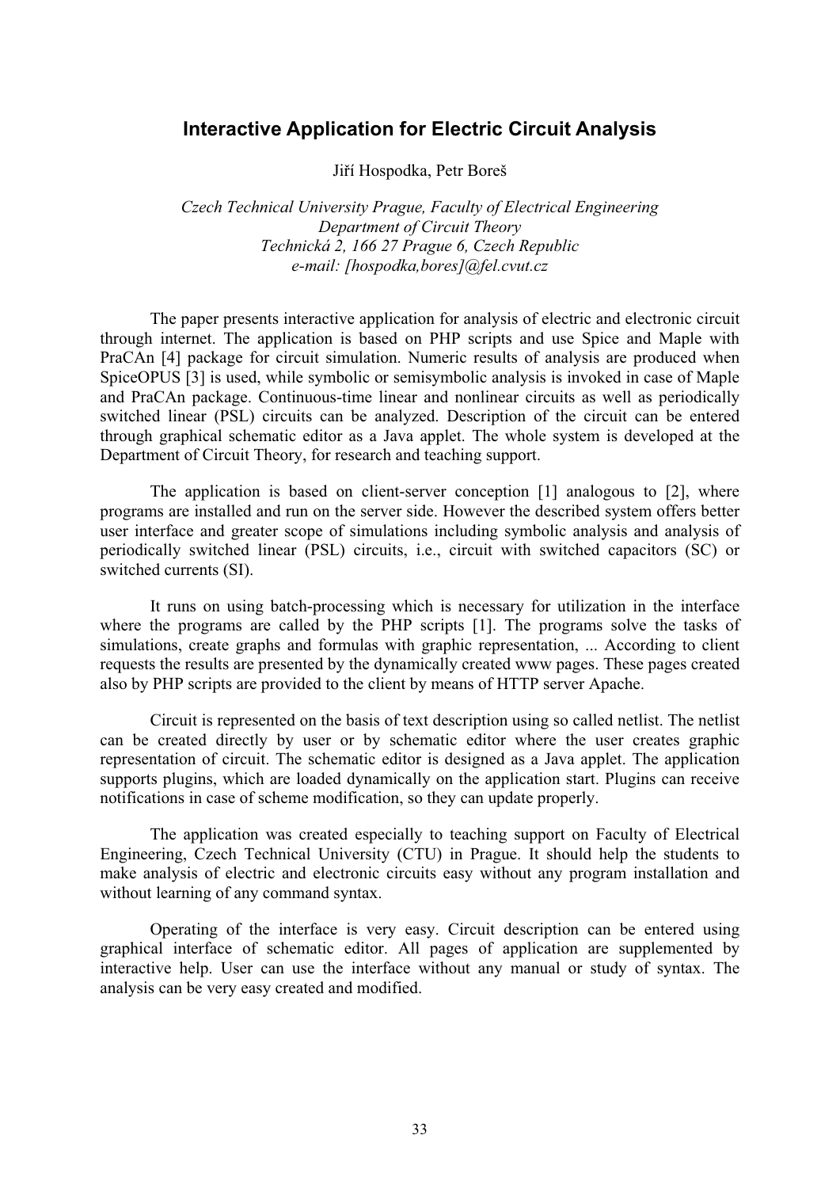## Interactive Application for Electric Circuit Analysis

Jiří Hospodka, Petr Boreš

*Czech Technical University Prague, Faculty of Electrical Engineering*
*Department of Circuit Theory*
*Technická 2, 166 27 Prague 6, Czech Republic*
*e-mail: [hospodka,bores]@fel.cvut.cz*

The paper presents interactive application for analysis of electric and electronic circuit through internet. The application is based on PHP scripts and use Spice and Maple with PraCAn [4] package for circuit simulation. Numeric results of analysis are produced when SpiceOPUS [3] is used, while symbolic or semisymbolic analysis is invoked in case of Maple and PraCAn package. Continuous-time linear and nonlinear circuits as well as periodically switched linear (PSL) circuits can be analyzed. Description of the circuit can be entered through graphical schematic editor as a Java applet. The whole system is developed at the Department of Circuit Theory, for research and teaching support.

The application is based on client-server conception [1] analogous to [2], where programs are installed and run on the server side. However the described system offers better user interface and greater scope of simulations including symbolic analysis and analysis of periodically switched linear (PSL) circuits, i.e., circuit with switched capacitors (SC) or switched currents (SI).

It runs on using batch-processing which is necessary for utilization in the interface where the programs are called by the PHP scripts [1]. The programs solve the tasks of simulations, create graphs and formulas with graphic representation, ... According to client requests the results are presented by the dynamically created www pages. These pages created also by PHP scripts are provided to the client by means of HTTP server Apache.

Circuit is represented on the basis of text description using so called netlist. The netlist can be created directly by user or by schematic editor where the user creates graphic representation of circuit. The schematic editor is designed as a Java applet. The application supports plugins, which are loaded dynamically on the application start. Plugins can receive notifications in case of scheme modification, so they can update properly.

The application was created especially to teaching support on Faculty of Electrical Engineering, Czech Technical University (CTU) in Prague. It should help the students to make analysis of electric and electronic circuits easy without any program installation and without learning of any command syntax.

Operating of the interface is very easy. Circuit description can be entered using graphical interface of schematic editor. All pages of application are supplemented by interactive help. User can use the interface without any manual or study of syntax. The analysis can be very easy created and modified.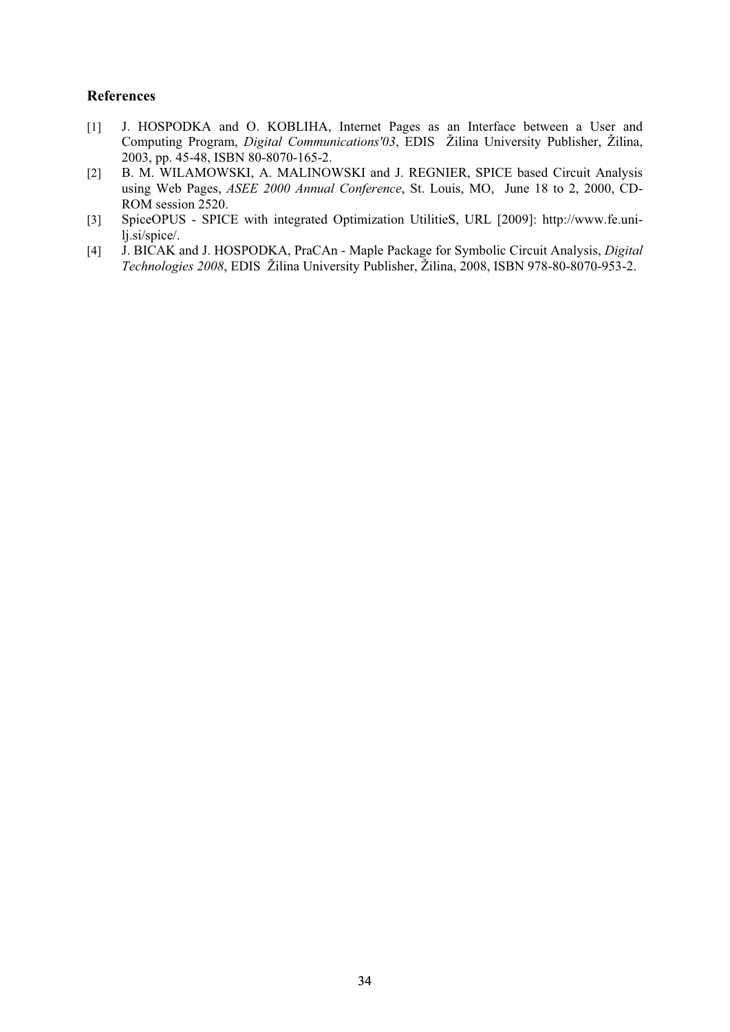### References

[1] J. HOSPODKA and O. KOBLIHA, Internet Pages as an Interface between a User and Computing Program, *Digital Communications'03*, EDIS Žilina University Publisher, Žilina, 2003, pp. 45-48, ISBN 80-8070-165-2.

[2] B. M. WILAMOWSKI, A. MALINOWSKI and J. REGNIER, SPICE based Circuit Analysis using Web Pages, *ASEE 2000 Annual Conference*, St. Louis, MO, June 18 to 2, 2000, CD-ROM session 2520.

[3] SpiceOPUS - SPICE with integrated Optimization UtilitieS, URL [2009]: http://www.fe.uni-lj.si/spice/.

[4] J. BICAK and J. HOSPODKA, PraCAn - Maple Package for Symbolic Circuit Analysis, *Digital Technologies 2008*, EDIS Žilina University Publisher, Žilina, 2008, ISBN 978-80-8070-953-2.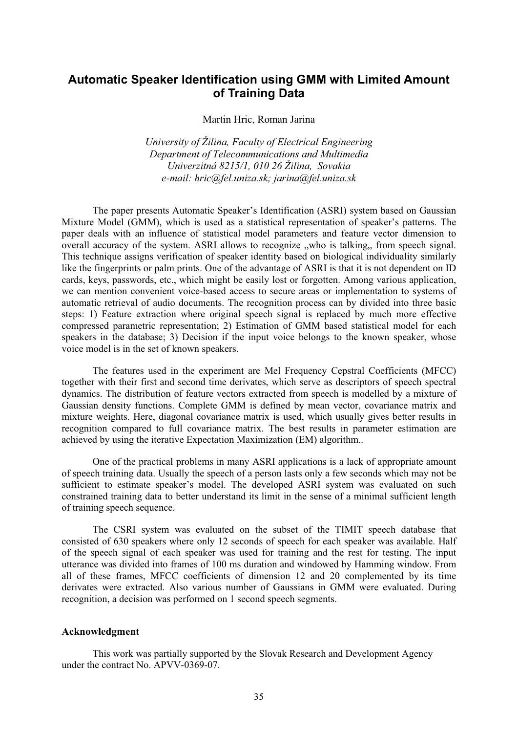# Automatic Speaker Identification using GMM with Limited Amount of Training Data

Martin Hric, Roman Jarina

*University of Žilina, Faculty of Electrical Engineering*
*Department of Telecommunications and Multimedia*
*Univerzitná 8215/1, 010 26 Žilina, Sovakia*
*e-mail: hric@fel.uniza.sk; jarina@fel.uniza.sk*

The paper presents Automatic Speaker's Identification (ASRI) system based on Gaussian Mixture Model (GMM), which is used as a statistical representation of speaker's patterns. The paper deals with an influence of statistical model parameters and feature vector dimension to overall accuracy of the system. ASRI allows to recognize „who is talking„ from speech signal. This technique assigns verification of speaker identity based on biological individuality similarly like the fingerprints or palm prints. One of the advantage of ASRI is that it is not dependent on ID cards, keys, passwords, etc., which might be easily lost or forgotten. Among various application, we can mention convenient voice-based access to secure areas or implementation to systems of automatic retrieval of audio documents. The recognition process can by divided into three basic steps: 1) Feature extraction where original speech signal is replaced by much more effective compressed parametric representation; 2) Estimation of GMM based statistical model for each speakers in the database; 3) Decision if the input voice belongs to the known speaker, whose voice model is in the set of known speakers.

The features used in the experiment are Mel Frequency Cepstral Coefficients (MFCC) together with their first and second time derivates, which serve as descriptors of speech spectral dynamics. The distribution of feature vectors extracted from speech is modelled by a mixture of Gaussian density functions. Complete GMM is defined by mean vector, covariance matrix and mixture weights. Here, diagonal covariance matrix is used, which usually gives better results in recognition compared to full covariance matrix. The best results in parameter estimation are achieved by using the iterative Expectation Maximization (EM) algorithm..

One of the practical problems in many ASRI applications is a lack of appropriate amount of speech training data. Usually the speech of a person lasts only a few seconds which may not be sufficient to estimate speaker's model. The developed ASRI system was evaluated on such constrained training data to better understand its limit in the sense of a minimal sufficient length of training speech sequence.

The CSRI system was evaluated on the subset of the TIMIT speech database that consisted of 630 speakers where only 12 seconds of speech for each speaker was available. Half of the speech signal of each speaker was used for training and the rest for testing. The input utterance was divided into frames of 100 ms duration and windowed by Hamming window. From all of these frames, MFCC coefficients of dimension 12 and 20 complemented by its time derivates were extracted. Also various number of Gaussians in GMM were evaluated. During recognition, a decision was performed on 1 second speech segments.

### Acknowledgment

This work was partially supported by the Slovak Research and Development Agency under the contract No. APVV-0369-07.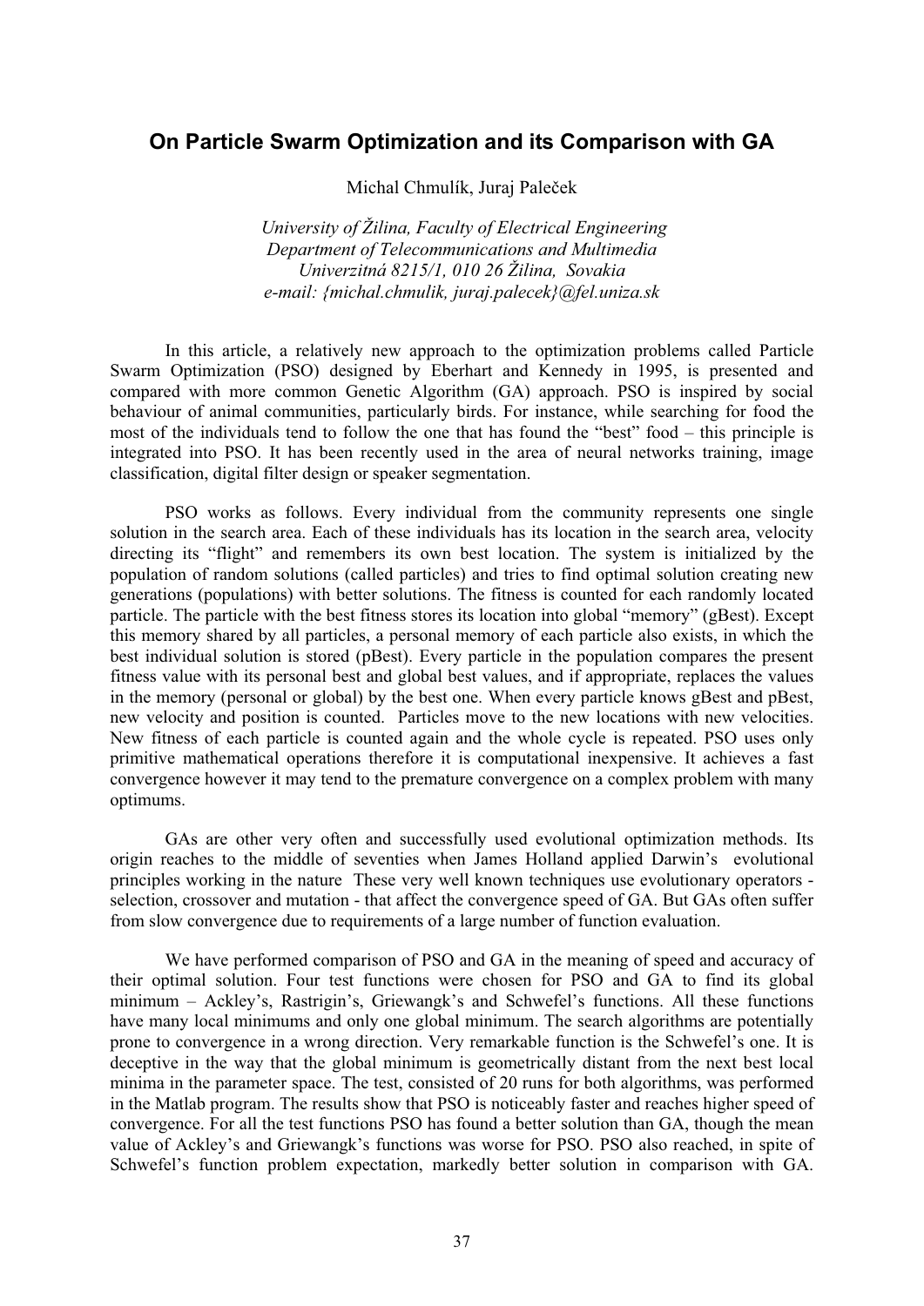## On Particle Swarm Optimization and its Comparison with GA

Michal Chmulík, Juraj Paleček

*University of Žilina, Faculty of Electrical Engineering*
*Department of Telecommunications and Multimedia*
*Univerzitná 8215/1, 010 26 Žilina, Sovakia*
*e-mail: {michal.chmulik, juraj.palecek}@fel.uniza.sk*

In this article, a relatively new approach to the optimization problems called Particle Swarm Optimization (PSO) designed by Eberhart and Kennedy in 1995, is presented and compared with more common Genetic Algorithm (GA) approach. PSO is inspired by social behaviour of animal communities, particularly birds. For instance, while searching for food the most of the individuals tend to follow the one that has found the "best" food – this principle is integrated into PSO. It has been recently used in the area of neural networks training, image classification, digital filter design or speaker segmentation.

PSO works as follows. Every individual from the community represents one single solution in the search area. Each of these individuals has its location in the search area, velocity directing its "flight" and remembers its own best location. The system is initialized by the population of random solutions (called particles) and tries to find optimal solution creating new generations (populations) with better solutions. The fitness is counted for each randomly located particle. The particle with the best fitness stores its location into global "memory" (gBest). Except this memory shared by all particles, a personal memory of each particle also exists, in which the best individual solution is stored (pBest). Every particle in the population compares the present fitness value with its personal best and global best values, and if appropriate, replaces the values in the memory (personal or global) by the best one. When every particle knows gBest and pBest, new velocity and position is counted. Particles move to the new locations with new velocities. New fitness of each particle is counted again and the whole cycle is repeated. PSO uses only primitive mathematical operations therefore it is computational inexpensive. It achieves a fast convergence however it may tend to the premature convergence on a complex problem with many optimums.

GAs are other very often and successfully used evolutional optimization methods. Its origin reaches to the middle of seventies when James Holland applied Darwin's evolutional principles working in the nature These very well known techniques use evolutionary operators - selection, crossover and mutation - that affect the convergence speed of GA. But GAs often suffer from slow convergence due to requirements of a large number of function evaluation.

We have performed comparison of PSO and GA in the meaning of speed and accuracy of their optimal solution. Four test functions were chosen for PSO and GA to find its global minimum – Ackley's, Rastrigin's, Griewangk's and Schwefel's functions. All these functions have many local minimums and only one global minimum. The search algorithms are potentially prone to convergence in a wrong direction. Very remarkable function is the Schwefel's one. It is deceptive in the way that the global minimum is geometrically distant from the next best local minima in the parameter space. The test, consisted of 20 runs for both algorithms, was performed in the Matlab program. The results show that PSO is noticeably faster and reaches higher speed of convergence. For all the test functions PSO has found a better solution than GA, though the mean value of Ackley's and Griewangk's functions was worse for PSO. PSO also reached, in spite of Schwefel's function problem expectation, markedly better solution in comparison with GA.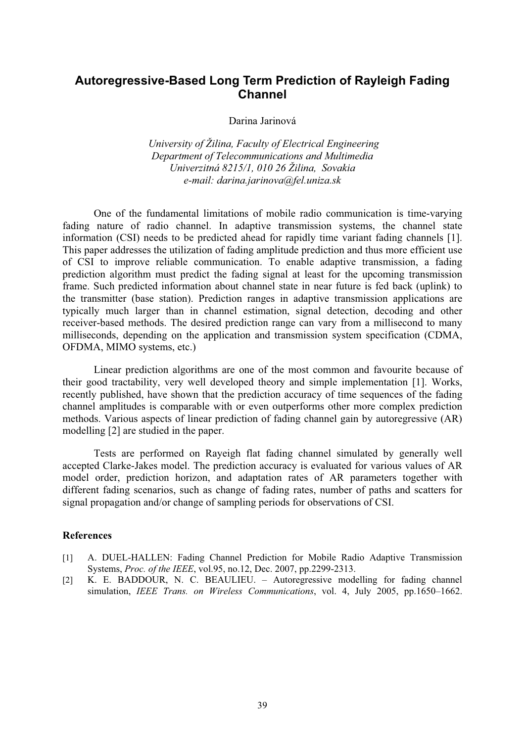# Autoregressive-Based Long Term Prediction of Rayleigh Fading Channel

Darina Jarinová

*University of Žilina, Faculty of Electrical Engineering*
*Department of Telecommunications and Multimedia*
*Univerzitná 8215/1, 010 26 Žilina, Sovakia*
*e-mail: darina.jarinova@fel.uniza.sk*

One of the fundamental limitations of mobile radio communication is time-varying fading nature of radio channel. In adaptive transmission systems, the channel state information (CSI) needs to be predicted ahead for rapidly time variant fading channels [1]. This paper addresses the utilization of fading amplitude prediction and thus more efficient use of CSI to improve reliable communication. To enable adaptive transmission, a fading prediction algorithm must predict the fading signal at least for the upcoming transmission frame. Such predicted information about channel state in near future is fed back (uplink) to the transmitter (base station). Prediction ranges in adaptive transmission applications are typically much larger than in channel estimation, signal detection, decoding and other receiver-based methods. The desired prediction range can vary from a millisecond to many milliseconds, depending on the application and transmission system specification (CDMA, OFDMA, MIMO systems, etc.)

Linear prediction algorithms are one of the most common and favourite because of their good tractability, very well developed theory and simple implementation [1]. Works, recently published, have shown that the prediction accuracy of time sequences of the fading channel amplitudes is comparable with or even outperforms other more complex prediction methods. Various aspects of linear prediction of fading channel gain by autoregressive (AR) modelling [2] are studied in the paper.

Tests are performed on Rayeigh flat fading channel simulated by generally well accepted Clarke-Jakes model. The prediction accuracy is evaluated for various values of AR model order, prediction horizon, and adaptation rates of AR parameters together with different fading scenarios, such as change of fading rates, number of paths and scatters for signal propagation and/or change of sampling periods for observations of CSI.

## References

[1] A. DUEL-HALLEN: Fading Channel Prediction for Mobile Radio Adaptive Transmission Systems, *Proc. of the IEEE*, vol.95, no.12, Dec. 2007, pp.2299-2313.

[2] K. E. BADDOUR, N. C. BEAULIEU. – Autoregressive modelling for fading channel simulation, *IEEE Trans. on Wireless Communications*, vol. 4, July 2005, pp.1650–1662.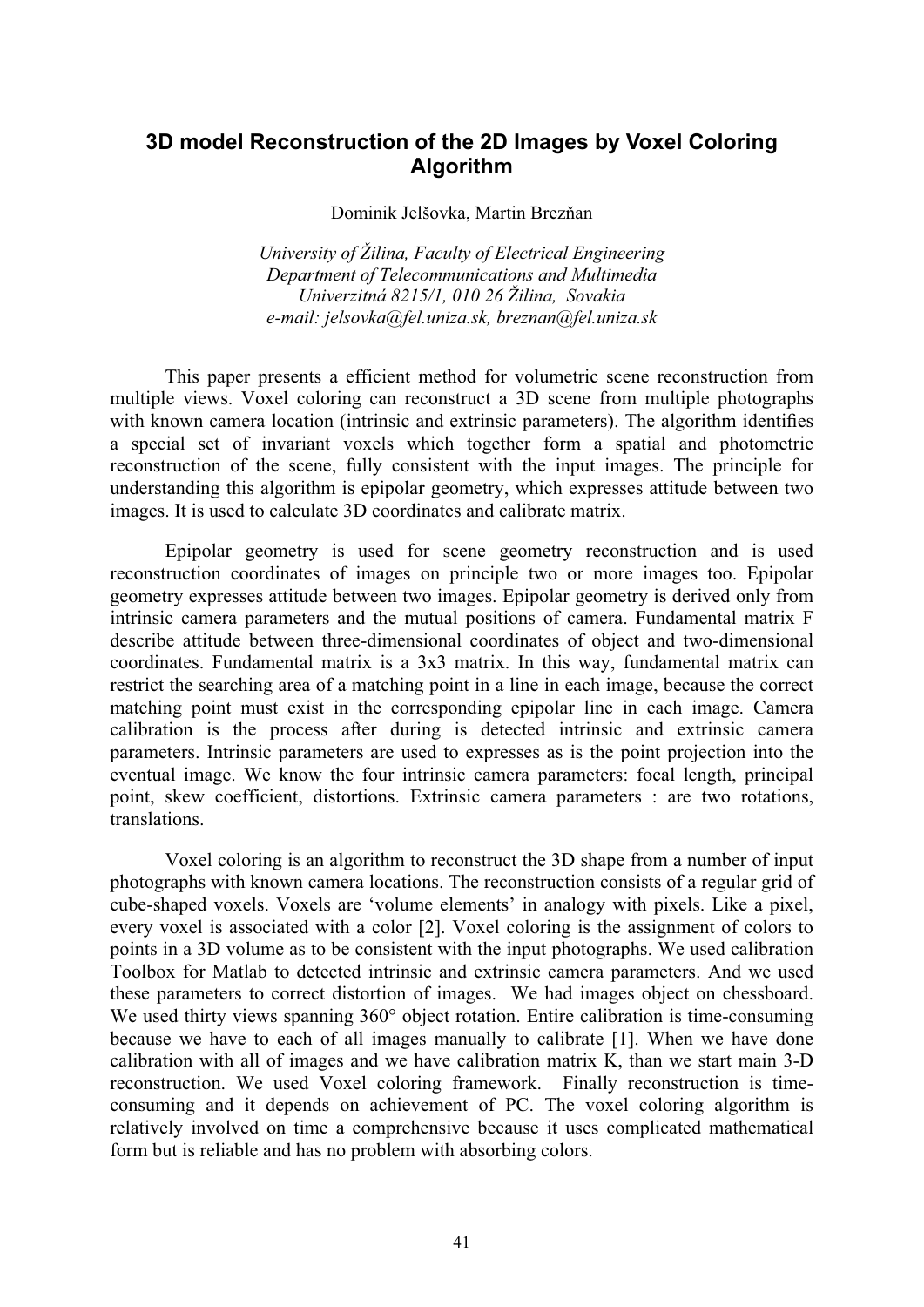# 3D model Reconstruction of the 2D Images by Voxel Coloring Algorithm

Dominik Jelšovka, Martin Brezňan

*University of Žilina, Faculty of Electrical Engineering*
*Department of Telecommunications and Multimedia*
*Univerzitná 8215/1, 010 26 Žilina, Sovakia*
*e-mail: jelsovka@fel.uniza.sk, breznan@fel.uniza.sk*

This paper presents a efficient method for volumetric scene reconstruction from multiple views. Voxel coloring can reconstruct a 3D scene from multiple photographs with known camera location (intrinsic and extrinsic parameters). The algorithm identifies a special set of invariant voxels which together form a spatial and photometric reconstruction of the scene, fully consistent with the input images. The principle for understanding this algorithm is epipolar geometry, which expresses attitude between two images. It is used to calculate 3D coordinates and calibrate matrix.

Epipolar geometry is used for scene geometry reconstruction and is used reconstruction coordinates of images on principle two or more images too. Epipolar geometry expresses attitude between two images. Epipolar geometry is derived only from intrinsic camera parameters and the mutual positions of camera. Fundamental matrix F describe attitude between three-dimensional coordinates of object and two-dimensional coordinates. Fundamental matrix is a 3x3 matrix. In this way, fundamental matrix can restrict the searching area of a matching point in a line in each image, because the correct matching point must exist in the corresponding epipolar line in each image. Camera calibration is the process after during is detected intrinsic and extrinsic camera parameters. Intrinsic parameters are used to expresses as is the point projection into the eventual image. We know the four intrinsic camera parameters: focal length, principal point, skew coefficient, distortions. Extrinsic camera parameters : are two rotations, translations.

Voxel coloring is an algorithm to reconstruct the 3D shape from a number of input photographs with known camera locations. The reconstruction consists of a regular grid of cube-shaped voxels. Voxels are 'volume elements' in analogy with pixels. Like a pixel, every voxel is associated with a color [2]. Voxel coloring is the assignment of colors to points in a 3D volume as to be consistent with the input photographs. We used calibration Toolbox for Matlab to detected intrinsic and extrinsic camera parameters. And we used these parameters to correct distortion of images. We had images object on chessboard. We used thirty views spanning 360° object rotation. Entire calibration is time-consuming because we have to each of all images manually to calibrate [1]. When we have done calibration with all of images and we have calibration matrix K, than we start main 3-D reconstruction. We used Voxel coloring framework. Finally reconstruction is time-consuming and it depends on achievement of PC. The voxel coloring algorithm is relatively involved on time a comprehensive because it uses complicated mathematical form but is reliable and has no problem with absorbing colors.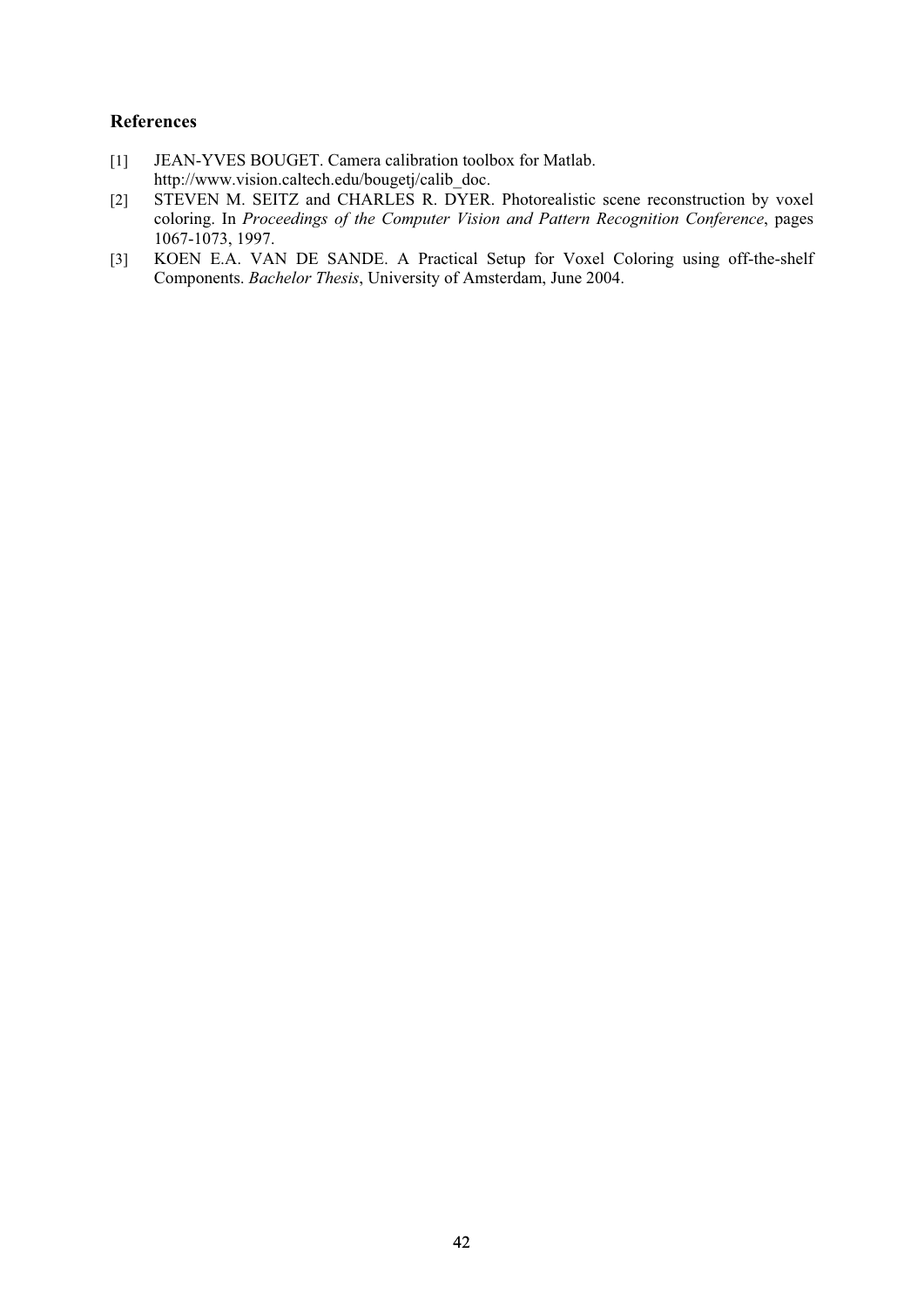**References**

[1] JEAN-YVES BOUGET. Camera calibration toolbox for Matlab. http://www.vision.caltech.edu/bougetj/calib_doc.

[2] STEVEN M. SEITZ and CHARLES R. DYER. Photorealistic scene reconstruction by voxel coloring. In *Proceedings of the Computer Vision and Pattern Recognition Conference*, pages 1067-1073, 1997.

[3] KOEN E.A. VAN DE SANDE. A Practical Setup for Voxel Coloring using off-the-shelf Components. *Bachelor Thesis*, University of Amsterdam, June 2004.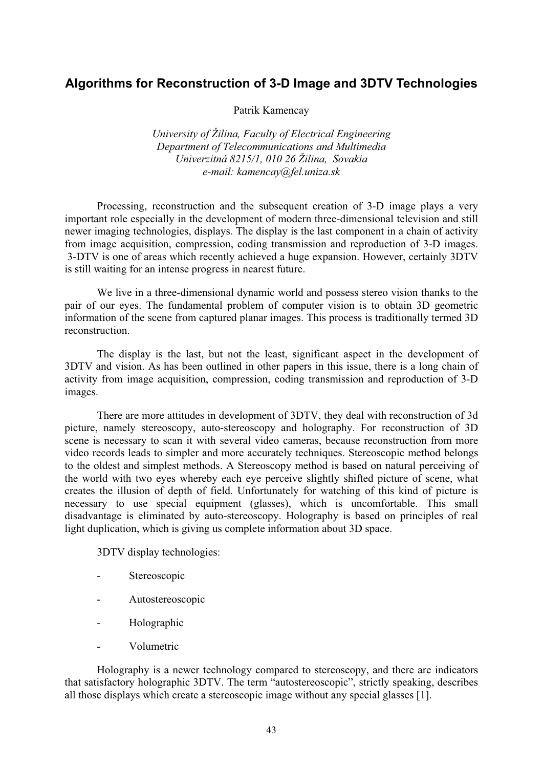## Algorithms for Reconstruction of 3-D Image and 3DTV Technologies

Patrik Kamencay

*University of Žilina, Faculty of Electrical Engineering*
*Department of Telecommunications and Multimedia*
*Univerzitná 8215/1, 010 26 Žilina, Sovakia*
*e-mail: kamencay@fel.uniza.sk*

Processing, reconstruction and the subsequent creation of 3-D image plays a very important role especially in the development of modern three-dimensional television and still newer imaging technologies, displays. The display is the last component in a chain of activity from image acquisition, compression, coding transmission and reproduction of 3-D images. 3-DTV is one of areas which recently achieved a huge expansion. However, certainly 3DTV is still waiting for an intense progress in nearest future.

We live in a three-dimensional dynamic world and possess stereo vision thanks to the pair of our eyes. The fundamental problem of computer vision is to obtain 3D geometric information of the scene from captured planar images. This process is traditionally termed 3D reconstruction.

The display is the last, but not the least, significant aspect in the development of 3DTV and vision. As has been outlined in other papers in this issue, there is a long chain of activity from image acquisition, compression, coding transmission and reproduction of 3-D images.

There are more attitudes in development of 3DTV, they deal with reconstruction of 3d picture, namely stereoscopy, auto-stereoscopy and holography. For reconstruction of 3D scene is necessary to scan it with several video cameras, because reconstruction from more video records leads to simpler and more accurately techniques. Stereoscopic method belongs to the oldest and simplest methods. A Stereoscopy method is based on natural perceiving of the world with two eyes whereby each eye perceive slightly shifted picture of scene, what creates the illusion of depth of field. Unfortunately for watching of this kind of picture is necessary to use special equipment (glasses), which is uncomfortable. This small disadvantage is eliminated by auto-stereoscopy. Holography is based on principles of real light duplication, which is giving us complete information about 3D space.

3DTV display technologies:

- Stereoscopic
- Autostereoscopic
- Holographic
- Volumetric

Holography is a newer technology compared to stereoscopy, and there are indicators that satisfactory holographic 3DTV. The term “autostereoscopic”, strictly speaking, describes all those displays which create a stereoscopic image without any special glasses [1].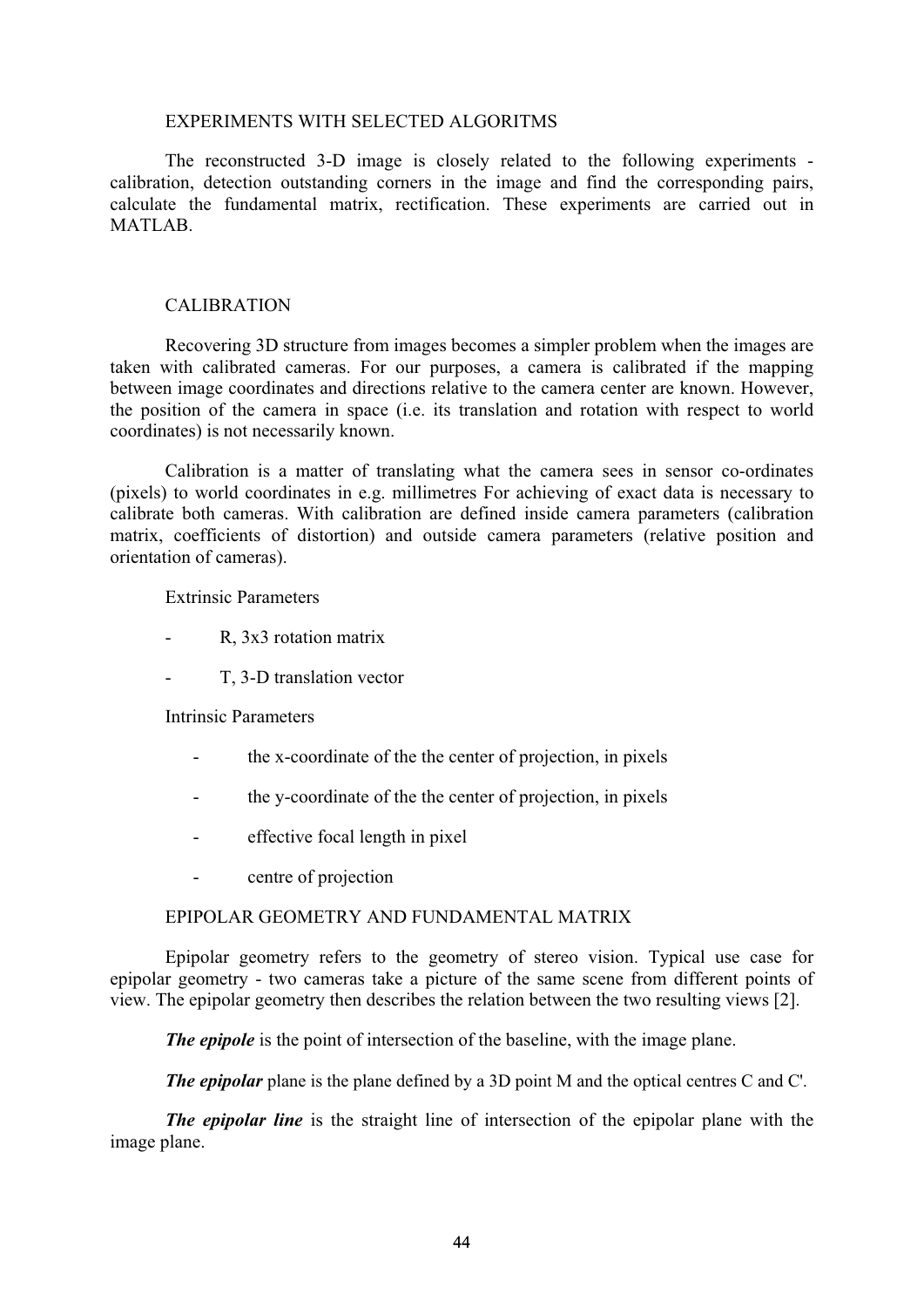## EXPERIMENTS WITH SELECTED ALGORITMS

The reconstructed 3-D image is closely related to the following experiments - calibration, detection outstanding corners in the image and find the corresponding pairs, calculate the fundamental matrix, rectification. These experiments are carried out in MATLAB.

## CALIBRATION

Recovering 3D structure from images becomes a simpler problem when the images are taken with calibrated cameras. For our purposes, a camera is calibrated if the mapping between image coordinates and directions relative to the camera center are known. However, the position of the camera in space (i.e. its translation and rotation with respect to world coordinates) is not necessarily known.

Calibration is a matter of translating what the camera sees in sensor co-ordinates (pixels) to world coordinates in e.g. millimetres For achieving of exact data is necessary to calibrate both cameras. With calibration are defined inside camera parameters (calibration matrix, coefficients of distortion) and outside camera parameters (relative position and orientation of cameras).

Extrinsic Parameters

- R, 3x3 rotation matrix
- T, 3-D translation vector

Intrinsic Parameters

- the x-coordinate of the the center of projection, in pixels
- the y-coordinate of the the center of projection, in pixels
- effective focal length in pixel
- centre of projection

## EPIPOLAR GEOMETRY AND FUNDAMENTAL MATRIX

Epipolar geometry refers to the geometry of stereo vision. Typical use case for epipolar geometry - two cameras take a picture of the same scene from different points of view. The epipolar geometry then describes the relation between the two resulting views [2].

***The epipole*** is the point of intersection of the baseline, with the image plane.

***The epipolar*** plane is the plane defined by a 3D point M and the optical centres C and C'.

***The epipolar line*** is the straight line of intersection of the epipolar plane with the image plane.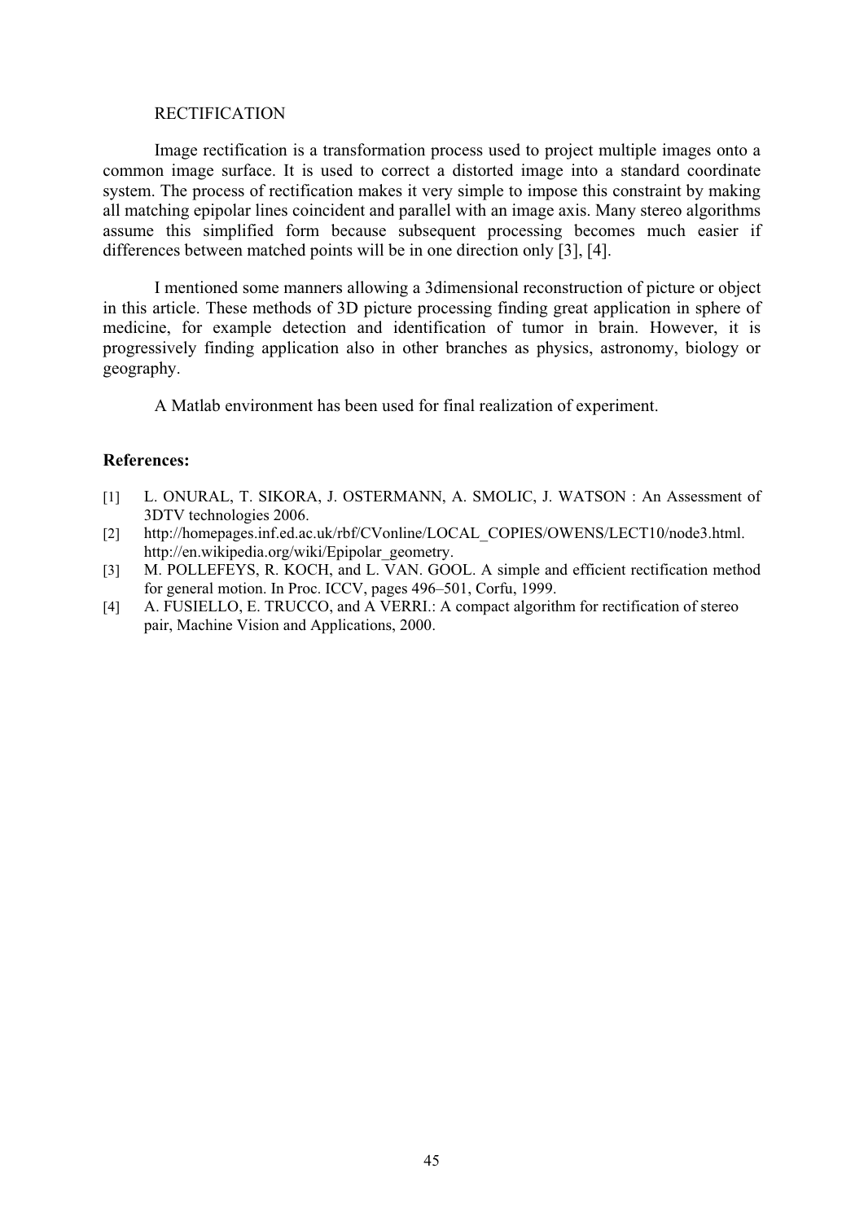RECTIFICATION

Image rectification is a transformation process used to project multiple images onto a common image surface. It is used to correct a distorted image into a standard coordinate system. The process of rectification makes it very simple to impose this constraint by making all matching epipolar lines coincident and parallel with an image axis. Many stereo algorithms assume this simplified form because subsequent processing becomes much easier if differences between matched points will be in one direction only [3], [4].

I mentioned some manners allowing a 3dimensional reconstruction of picture or object in this article. These methods of 3D picture processing finding great application in sphere of medicine, for example detection and identification of tumor in brain. However, it is progressively finding application also in other branches as physics, astronomy, biology or geography.

A Matlab environment has been used for final realization of experiment.

## References:

[1] L. ONURAL, T. SIKORA, J. OSTERMANN, A. SMOLIC, J. WATSON : An Assessment of 3DTV technologies 2006.

[2] http://homepages.inf.ed.ac.uk/rbf/CVonline/LOCAL_COPIES/OWENS/LECT10/node3.html. http://en.wikipedia.org/wiki/Epipolar_geometry.

[3] M. POLLEFEYS, R. KOCH, and L. VAN. GOOL. A simple and efficient rectification method for general motion. In Proc. ICCV, pages 496–501, Corfu, 1999.

[4] A. FUSIELLO, E. TRUCCO, and A VERRI.: A compact algorithm for rectification of stereo pair, Machine Vision and Applications, 2000.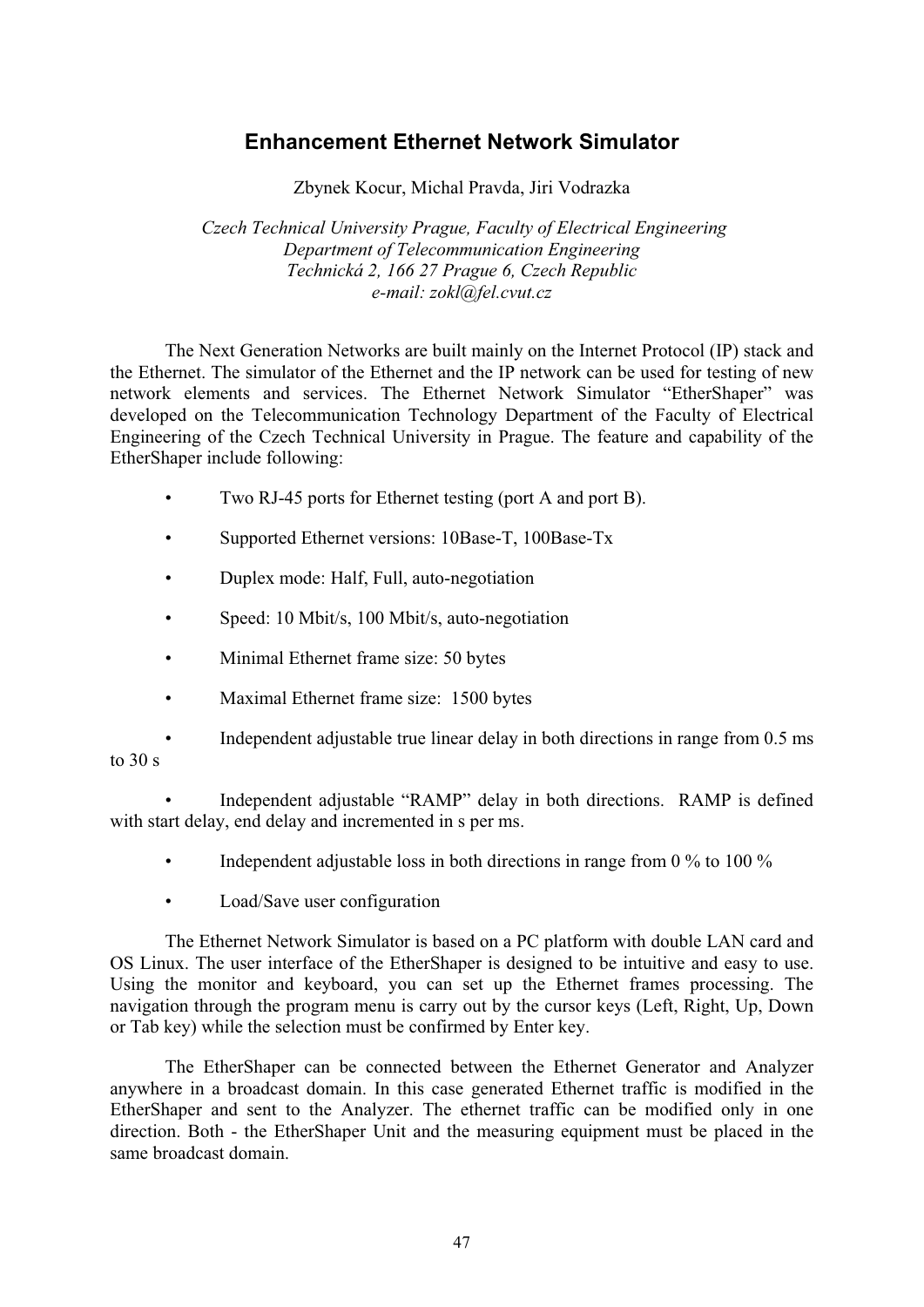# Enhancement Ethernet Network Simulator

Zbynek Kocur, Michal Pravda, Jiri Vodrazka

*Czech Technical University Prague, Faculty of Electrical Engineering*
*Department of Telecommunication Engineering*
*Technická 2, 166 27 Prague 6, Czech Republic*
*e-mail: zokl@fel.cvut.cz*

The Next Generation Networks are built mainly on the Internet Protocol (IP) stack and the Ethernet. The simulator of the Ethernet and the IP network can be used for testing of new network elements and services. The Ethernet Network Simulator "EtherShaper" was developed on the Telecommunication Technology Department of the Faculty of Electrical Engineering of the Czech Technical University in Prague. The feature and capability of the EtherShaper include following:

- Two RJ-45 ports for Ethernet testing (port A and port B).
- Supported Ethernet versions: 10Base-T, 100Base-Tx
- Duplex mode: Half, Full, auto-negotiation
- Speed: 10 Mbit/s, 100 Mbit/s, auto-negotiation
- Minimal Ethernet frame size: 50 bytes
- Maximal Ethernet frame size: 1500 bytes
- Independent adjustable true linear delay in both directions in range from 0.5 ms to 30 s
- Independent adjustable "RAMP" delay in both directions. RAMP is defined with start delay, end delay and incremented in s per ms.
- Independent adjustable loss in both directions in range from 0 % to 100 %
- Load/Save user configuration

The Ethernet Network Simulator is based on a PC platform with double LAN card and OS Linux. The user interface of the EtherShaper is designed to be intuitive and easy to use. Using the monitor and keyboard, you can set up the Ethernet frames processing. The navigation through the program menu is carry out by the cursor keys (Left, Right, Up, Down or Tab key) while the selection must be confirmed by Enter key.

The EtherShaper can be connected between the Ethernet Generator and Analyzer anywhere in a broadcast domain. In this case generated Ethernet traffic is modified in the EtherShaper and sent to the Analyzer. The ethernet traffic can be modified only in one direction. Both - the EtherShaper Unit and the measuring equipment must be placed in the same broadcast domain.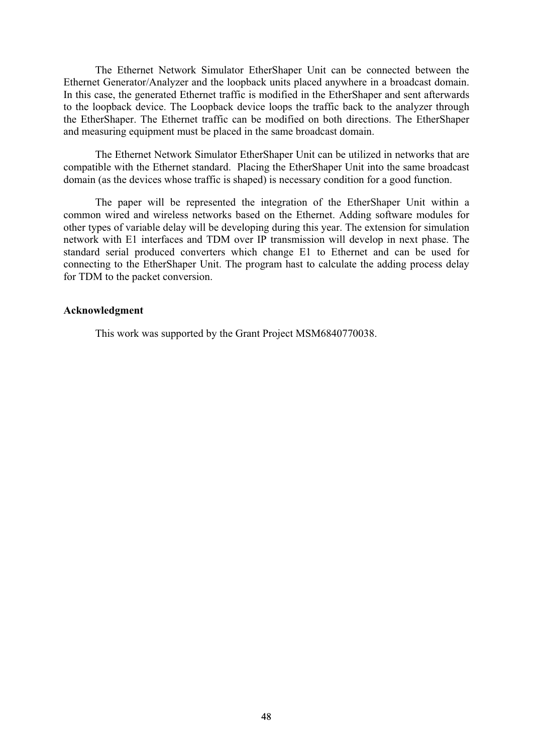The Ethernet Network Simulator EtherShaper Unit can be connected between the Ethernet Generator/Analyzer and the loopback units placed anywhere in a broadcast domain. In this case, the generated Ethernet traffic is modified in the EtherShaper and sent afterwards to the loopback device. The Loopback device loops the traffic back to the analyzer through the EtherShaper. The Ethernet traffic can be modified on both directions. The EtherShaper and measuring equipment must be placed in the same broadcast domain.

The Ethernet Network Simulator EtherShaper Unit can be utilized in networks that are compatible with the Ethernet standard. Placing the EtherShaper Unit into the same broadcast domain (as the devices whose traffic is shaped) is necessary condition for a good function.

The paper will be represented the integration of the EtherShaper Unit within a common wired and wireless networks based on the Ethernet. Adding software modules for other types of variable delay will be developing during this year. The extension for simulation network with E1 interfaces and TDM over IP transmission will develop in next phase. The standard serial produced converters which change E1 to Ethernet and can be used for connecting to the EtherShaper Unit. The program hast to calculate the adding process delay for TDM to the packet conversion.

**Acknowledgment**

This work was supported by the Grant Project MSM6840770038.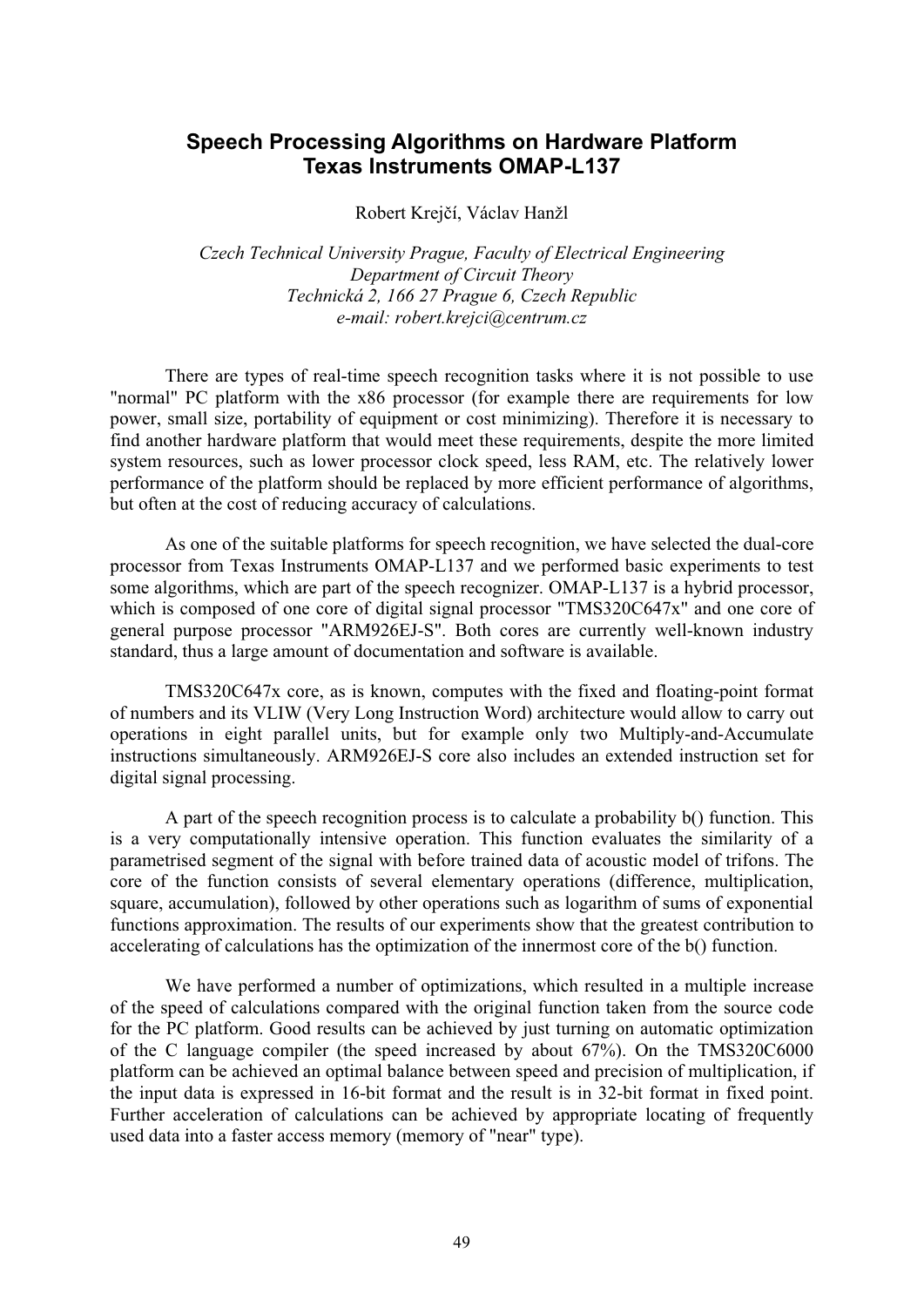# Speech Processing Algorithms on Hardware Platform Texas Instruments OMAP-L137

Robert Krejčí, Václav Hanžl

*Czech Technical University Prague, Faculty of Electrical Engineering*
*Department of Circuit Theory*
*Technická 2, 166 27 Prague 6, Czech Republic*
*e-mail: robert.krejci@centrum.cz*

There are types of real-time speech recognition tasks where it is not possible to use "normal" PC platform with the x86 processor (for example there are requirements for low power, small size, portability of equipment or cost minimizing). Therefore it is necessary to find another hardware platform that would meet these requirements, despite the more limited system resources, such as lower processor clock speed, less RAM, etc. The relatively lower performance of the platform should be replaced by more efficient performance of algorithms, but often at the cost of reducing accuracy of calculations.

As one of the suitable platforms for speech recognition, we have selected the dual-core processor from Texas Instruments OMAP-L137 and we performed basic experiments to test some algorithms, which are part of the speech recognizer. OMAP-L137 is a hybrid processor, which is composed of one core of digital signal processor "TMS320C647x" and one core of general purpose processor "ARM926EJ-S". Both cores are currently well-known industry standard, thus a large amount of documentation and software is available.

TMS320C647x core, as is known, computes with the fixed and floating-point format of numbers and its VLIW (Very Long Instruction Word) architecture would allow to carry out operations in eight parallel units, but for example only two Multiply-and-Accumulate instructions simultaneously. ARM926EJ-S core also includes an extended instruction set for digital signal processing.

A part of the speech recognition process is to calculate a probability b() function. This is a very computationally intensive operation. This function evaluates the similarity of a parametrised segment of the signal with before trained data of acoustic model of trifons. The core of the function consists of several elementary operations (difference, multiplication, square, accumulation), followed by other operations such as logarithm of sums of exponential functions approximation. The results of our experiments show that the greatest contribution to accelerating of calculations has the optimization of the innermost core of the b() function.

We have performed a number of optimizations, which resulted in a multiple increase of the speed of calculations compared with the original function taken from the source code for the PC platform. Good results can be achieved by just turning on automatic optimization of the C language compiler (the speed increased by about 67%). On the TMS320C6000 platform can be achieved an optimal balance between speed and precision of multiplication, if the input data is expressed in 16-bit format and the result is in 32-bit format in fixed point. Further acceleration of calculations can be achieved by appropriate locating of frequently used data into a faster access memory (memory of "near" type).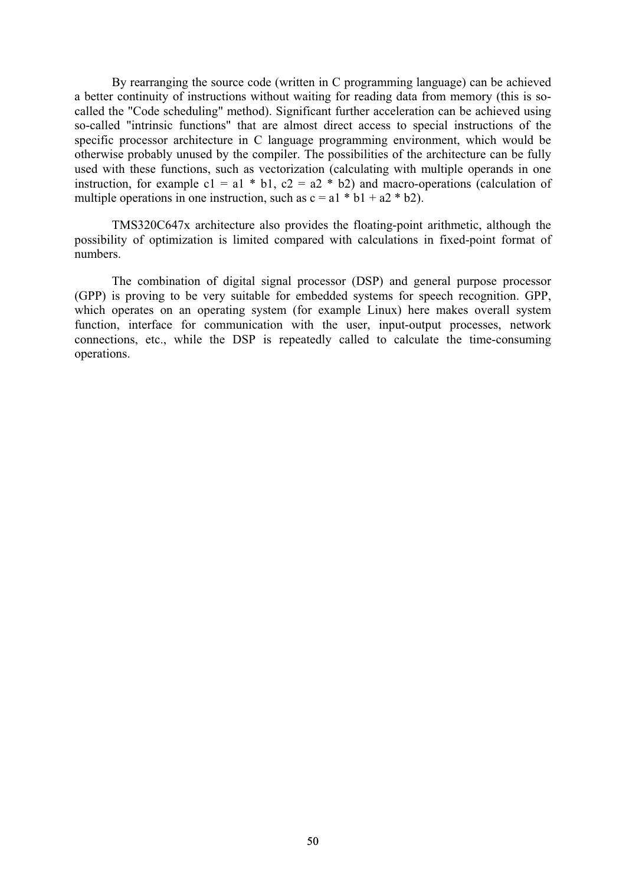By rearranging the source code (written in C programming language) can be achieved a better continuity of instructions without waiting for reading data from memory (this is so-called the "Code scheduling" method). Significant further acceleration can be achieved using so-called "intrinsic functions" that are almost direct access to special instructions of the specific processor architecture in C language programming environment, which would be otherwise probably unused by the compiler. The possibilities of the architecture can be fully used with these functions, such as vectorization (calculating with multiple operands in one instruction, for example $c1 = a1 * b1$, $c2 = a2 * b2$) and macro-operations (calculation of multiple operations in one instruction, such as $c = a1 * b1 + a2 * b2$).

TMS320C647x architecture also provides the floating-point arithmetic, although the possibility of optimization is limited compared with calculations in fixed-point format of numbers.

The combination of digital signal processor (DSP) and general purpose processor (GPP) is proving to be very suitable for embedded systems for speech recognition. GPP, which operates on an operating system (for example Linux) here makes overall system function, interface for communication with the user, input-output processes, network connections, etc., while the DSP is repeatedly called to calculate the time-consuming operations.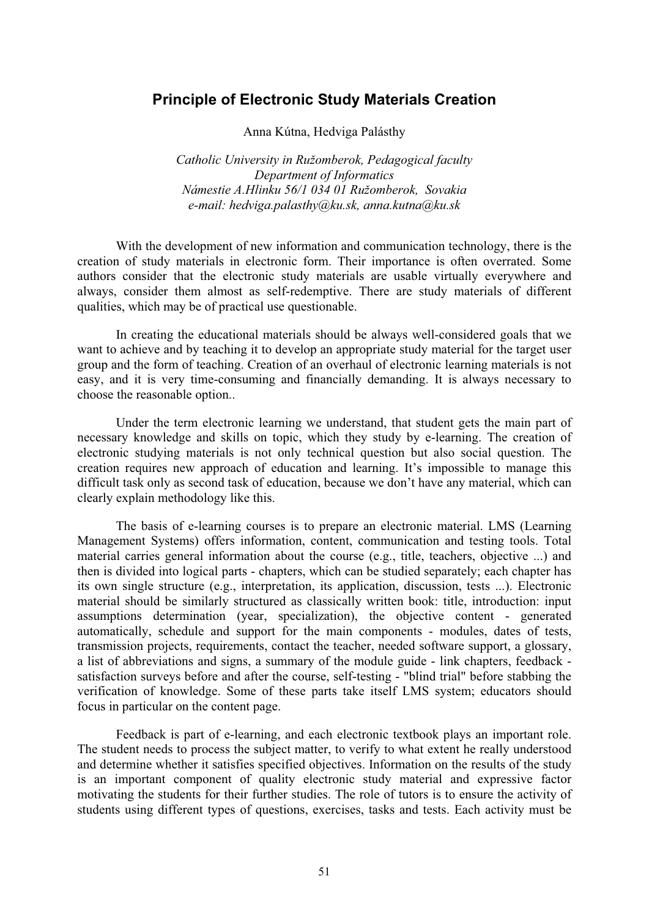## Principle of Electronic Study Materials Creation

Anna Kútna, Hedviga Palásthy

*Catholic University in Ružomberok, Pedagogical faculty*
*Department of Informatics*
*Námestie A.Hlinku 56/1 034 01 Ružomberok, Sovakia*
*e-mail: hedviga.palasthy@ku.sk, anna.kutna@ku.sk*

With the development of new information and communication technology, there is the creation of study materials in electronic form. Their importance is often overrated. Some authors consider that the electronic study materials are usable virtually everywhere and always, consider them almost as self-redemptive. There are study materials of different qualities, which may be of practical use questionable.

In creating the educational materials should be always well-considered goals that we want to achieve and by teaching it to develop an appropriate study material for the target user group and the form of teaching. Creation of an overhaul of electronic learning materials is not easy, and it is very time-consuming and financially demanding. It is always necessary to choose the reasonable option..

Under the term electronic learning we understand, that student gets the main part of necessary knowledge and skills on topic, which they study by e-learning. The creation of electronic studying materials is not only technical question but also social question. The creation requires new approach of education and learning. It's impossible to manage this difficult task only as second task of education, because we don't have any material, which can clearly explain methodology like this.

The basis of e-learning courses is to prepare an electronic material. LMS (Learning Management Systems) offers information, content, communication and testing tools. Total material carries general information about the course (e.g., title, teachers, objective ...) and then is divided into logical parts - chapters, which can be studied separately; each chapter has its own single structure (e.g., interpretation, its application, discussion, tests ...). Electronic material should be similarly structured as classically written book: title, introduction: input assumptions determination (year, specialization), the objective content - generated automatically, schedule and support for the main components - modules, dates of tests, transmission projects, requirements, contact the teacher, needed software support, a glossary, a list of abbreviations and signs, a summary of the module guide - link chapters, feedback - satisfaction surveys before and after the course, self-testing - "blind trial" before stabbing the verification of knowledge. Some of these parts take itself LMS system; educators should focus in particular on the content page.

Feedback is part of e-learning, and each electronic textbook plays an important role. The student needs to process the subject matter, to verify to what extent he really understood and determine whether it satisfies specified objectives. Information on the results of the study is an important component of quality electronic study material and expressive factor motivating the students for their further studies. The role of tutors is to ensure the activity of students using different types of questions, exercises, tasks and tests. Each activity must be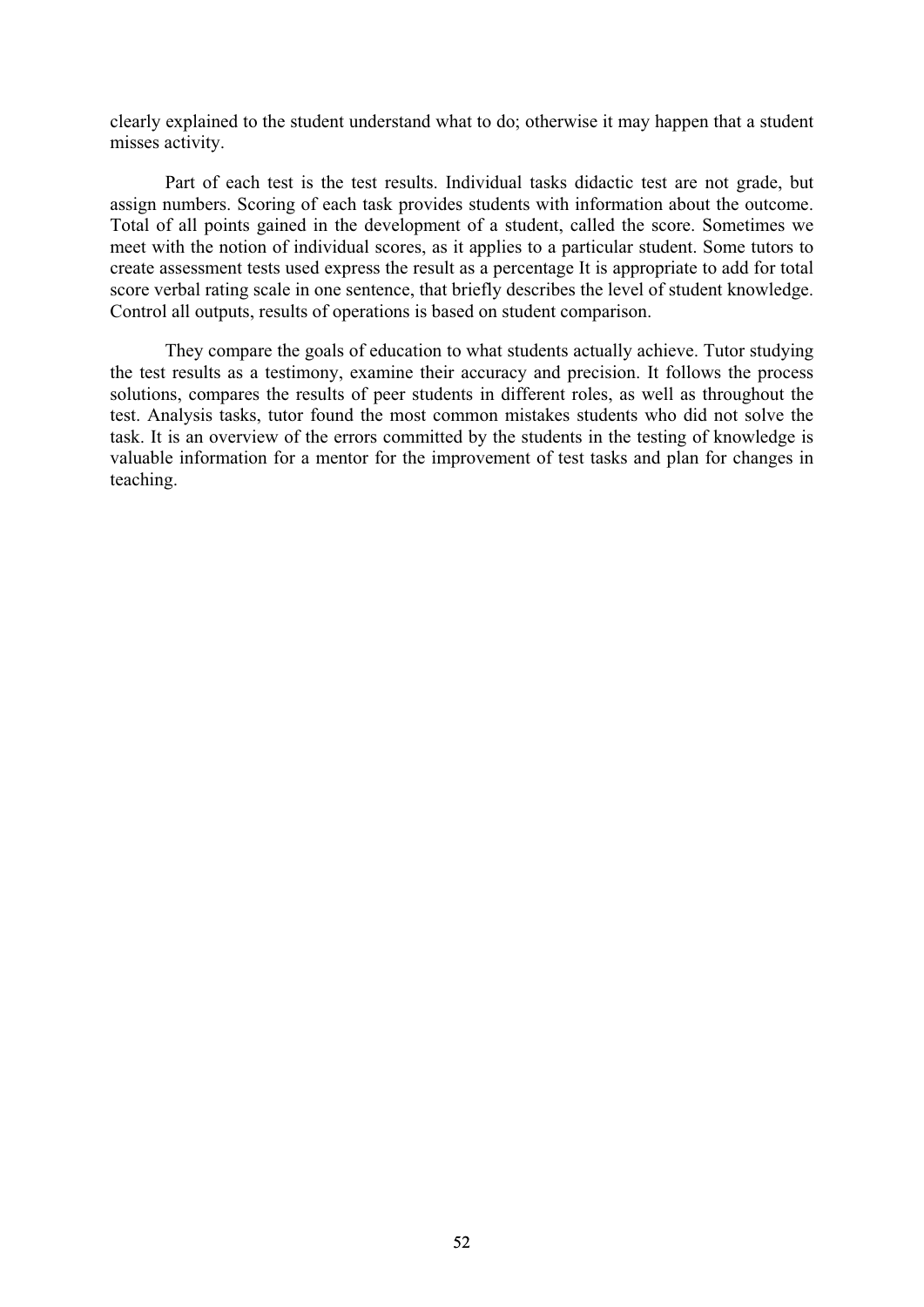clearly explained to the student understand what to do; otherwise it may happen that a student misses activity.

Part of each test is the test results. Individual tasks didactic test are not grade, but assign numbers. Scoring of each task provides students with information about the outcome. Total of all points gained in the development of a student, called the score. Sometimes we meet with the notion of individual scores, as it applies to a particular student. Some tutors to create assessment tests used express the result as a percentage It is appropriate to add for total score verbal rating scale in one sentence, that briefly describes the level of student knowledge. Control all outputs, results of operations is based on student comparison.

They compare the goals of education to what students actually achieve. Tutor studying the test results as a testimony, examine their accuracy and precision. It follows the process solutions, compares the results of peer students in different roles, as well as throughout the test. Analysis tasks, tutor found the most common mistakes students who did not solve the task. It is an overview of the errors committed by the students in the testing of knowledge is valuable information for a mentor for the improvement of test tasks and plan for changes in teaching.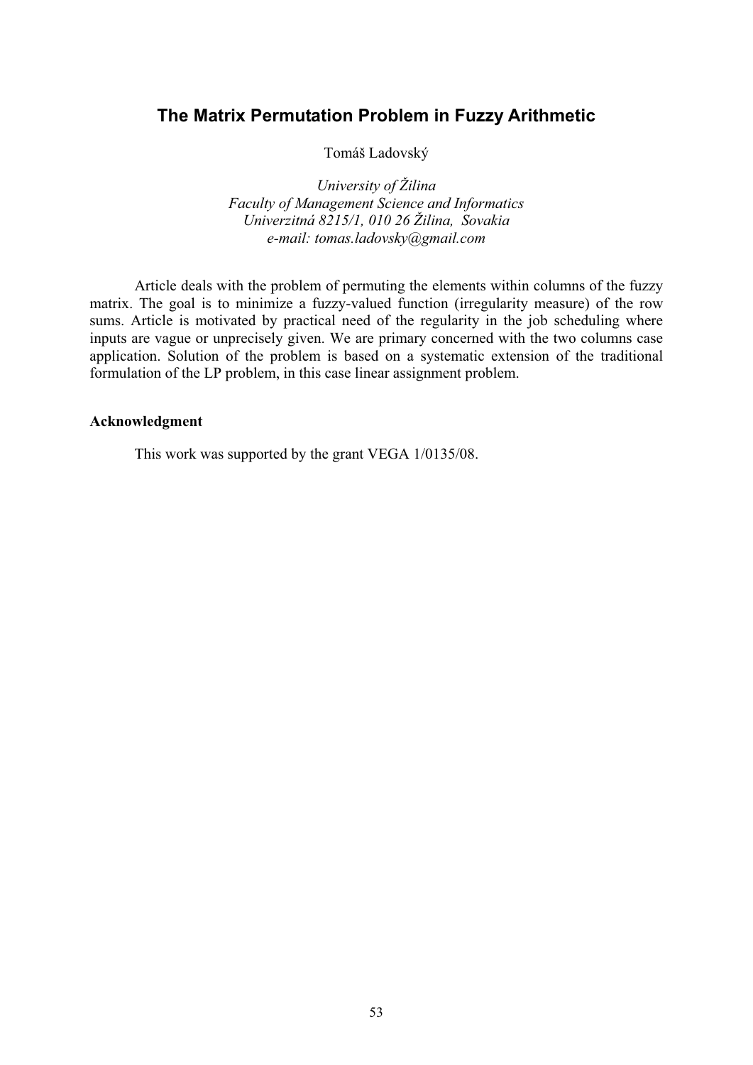# The Matrix Permutation Problem in Fuzzy Arithmetic

Tomáš Ladovský

*University of Žilina*
*Faculty of Management Science and Informatics*
*Univerzitná 8215/1, 010 26 Žilina, Sovakia*
*e-mail: tomas.ladovsky@gmail.com*

Article deals with the problem of permuting the elements within columns of the fuzzy matrix. The goal is to minimize a fuzzy-valued function (irregularity measure) of the row sums. Article is motivated by practical need of the regularity in the job scheduling where inputs are vague or unprecisely given. We are primary concerned with the two columns case application. Solution of the problem is based on a systematic extension of the traditional formulation of the LP problem, in this case linear assignment problem.

**Acknowledgment**

This work was supported by the grant VEGA 1/0135/08.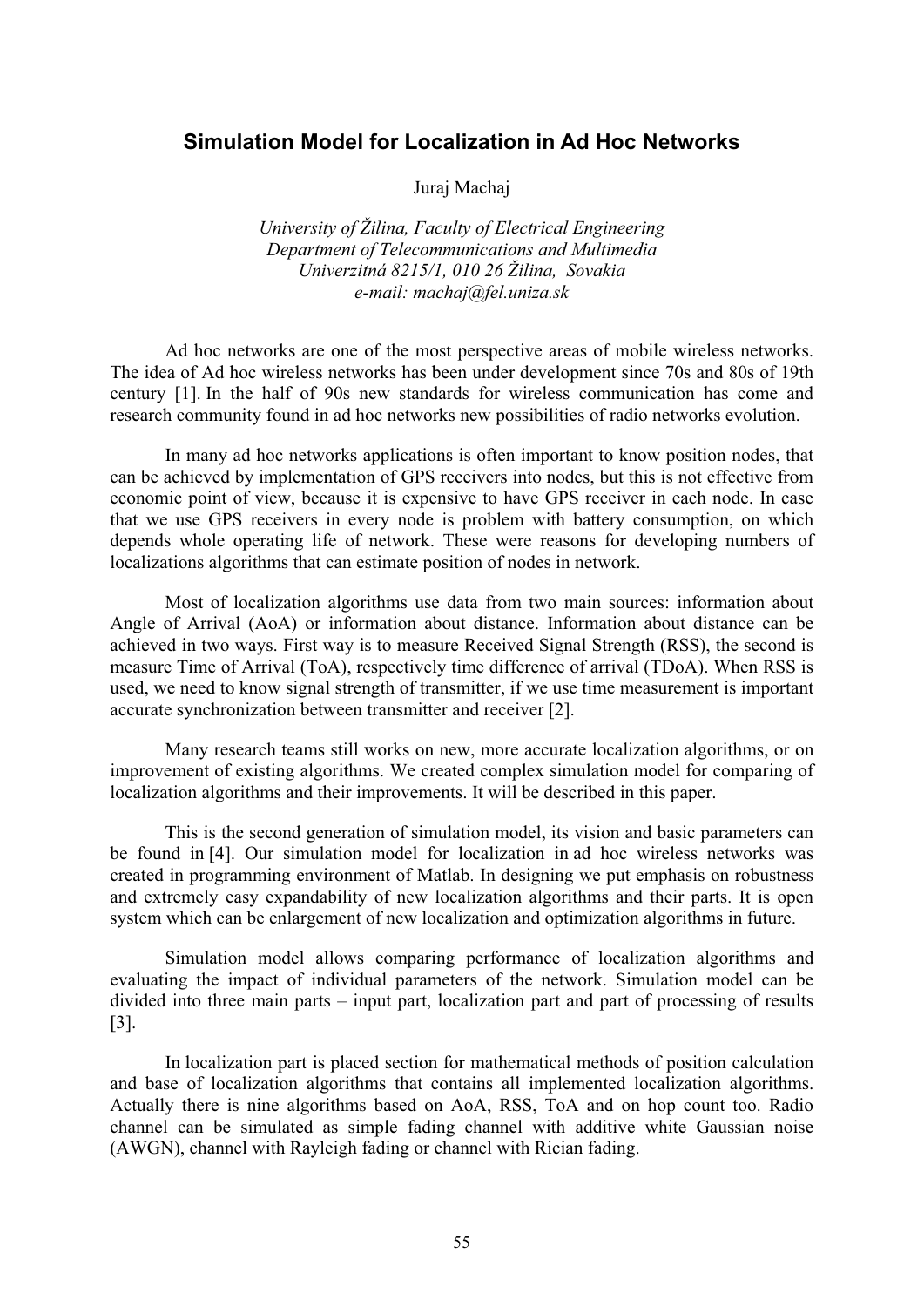# Simulation Model for Localization in Ad Hoc Networks

Juraj Machaj

*University of Žilina, Faculty of Electrical Engineering*
*Department of Telecommunications and Multimedia*
*Univerzitná 8215/1, 010 26 Žilina, Sovakia*
*e-mail: machaj@fel.uniza.sk*

Ad hoc networks are one of the most perspective areas of mobile wireless networks. The idea of Ad hoc wireless networks has been under development since 70s and 80s of 19th century [1]. In the half of 90s new standards for wireless communication has come and research community found in ad hoc networks new possibilities of radio networks evolution.

In many ad hoc networks applications is often important to know position nodes, that can be achieved by implementation of GPS receivers into nodes, but this is not effective from economic point of view, because it is expensive to have GPS receiver in each node. In case that we use GPS receivers in every node is problem with battery consumption, on which depends whole operating life of network. These were reasons for developing numbers of localizations algorithms that can estimate position of nodes in network.

Most of localization algorithms use data from two main sources: information about Angle of Arrival (AoA) or information about distance. Information about distance can be achieved in two ways. First way is to measure Received Signal Strength (RSS), the second is measure Time of Arrival (ToA), respectively time difference of arrival (TDoA). When RSS is used, we need to know signal strength of transmitter, if we use time measurement is important accurate synchronization between transmitter and receiver [2].

Many research teams still works on new, more accurate localization algorithms, or on improvement of existing algorithms. We created complex simulation model for comparing of localization algorithms and their improvements. It will be described in this paper.

This is the second generation of simulation model, its vision and basic parameters can be found in [4]. Our simulation model for localization in ad hoc wireless networks was created in programming environment of Matlab. In designing we put emphasis on robustness and extremely easy expandability of new localization algorithms and their parts. It is open system which can be enlargement of new localization and optimization algorithms in future.

Simulation model allows comparing performance of localization algorithms and evaluating the impact of individual parameters of the network. Simulation model can be divided into three main parts – input part, localization part and part of processing of results [3].

In localization part is placed section for mathematical methods of position calculation and base of localization algorithms that contains all implemented localization algorithms. Actually there is nine algorithms based on AoA, RSS, ToA and on hop count too. Radio channel can be simulated as simple fading channel with additive white Gaussian noise (AWGN), channel with Rayleigh fading or channel with Rician fading.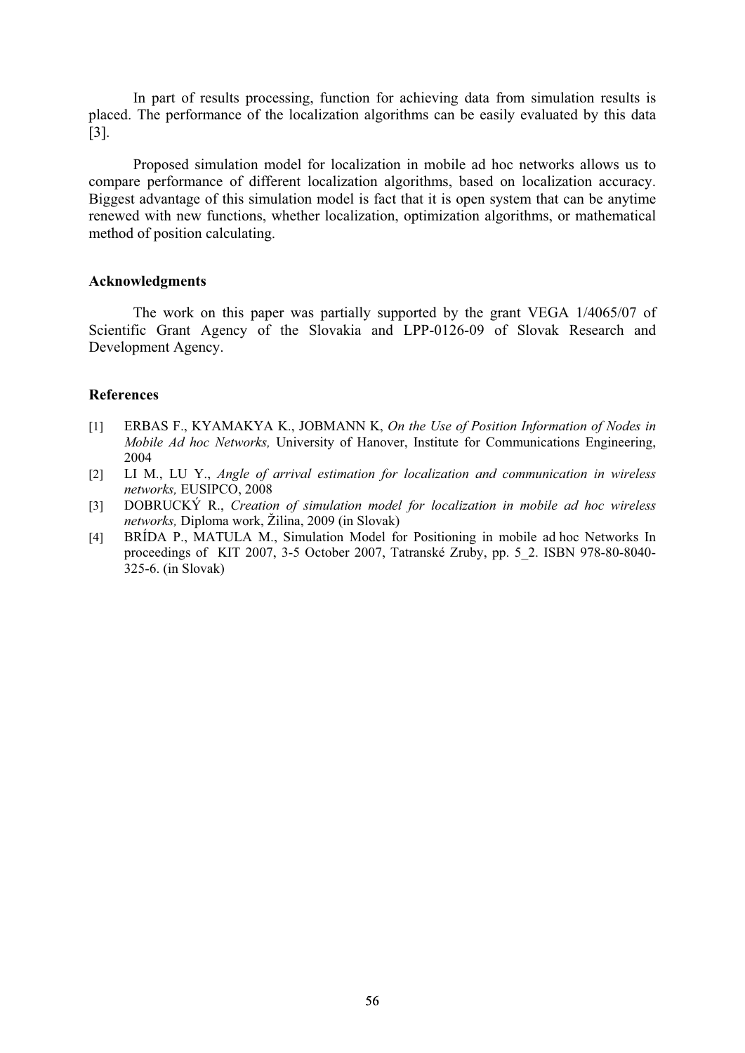In part of results processing, function for achieving data from simulation results is placed. The performance of the localization algorithms can be easily evaluated by this data [3].

Proposed simulation model for localization in mobile ad hoc networks allows us to compare performance of different localization algorithms, based on localization accuracy. Biggest advantage of this simulation model is fact that it is open system that can be anytime renewed with new functions, whether localization, optimization algorithms, or mathematical method of position calculating.

## Acknowledgments

The work on this paper was partially supported by the grant VEGA 1/4065/07 of Scientific Grant Agency of the Slovakia and LPP-0126-09 of Slovak Research and Development Agency.

## References

[1] ERBAS F., KYAMAKYA K., JOBMANN K, *On the Use of Position Information of Nodes in Mobile Ad hoc Networks,* University of Hanover, Institute for Communications Engineering, 2004

[2] LI M., LU Y., *Angle of arrival estimation for localization and communication in wireless networks,* EUSIPCO, 2008

[3] DOBRUCKÝ R., *Creation of simulation model for localization in mobile ad hoc wireless networks,* Diploma work, Žilina, 2009 (in Slovak)

[4] BRÍDA P., MATULA M., Simulation Model for Positioning in mobile ad hoc Networks In proceedings of KIT 2007, 3-5 October 2007, Tatranské Zruby, pp. 5_2. ISBN 978-80-8040-325-6. (in Slovak)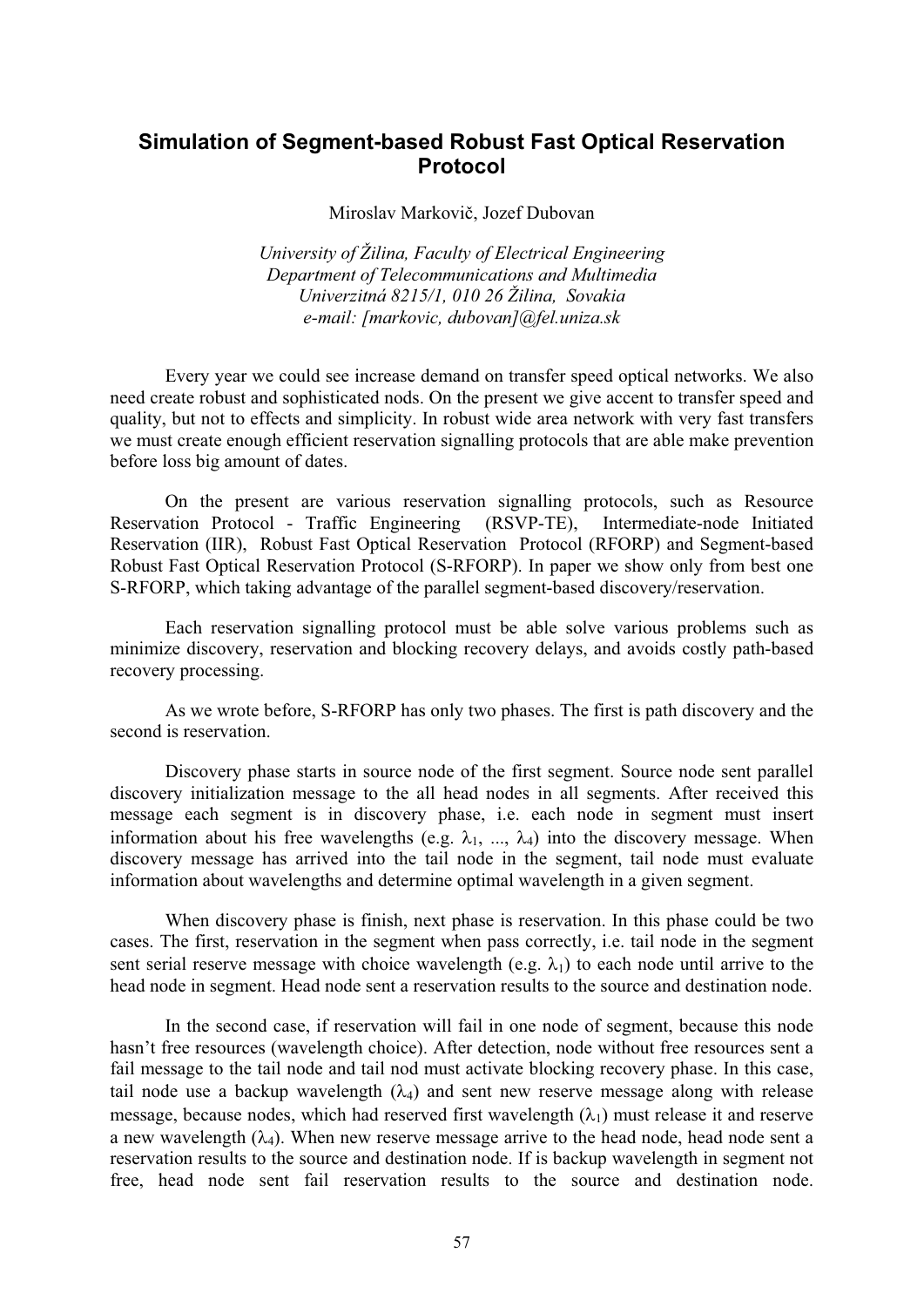# Simulation of Segment-based Robust Fast Optical Reservation Protocol

Miroslav Markovič, Jozef Dubovan

*University of Žilina, Faculty of Electrical Engineering*
*Department of Telecommunications and Multimedia*
*Univerzitná 8215/1, 010 26 Žilina, Sovakia*
*e-mail: [markovic, dubovan]@fel.uniza.sk*

Every year we could see increase demand on transfer speed optical networks. We also need create robust and sophisticated nods. On the present we give accent to transfer speed and quality, but not to effects and simplicity. In robust wide area network with very fast transfers we must create enough efficient reservation signalling protocols that are able make prevention before loss big amount of dates.

On the present are various reservation signalling protocols, such as Resource Reservation Protocol - Traffic Engineering (RSVP-TE), Intermediate-node Initiated Reservation (IIR), Robust Fast Optical Reservation Protocol (RFORP) and Segment-based Robust Fast Optical Reservation Protocol (S-RFORP). In paper we show only from best one S-RFORP, which taking advantage of the parallel segment-based discovery/reservation.

Each reservation signalling protocol must be able solve various problems such as minimize discovery, reservation and blocking recovery delays, and avoids costly path-based recovery processing.

As we wrote before, S-RFORP has only two phases. The first is path discovery and the second is reservation.

Discovery phase starts in source node of the first segment. Source node sent parallel discovery initialization message to the all head nodes in all segments. After received this message each segment is in discovery phase, i.e. each node in segment must insert information about his free wavelengths (e.g. $\lambda_1$, ..., $\lambda_4$) into the discovery message. When discovery message has arrived into the tail node in the segment, tail node must evaluate information about wavelengths and determine optimal wavelength in a given segment.

When discovery phase is finish, next phase is reservation. In this phase could be two cases. The first, reservation in the segment when pass correctly, i.e. tail node in the segment sent serial reserve message with choice wavelength (e.g. $\lambda_1$) to each node until arrive to the head node in segment. Head node sent a reservation results to the source and destination node.

In the second case, if reservation will fail in one node of segment, because this node hasn't free resources (wavelength choice). After detection, node without free resources sent a fail message to the tail node and tail nod must activate blocking recovery phase. In this case, tail node use a backup wavelength ($\lambda_4$) and sent new reserve message along with release message, because nodes, which had reserved first wavelength ($\lambda_1$) must release it and reserve a new wavelength ($\lambda_4$). When new reserve message arrive to the head node, head node sent a reservation results to the source and destination node. If is backup wavelength in segment not free, head node sent fail reservation results to the source and destination node.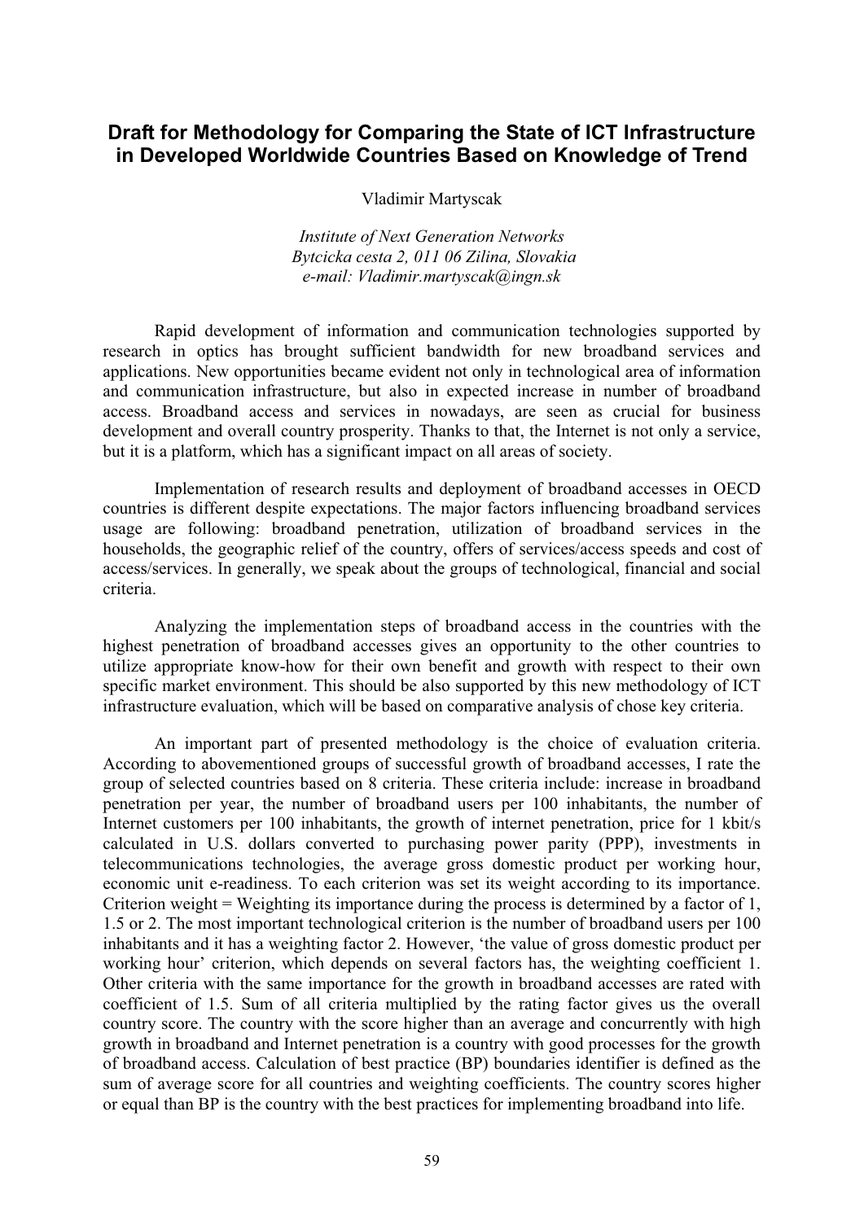# Draft for Methodology for Comparing the State of ICT Infrastructure in Developed Worldwide Countries Based on Knowledge of Trend

Vladimir Martyscak

*Institute of Next Generation Networks*
*Bytcicka cesta 2, 011 06 Zilina, Slovakia*
*e-mail: Vladimir.martyscak@ingn.sk*

Rapid development of information and communication technologies supported by research in optics has brought sufficient bandwidth for new broadband services and applications. New opportunities became evident not only in technological area of information and communication infrastructure, but also in expected increase in number of broadband access. Broadband access and services in nowadays, are seen as crucial for business development and overall country prosperity. Thanks to that, the Internet is not only a service, but it is a platform, which has a significant impact on all areas of society.

Implementation of research results and deployment of broadband accesses in OECD countries is different despite expectations. The major factors influencing broadband services usage are following: broadband penetration, utilization of broadband services in the households, the geographic relief of the country, offers of services/access speeds and cost of access/services. In generally, we speak about the groups of technological, financial and social criteria.

Analyzing the implementation steps of broadband access in the countries with the highest penetration of broadband accesses gives an opportunity to the other countries to utilize appropriate know-how for their own benefit and growth with respect to their own specific market environment. This should be also supported by this new methodology of ICT infrastructure evaluation, which will be based on comparative analysis of chose key criteria.

An important part of presented methodology is the choice of evaluation criteria. According to abovementioned groups of successful growth of broadband accesses, I rate the group of selected countries based on 8 criteria. These criteria include: increase in broadband penetration per year, the number of broadband users per 100 inhabitants, the number of Internet customers per 100 inhabitants, the growth of internet penetration, price for 1 kbit/s calculated in U.S. dollars converted to purchasing power parity (PPP), investments in telecommunications technologies, the average gross domestic product per working hour, economic unit e-readiness. To each criterion was set its weight according to its importance. Criterion weight = Weighting its importance during the process is determined by a factor of 1, 1.5 or 2. The most important technological criterion is the number of broadband users per 100 inhabitants and it has a weighting factor 2. However, 'the value of gross domestic product per working hour' criterion, which depends on several factors has, the weighting coefficient 1. Other criteria with the same importance for the growth in broadband accesses are rated with coefficient of 1.5. Sum of all criteria multiplied by the rating factor gives us the overall country score. The country with the score higher than an average and concurrently with high growth in broadband and Internet penetration is a country with good processes for the growth of broadband access. Calculation of best practice (BP) boundaries identifier is defined as the sum of average score for all countries and weighting coefficients. The country scores higher or equal than BP is the country with the best practices for implementing broadband into life.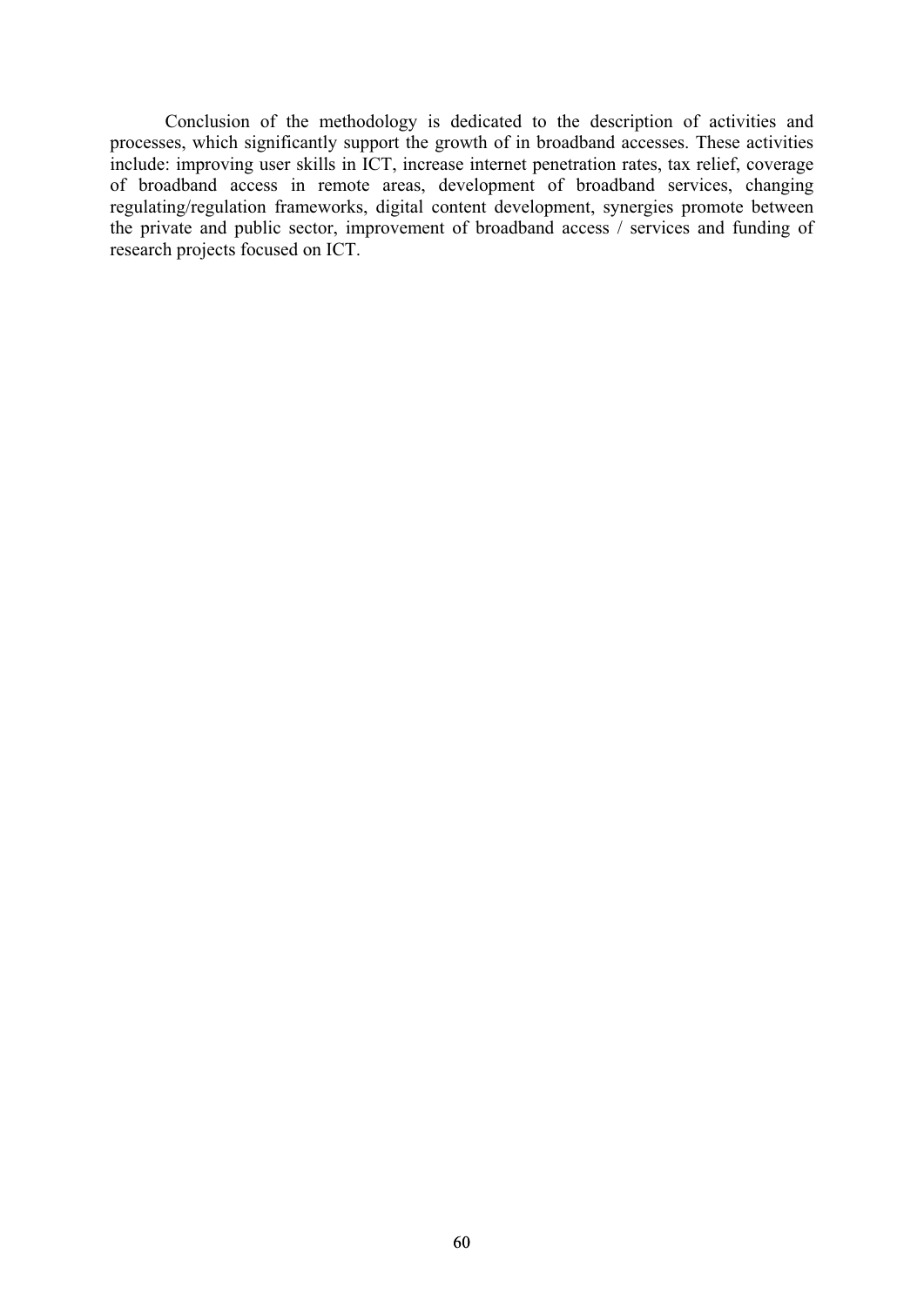Conclusion of the methodology is dedicated to the description of activities and processes, which significantly support the growth of in broadband accesses. These activities include: improving user skills in ICT, increase internet penetration rates, tax relief, coverage of broadband access in remote areas, development of broadband services, changing regulating/regulation frameworks, digital content development, synergies promote between the private and public sector, improvement of broadband access / services and funding of research projects focused on ICT.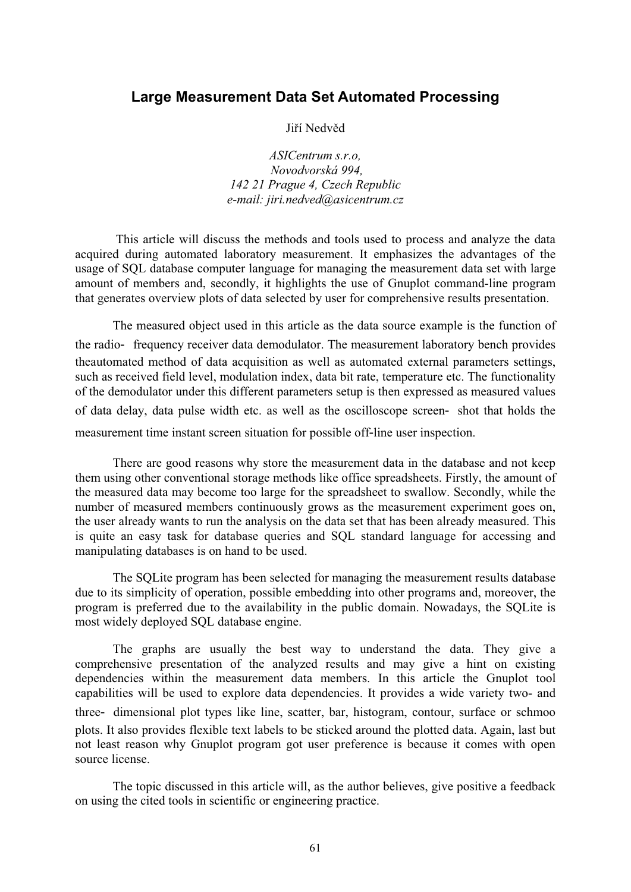## Large Measurement Data Set Automated Processing

Jiří Nedvěd

*ASICentrum s.r.o,*
*Novodvorská 994,*
*142 21 Prague 4, Czech Republic*
*e-mail: jiri.nedved@asicentrum.cz*

This article will discuss the methods and tools used to process and analyze the data acquired during automated laboratory measurement. It emphasizes the advantages of the usage of SQL database computer language for managing the measurement data set with large amount of members and, secondly, it highlights the use of Gnuplot command-line program that generates overview plots of data selected by user for comprehensive results presentation.

The measured object used in this article as the data source example is the function of the radio- frequency receiver data demodulator. The measurement laboratory bench provides theautomated method of data acquisition as well as automated external parameters settings, such as received field level, modulation index, data bit rate, temperature etc. The functionality of the demodulator under this different parameters setup is then expressed as measured values of data delay, data pulse width etc. as well as the oscilloscope screen- shot that holds the measurement time instant screen situation for possible off-line user inspection.

There are good reasons why store the measurement data in the database and not keep them using other conventional storage methods like office spreadsheets. Firstly, the amount of the measured data may become too large for the spreadsheet to swallow. Secondly, while the number of measured members continuously grows as the measurement experiment goes on, the user already wants to run the analysis on the data set that has been already measured. This is quite an easy task for database queries and SQL standard language for accessing and manipulating databases is on hand to be used.

The SQLite program has been selected for managing the measurement results database due to its simplicity of operation, possible embedding into other programs and, moreover, the program is preferred due to the availability in the public domain. Nowadays, the SQLite is most widely deployed SQL database engine.

The graphs are usually the best way to understand the data. They give a comprehensive presentation of the analyzed results and may give a hint on existing dependencies within the measurement data members. In this article the Gnuplot tool capabilities will be used to explore data dependencies. It provides a wide variety two- and three- dimensional plot types like line, scatter, bar, histogram, contour, surface or schmoo plots. It also provides flexible text labels to be sticked around the plotted data. Again, last but not least reason why Gnuplot program got user preference is because it comes with open source license.

The topic discussed in this article will, as the author believes, give positive a feedback on using the cited tools in scientific or engineering practice.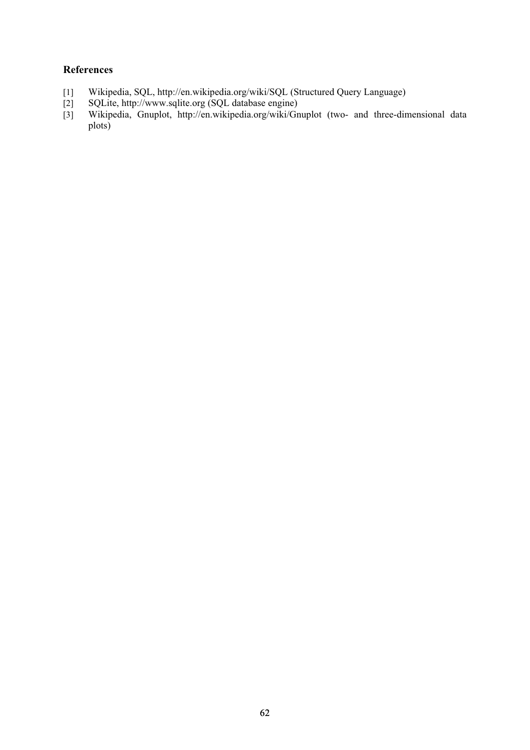### References

[1] Wikipedia, SQL, http://en.wikipedia.org/wiki/SQL (Structured Query Language)

[2] SQLite, http://www.sqlite.org (SQL database engine)

[3] Wikipedia, Gnuplot, http://en.wikipedia.org/wiki/Gnuplot (two- and three-dimensional data plots)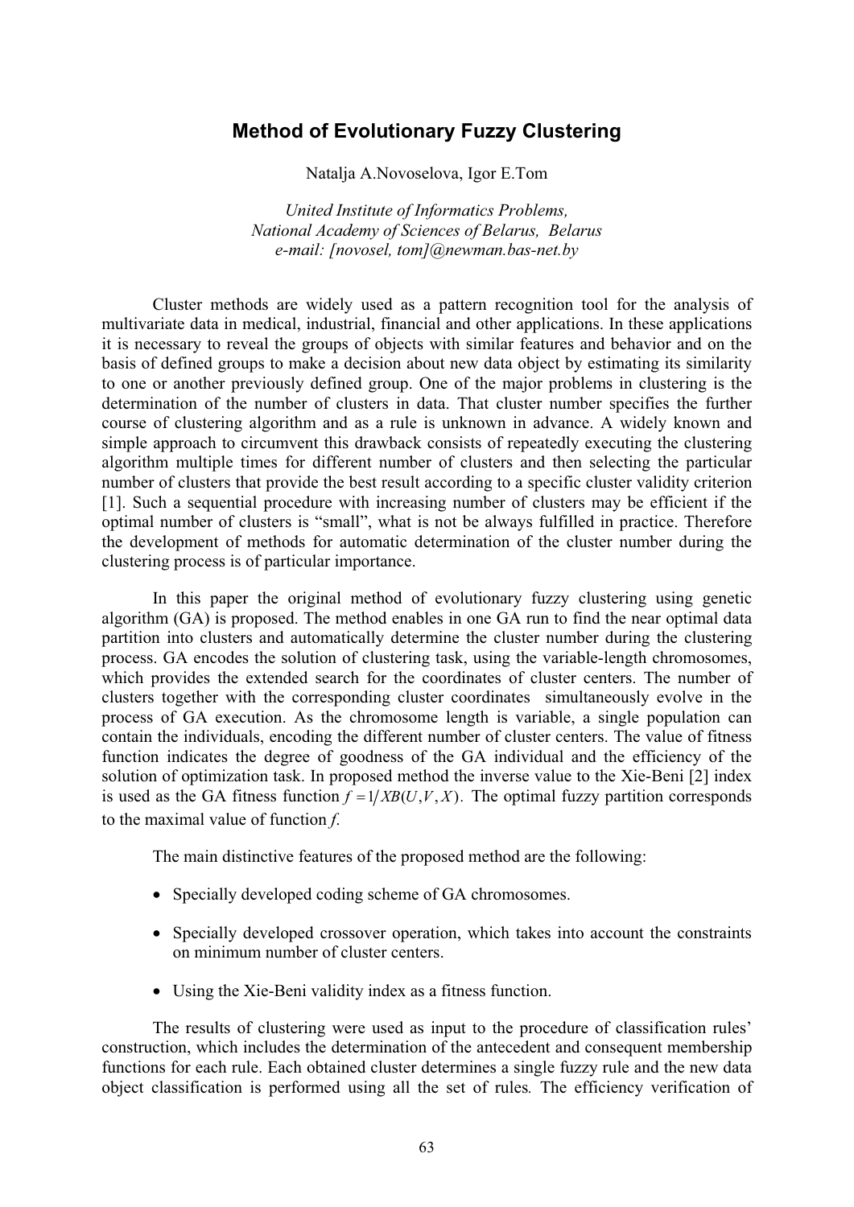# Method of Evolutionary Fuzzy Clustering

Natalja A.Novoselova, Igor E.Tom

*United Institute of Informatics Problems,*
*National Academy of Sciences of Belarus, Belarus*
*e-mail: [novosel, tom]@newman.bas-net.by*

Cluster methods are widely used as a pattern recognition tool for the analysis of multivariate data in medical, industrial, financial and other applications. In these applications it is necessary to reveal the groups of objects with similar features and behavior and on the basis of defined groups to make a decision about new data object by estimating its similarity to one or another previously defined group. One of the major problems in clustering is the determination of the number of clusters in data. That cluster number specifies the further course of clustering algorithm and as a rule is unknown in advance. A widely known and simple approach to circumvent this drawback consists of repeatedly executing the clustering algorithm multiple times for different number of clusters and then selecting the particular number of clusters that provide the best result according to a specific cluster validity criterion [1]. Such a sequential procedure with increasing number of clusters may be efficient if the optimal number of clusters is "small", what is not be always fulfilled in practice. Therefore the development of methods for automatic determination of the cluster number during the clustering process is of particular importance.

In this paper the original method of evolutionary fuzzy clustering using genetic algorithm (GA) is proposed. The method enables in one GA run to find the near optimal data partition into clusters and automatically determine the cluster number during the clustering process. GA encodes the solution of clustering task, using the variable-length chromosomes, which provides the extended search for the coordinates of cluster centers. The number of clusters together with the corresponding cluster coordinates simultaneously evolve in the process of GA execution. As the chromosome length is variable, a single population can contain the individuals, encoding the different number of cluster centers. The value of fitness function indicates the degree of goodness of the GA individual and the efficiency of the solution of optimization task. In proposed method the inverse value to the Xie-Beni [2] index is used as the GA fitness function $f = 1/XB(U,V,X)$. The optimal fuzzy partition corresponds to the maximal value of function *f*.

The main distinctive features of the proposed method are the following:

- Specially developed coding scheme of GA chromosomes.
- Specially developed crossover operation, which takes into account the constraints on minimum number of cluster centers.
- Using the Xie-Beni validity index as a fitness function.

The results of clustering were used as input to the procedure of classification rules' construction, which includes the determination of the antecedent and consequent membership functions for each rule. Each obtained cluster determines a single fuzzy rule and the new data object classification is performed using all the set of rules. The efficiency verification of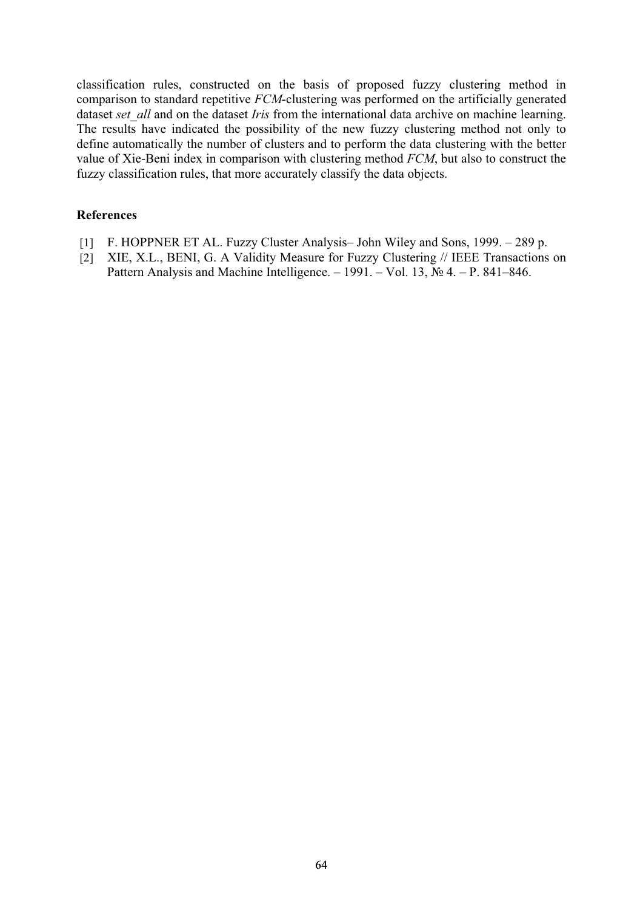classification rules, constructed on the basis of proposed fuzzy clustering method in comparison to standard repetitive *FCM*-clustering was performed on the artificially generated dataset *set_all* and on the dataset *Iris* from the international data archive on machine learning. The results have indicated the possibility of the new fuzzy clustering method not only to define automatically the number of clusters and to perform the data clustering with the better value of Xie-Beni index in comparison with clustering method *FCM*, but also to construct the fuzzy classification rules, that more accurately classify the data objects.

**References**

[1] F. HOPPNER ET AL. Fuzzy Cluster Analysis– John Wiley and Sons, 1999. – 289 p.

[2] XIE, X.L., BENI, G. A Validity Measure for Fuzzy Clustering // IEEE Transactions on Pattern Analysis and Machine Intelligence. – 1991. – Vol. 13, № 4. – P. 841–846.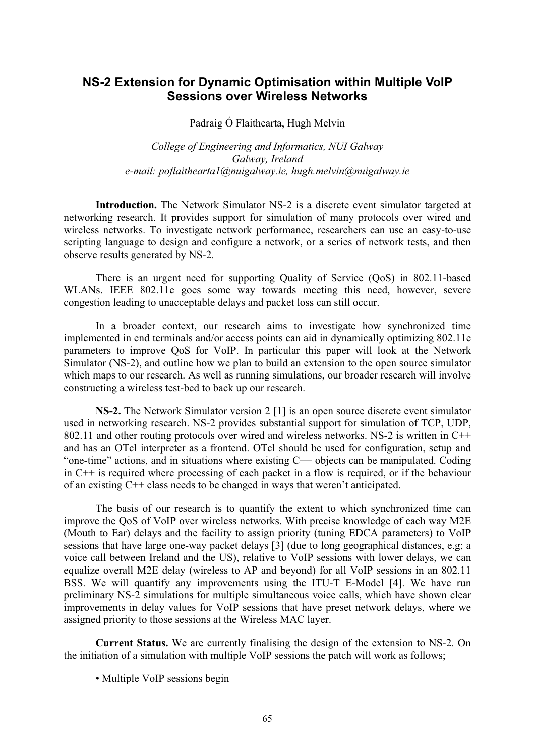# NS-2 Extension for Dynamic Optimisation within Multiple VoIP Sessions over Wireless Networks

Padraig Ó Flaithearta, Hugh Melvin

*College of Engineering and Informatics, NUI Galway*
*Galway, Ireland*
*e-mail: poflaithearta1@nuigalway.ie, hugh.melvin@nuigalway.ie*

**Introduction.** The Network Simulator NS-2 is a discrete event simulator targeted at networking research. It provides support for simulation of many protocols over wired and wireless networks. To investigate network performance, researchers can use an easy-to-use scripting language to design and configure a network, or a series of network tests, and then observe results generated by NS-2.

There is an urgent need for supporting Quality of Service (QoS) in 802.11-based WLANs. IEEE 802.11e goes some way towards meeting this need, however, severe congestion leading to unacceptable delays and packet loss can still occur.

In a broader context, our research aims to investigate how synchronized time implemented in end terminals and/or access points can aid in dynamically optimizing 802.11e parameters to improve QoS for VoIP. In particular this paper will look at the Network Simulator (NS-2), and outline how we plan to build an extension to the open source simulator which maps to our research. As well as running simulations, our broader research will involve constructing a wireless test-bed to back up our research.

**NS-2.** The Network Simulator version 2 [1] is an open source discrete event simulator used in networking research. NS-2 provides substantial support for simulation of TCP, UDP, 802.11 and other routing protocols over wired and wireless networks. NS-2 is written in C++ and has an OTcl interpreter as a frontend. OTcl should be used for configuration, setup and "one-time" actions, and in situations where existing C++ objects can be manipulated. Coding in C++ is required where processing of each packet in a flow is required, or if the behaviour of an existing C++ class needs to be changed in ways that weren't anticipated.

The basis of our research is to quantify the extent to which synchronized time can improve the QoS of VoIP over wireless networks. With precise knowledge of each way M2E (Mouth to Ear) delays and the facility to assign priority (tuning EDCA parameters) to VoIP sessions that have large one-way packet delays [3] (due to long geographical distances, e.g; a voice call between Ireland and the US), relative to VoIP sessions with lower delays, we can equalize overall M2E delay (wireless to AP and beyond) for all VoIP sessions in an 802.11 BSS. We will quantify any improvements using the ITU-T E-Model [4]. We have run preliminary NS-2 simulations for multiple simultaneous voice calls, which have shown clear improvements in delay values for VoIP sessions that have preset network delays, where we assigned priority to those sessions at the Wireless MAC layer.

**Current Status.** We are currently finalising the design of the extension to NS-2. On the initiation of a simulation with multiple VoIP sessions the patch will work as follows;

- Multiple VoIP sessions begin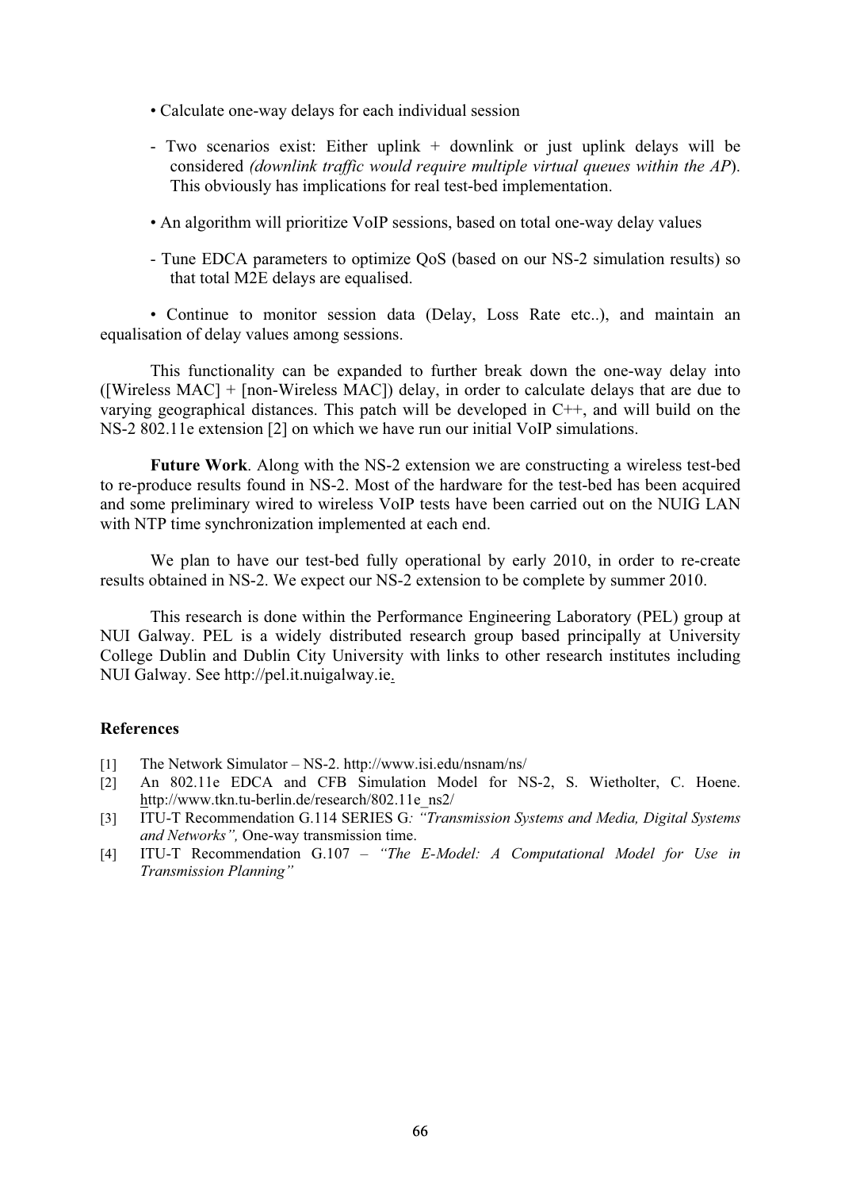- Calculate one-way delays for each individual session
  - Two scenarios exist: Either uplink + downlink or just uplink delays will be considered *(downlink traffic would require multiple virtual queues within the AP*). This obviously has implications for real test-bed implementation.
- An algorithm will prioritize VoIP sessions, based on total one-way delay values
  - Tune EDCA parameters to optimize QoS (based on our NS-2 simulation results) so that total M2E delays are equalised.
- Continue to monitor session data (Delay, Loss Rate etc..), and maintain an equalisation of delay values among sessions.

This functionality can be expanded to further break down the one-way delay into ([Wireless MAC] + [non-Wireless MAC]) delay, in order to calculate delays that are due to varying geographical distances. This patch will be developed in C++, and will build on the NS-2 802.11e extension [2] on which we have run our initial VoIP simulations.

**Future Work**. Along with the NS-2 extension we are constructing a wireless test-bed to re-produce results found in NS-2. Most of the hardware for the test-bed has been acquired and some preliminary wired to wireless VoIP tests have been carried out on the NUIG LAN with NTP time synchronization implemented at each end.

We plan to have our test-bed fully operational by early 2010, in order to re-create results obtained in NS-2. We expect our NS-2 extension to be complete by summer 2010.

This research is done within the Performance Engineering Laboratory (PEL) group at NUI Galway. PEL is a widely distributed research group based principally at University College Dublin and Dublin City University with links to other research institutes including NUI Galway. See http://pel.it.nuigalway.ie.

**References**

[1] The Network Simulator – NS-2. http://www.isi.edu/nsnam/ns/

[2] An 802.11e EDCA and CFB Simulation Model for NS-2, S. Wietholter, C. Hoene. http://www.tkn.tu-berlin.de/research/802.11e_ns2/

[3] ITU-T Recommendation G.114 SERIES G*: "Transmission Systems and Media, Digital Systems and Networks",* One-way transmission time.

[4] ITU-T Recommendation G.107 – *"The E-Model: A Computational Model for Use in Transmission Planning"*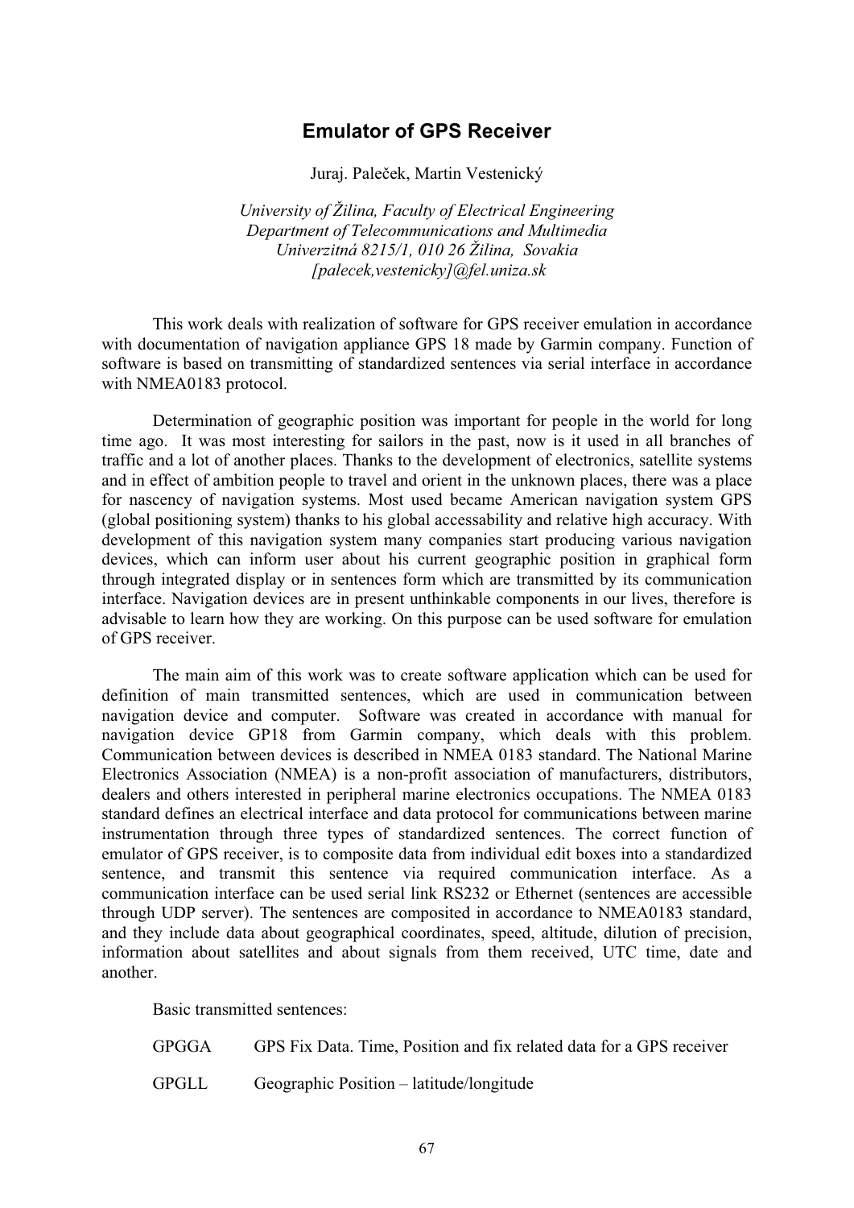# Emulator of GPS Receiver

Juraj. Paleček, Martin Vestenický

*University of Žilina, Faculty of Electrical Engineering*
*Department of Telecommunications and Multimedia*
*Univerzitná 8215/1, 010 26 Žilina, Sovakia*
*[palecek,vestenicky]@fel.uniza.sk*

This work deals with realization of software for GPS receiver emulation in accordance with documentation of navigation appliance GPS 18 made by Garmin company. Function of software is based on transmitting of standardized sentences via serial interface in accordance with NMEA0183 protocol.

Determination of geographic position was important for people in the world for long time ago. It was most interesting for sailors in the past, now is it used in all branches of traffic and a lot of another places. Thanks to the development of electronics, satellite systems and in effect of ambition people to travel and orient in the unknown places, there was a place for nascency of navigation systems. Most used became American navigation system GPS (global positioning system) thanks to his global accessability and relative high accuracy. With development of this navigation system many companies start producing various navigation devices, which can inform user about his current geographic position in graphical form through integrated display or in sentences form which are transmitted by its communication interface. Navigation devices are in present unthinkable components in our lives, therefore is advisable to learn how they are working. On this purpose can be used software for emulation of GPS receiver.

The main aim of this work was to create software application which can be used for definition of main transmitted sentences, which are used in communication between navigation device and computer. Software was created in accordance with manual for navigation device GP18 from Garmin company, which deals with this problem. Communication between devices is described in NMEA 0183 standard. The National Marine Electronics Association (NMEA) is a non-profit association of manufacturers, distributors, dealers and others interested in peripheral marine electronics occupations. The NMEA 0183 standard defines an electrical interface and data protocol for communications between marine instrumentation through three types of standardized sentences. The correct function of emulator of GPS receiver, is to composite data from individual edit boxes into a standardized sentence, and transmit this sentence via required communication interface. As a communication interface can be used serial link RS232 or Ethernet (sentences are accessible through UDP server). The sentences are composited in accordance to NMEA0183 standard, and they include data about geographical coordinates, speed, altitude, dilution of precision, information about satellites and about signals from them received, UTC time, date and another.

Basic transmitted sentences:

GPGGA GPS Fix Data. Time, Position and fix related data for a GPS receiver

GPGLL Geographic Position – latitude/longitude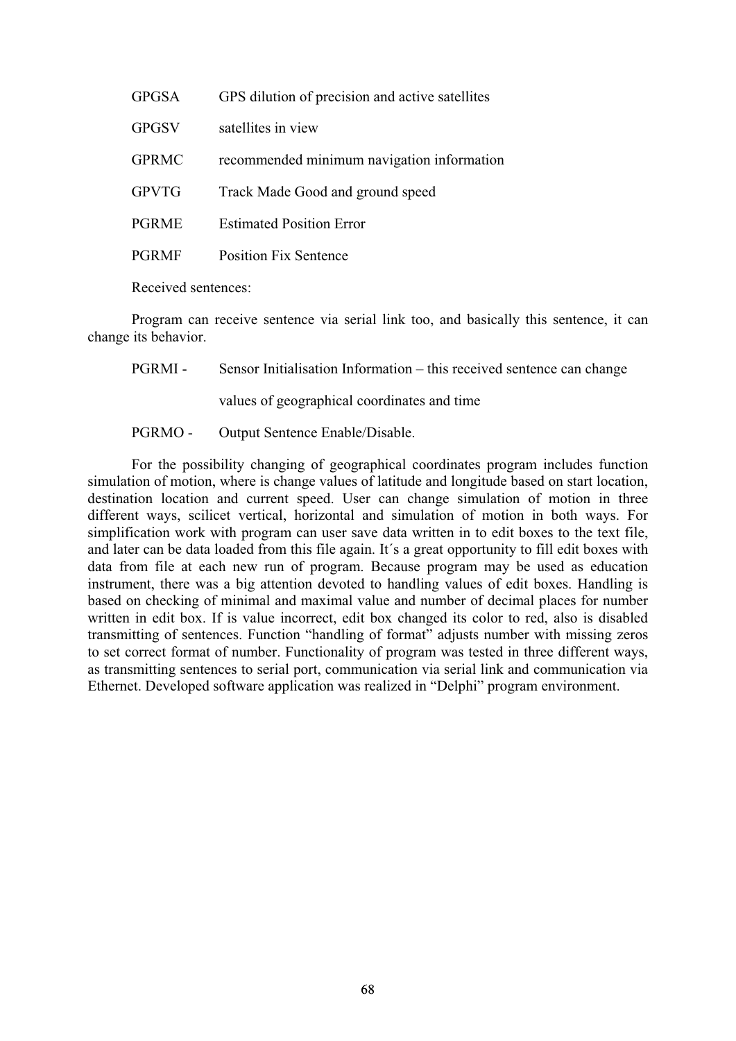GPGSA GPS dilution of precision and active satellites

GPGSV satellites in view

GPRMC recommended minimum navigation information

GPVTG Track Made Good and ground speed

PGRME Estimated Position Error

PGRMF Position Fix Sentence

Received sentences:

Program can receive sentence via serial link too, and basically this sentence, it can change its behavior.

PGRMI - Sensor Initialisation Information – this received sentence can change values of geographical coordinates and time

PGRMO - Output Sentence Enable/Disable.

For the possibility changing of geographical coordinates program includes function simulation of motion, where is change values of latitude and longitude based on start location, destination location and current speed. User can change simulation of motion in three different ways, scilicet vertical, horizontal and simulation of motion in both ways. For simplification work with program can user save data written in to edit boxes to the text file, and later can be data loaded from this file again. It´s a great opportunity to fill edit boxes with data from file at each new run of program. Because program may be used as education instrument, there was a big attention devoted to handling values of edit boxes. Handling is based on checking of minimal and maximal value and number of decimal places for number written in edit box. If is value incorrect, edit box changed its color to red, also is disabled transmitting of sentences. Function "handling of format" adjusts number with missing zeros to set correct format of number. Functionality of program was tested in three different ways, as transmitting sentences to serial port, communication via serial link and communication via Ethernet. Developed software application was realized in "Delphi" program environment.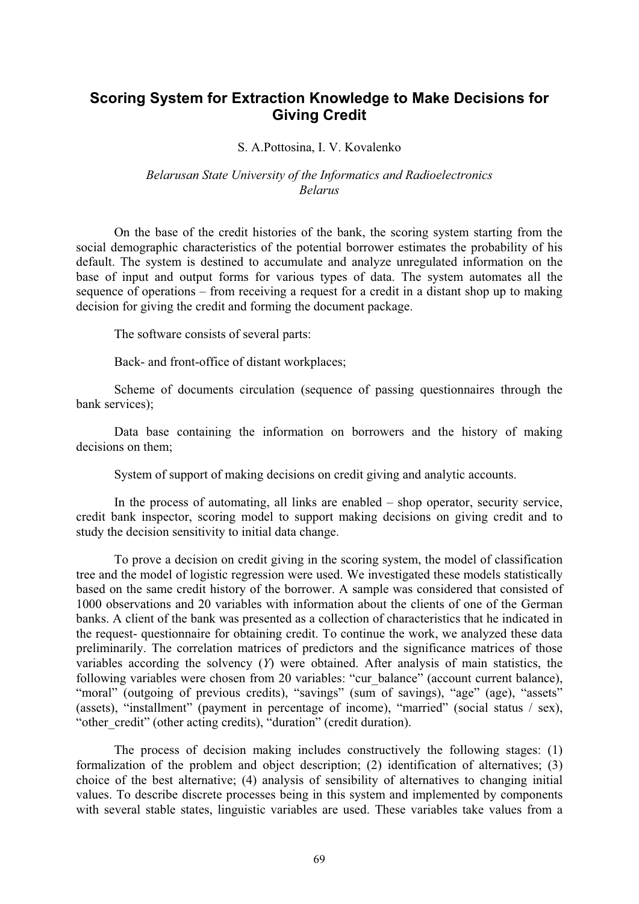# Scoring System for Extraction Knowledge to Make Decisions for Giving Credit

S. A.Pottosina, I. V. Kovalenko

*Belarusan State University of the Informatics and Radioelectronics*
*Belarus*

On the base of the credit histories of the bank, the scoring system starting from the social demographic characteristics of the potential borrower estimates the probability of his default. The system is destined to accumulate and analyze unregulated information on the base of input and output forms for various types of data. The system automates all the sequence of operations – from receiving a request for a credit in a distant shop up to making decision for giving the credit and forming the document package.

The software consists of several parts:

Back- and front-office of distant workplaces;

Scheme of documents circulation (sequence of passing questionnaires through the bank services);

Data base containing the information on borrowers and the history of making decisions on them;

System of support of making decisions on credit giving and analytic accounts.

In the process of automating, all links are enabled – shop operator, security service, credit bank inspector, scoring model to support making decisions on giving credit and to study the decision sensitivity to initial data change.

To prove a decision on credit giving in the scoring system, the model of classification tree and the model of logistic regression were used. We investigated these models statistically based on the same credit history of the borrower. A sample was considered that consisted of 1000 observations and 20 variables with information about the clients of one of the German banks. A client of the bank was presented as a collection of characteristics that he indicated in the request- questionnaire for obtaining credit. To continue the work, we analyzed these data preliminarily. The correlation matrices of predictors and the significance matrices of those variables according the solvency ($Y$) were obtained. After analysis of main statistics, the following variables were chosen from 20 variables: "cur_balance" (account current balance), "moral" (outgoing of previous credits), "savings" (sum of savings), "age" (age), "assets" (assets), "installment" (payment in percentage of income), "married" (social status / sex), "other_credit" (other acting credits), "duration" (credit duration).

The process of decision making includes constructively the following stages: (1) formalization of the problem and object description; (2) identification of alternatives; (3) choice of the best alternative; (4) analysis of sensibility of alternatives to changing initial values. To describe discrete processes being in this system and implemented by components with several stable states, linguistic variables are used. These variables take values from a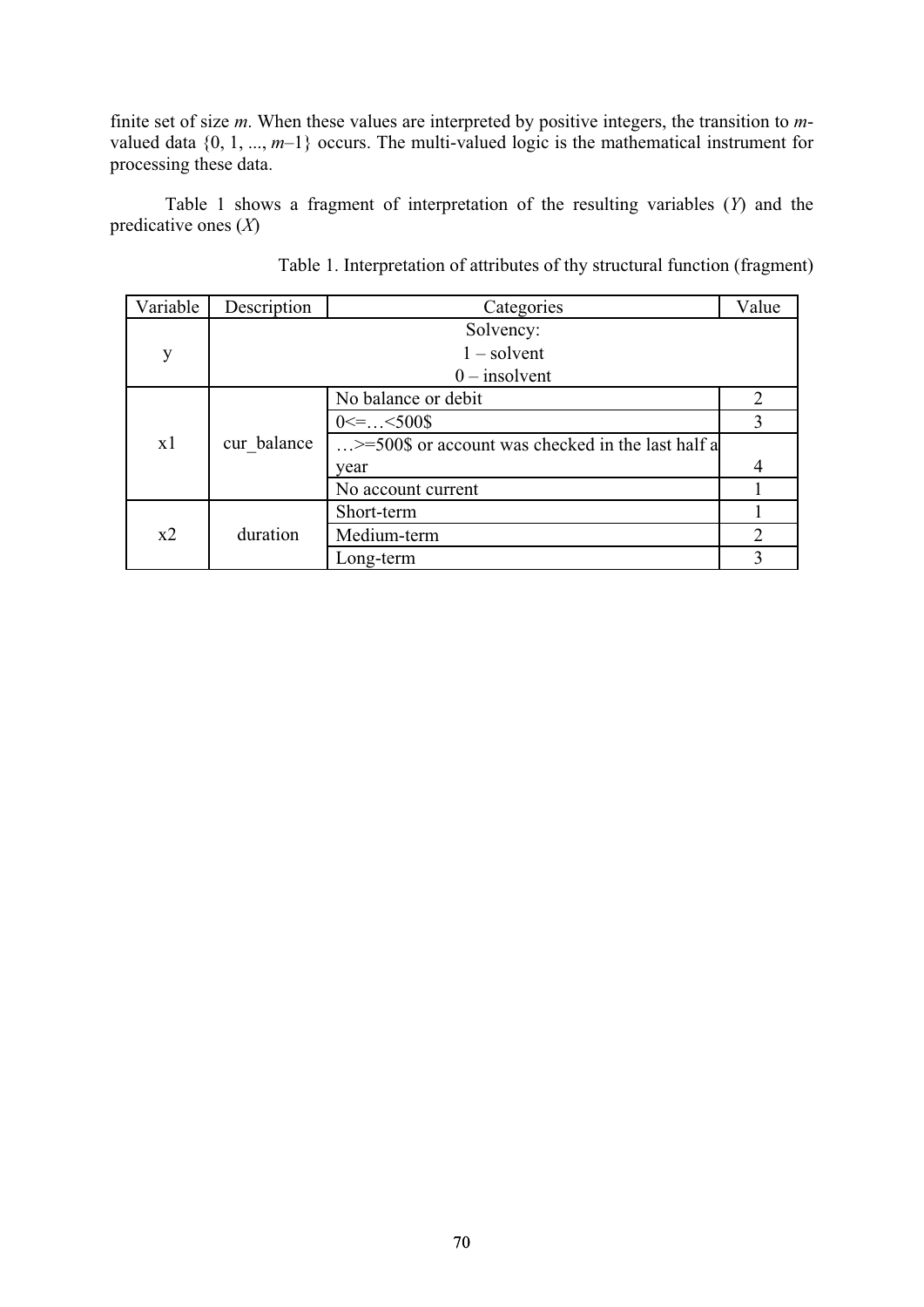finite set of size *m*. When these values are interpreted by positive integers, the transition to *m*-valued data {0, 1, ..., *m*–1} occurs. The multi-valued logic is the mathematical instrument for processing these data.

Table 1 shows a fragment of interpretation of the resulting variables (*Y*) and the predicative ones (*X*)

Table 1. Interpretation of attributes of thy structural function (fragment)

| Variable | Description | Categories | Value |
|---|---|---|---|
| y | Solvency:<br>1 – solvent<br>0 – insolvent | | |
| x1 | cur_balance | No balance or debit | 2 |
| | | 0<=…<500$ | 3 |
| | | …>=500$ or account was checked in the last half a year | 4 |
| | | No account current | 1 |
| x2 | duration | Short-term | 1 |
| | | Medium-term | 2 |
| | | Long-term | 3 |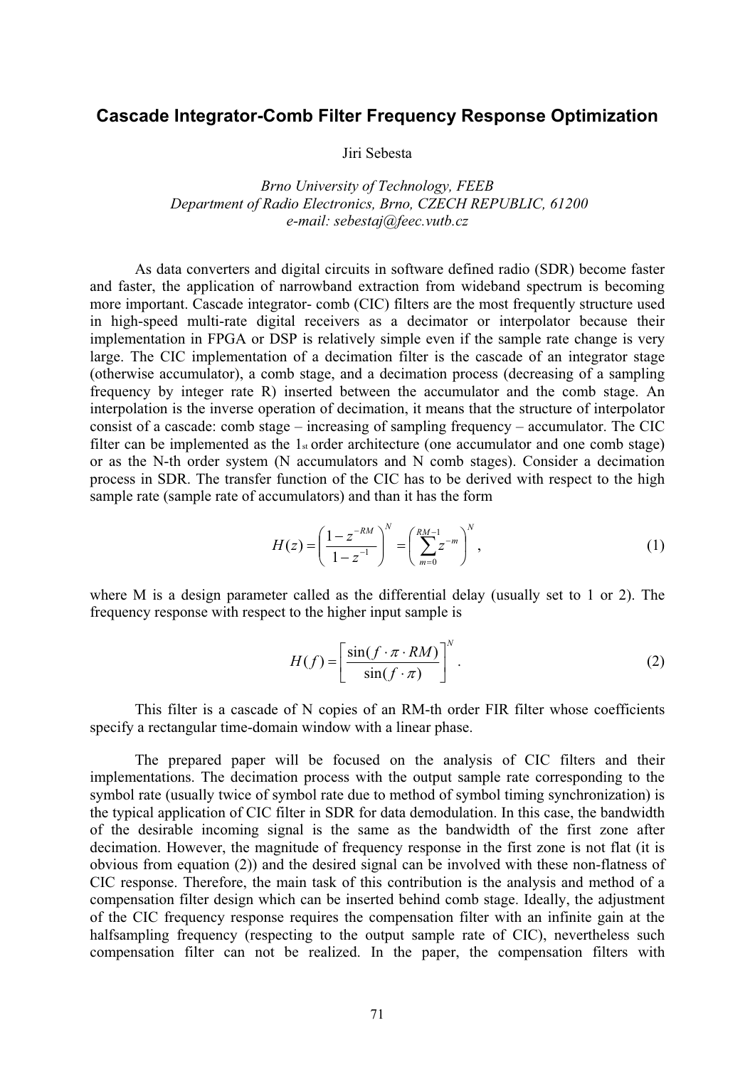# Cascade Integrator-Comb Filter Frequency Response Optimization

Jiri Sebesta

*Brno University of Technology, FEEB*
*Department of Radio Electronics, Brno, CZECH REPUBLIC, 61200*
*e-mail: sebestaj@feec.vutb.cz*

As data converters and digital circuits in software defined radio (SDR) become faster and faster, the application of narrowband extraction from wideband spectrum is becoming more important. Cascade integrator- comb (CIC) filters are the most frequently structure used in high-speed multi-rate digital receivers as a decimator or interpolator because their implementation in FPGA or DSP is relatively simple even if the sample rate change is very large. The CIC implementation of a decimation filter is the cascade of an integrator stage (otherwise accumulator), a comb stage, and a decimation process (decreasing of a sampling frequency by integer rate R) inserted between the accumulator and the comb stage. An interpolation is the inverse operation of decimation, it means that the structure of interpolator consist of a cascade: comb stage – increasing of sampling frequency – accumulator. The CIC filter can be implemented as the 1st order architecture (one accumulator and one comb stage) or as the N-th order system (N accumulators and N comb stages). Consider a decimation process in SDR. The transfer function of the CIC has to be derived with respect to the high sample rate (sample rate of accumulators) and than it has the form

$$H(z) = \left( \frac{1 - z^{-RM}}{1 - z^{-1}} \right)^N = \left( \sum_{m=0}^{RM-1} z^{-m} \right)^N , \tag{1}$$

where M is a design parameter called as the differential delay (usually set to 1 or 2). The frequency response with respect to the higher input sample is

$$H(f) = \left[ \frac{\sin(f \cdot \pi \cdot RM)}{\sin(f \cdot \pi)} \right]^N . \tag{2}$$

This filter is a cascade of N copies of an RM-th order FIR filter whose coefficients specify a rectangular time-domain window with a linear phase.

The prepared paper will be focused on the analysis of CIC filters and their implementations. The decimation process with the output sample rate corresponding to the symbol rate (usually twice of symbol rate due to method of symbol timing synchronization) is the typical application of CIC filter in SDR for data demodulation. In this case, the bandwidth of the desirable incoming signal is the same as the bandwidth of the first zone after decimation. However, the magnitude of frequency response in the first zone is not flat (it is obvious from equation (2)) and the desired signal can be involved with these non-flatness of CIC response. Therefore, the main task of this contribution is the analysis and method of a compensation filter design which can be inserted behind comb stage. Ideally, the adjustment of the CIC frequency response requires the compensation filter with an infinite gain at the halfsampling frequency (respecting to the output sample rate of CIC), nevertheless such compensation filter can not be realized. In the paper, the compensation filters with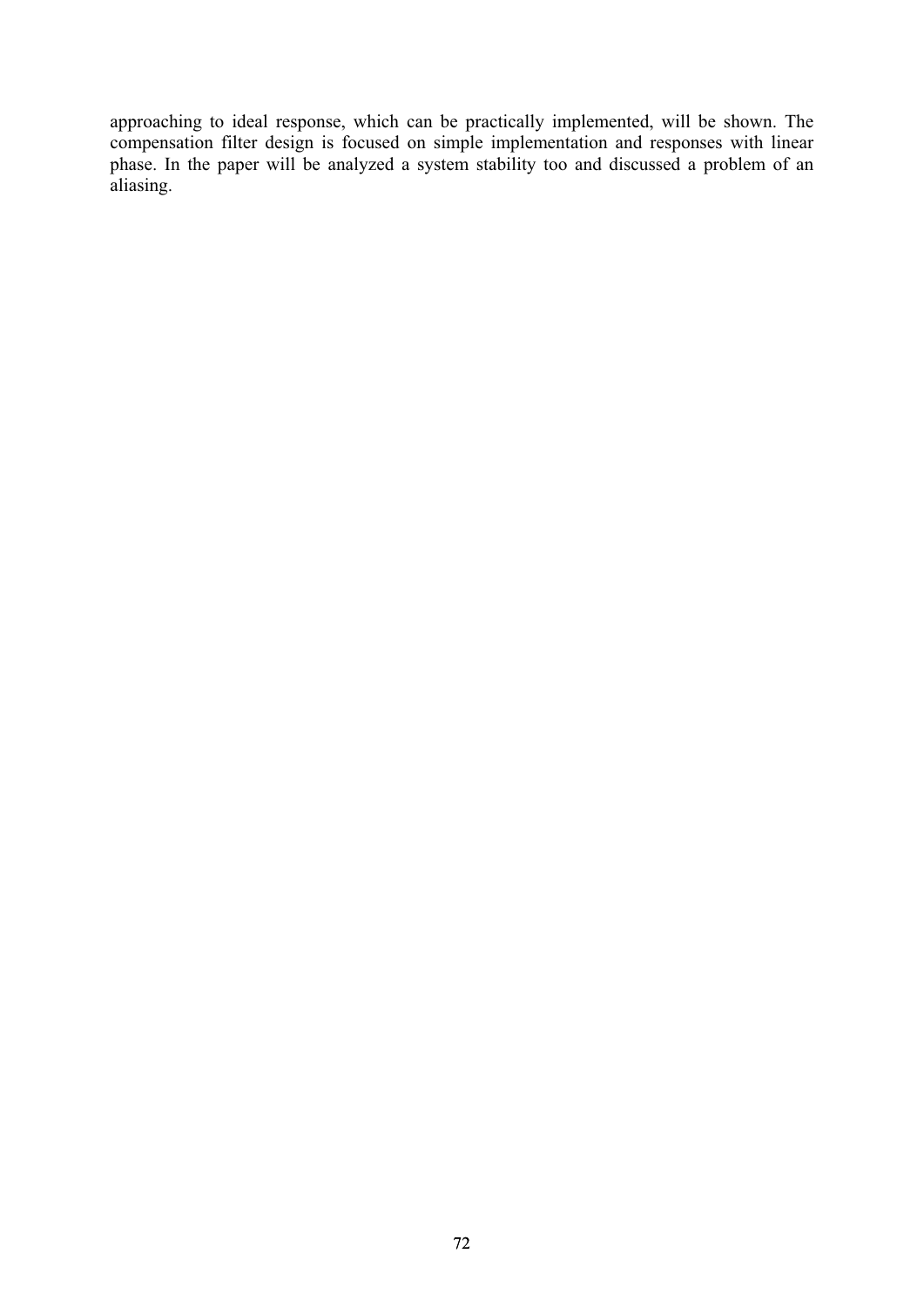approaching to ideal response, which can be practically implemented, will be shown. The compensation filter design is focused on simple implementation and responses with linear phase. In the paper will be analyzed a system stability too and discussed a problem of an aliasing.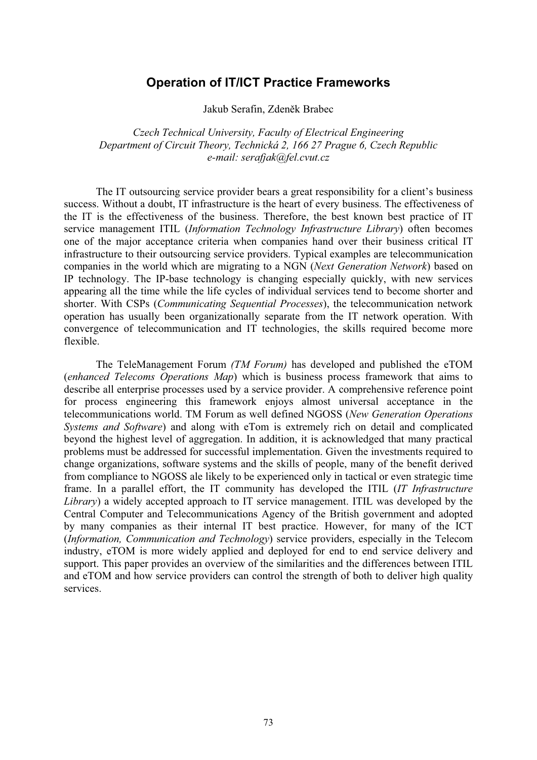# Operation of IT/ICT Practice Frameworks

Jakub Serafin, Zdeněk Brabec

*Czech Technical University, Faculty of Electrical Engineering*
*Department of Circuit Theory, Technická 2, 166 27 Prague 6, Czech Republic*
*e-mail: serafjak@fel.cvut.cz*

The IT outsourcing service provider bears a great responsibility for a client's business success. Without a doubt, IT infrastructure is the heart of every business. The effectiveness of the IT is the effectiveness of the business. Therefore, the best known best practice of IT service management ITIL (*Information Technology Infrastructure Library*) often becomes one of the major acceptance criteria when companies hand over their business critical IT infrastructure to their outsourcing service providers. Typical examples are telecommunication companies in the world which are migrating to a NGN (*Next Generation Network*) based on IP technology. The IP-base technology is changing especially quickly, with new services appearing all the time while the life cycles of individual services tend to become shorter and shorter. With CSPs (*Communicating Sequential Processes*), the telecommunication network operation has usually been organizationally separate from the IT network operation. With convergence of telecommunication and IT technologies, the skills required become more flexible.

The TeleManagement Forum *(TM Forum)* has developed and published the eTOM (*enhanced Telecoms Operations Map*) which is business process framework that aims to describe all enterprise processes used by a service provider. A comprehensive reference point for process engineering this framework enjoys almost universal acceptance in the telecommunications world. TM Forum as well defined NGOSS (*New Generation Operations Systems and Software*) and along with eTom is extremely rich on detail and complicated beyond the highest level of aggregation. In addition, it is acknowledged that many practical problems must be addressed for successful implementation. Given the investments required to change organizations, software systems and the skills of people, many of the benefit derived from compliance to NGOSS ale likely to be experienced only in tactical or even strategic time frame. In a parallel effort, the IT community has developed the ITIL (*IT Infrastructure Library*) a widely accepted approach to IT service management. ITIL was developed by the Central Computer and Telecommunications Agency of the British government and adopted by many companies as their internal IT best practice. However, for many of the ICT (*Information, Communication and Technology*) service providers, especially in the Telecom industry, eTOM is more widely applied and deployed for end to end service delivery and support. This paper provides an overview of the similarities and the differences between ITIL and eTOM and how service providers can control the strength of both to deliver high quality services.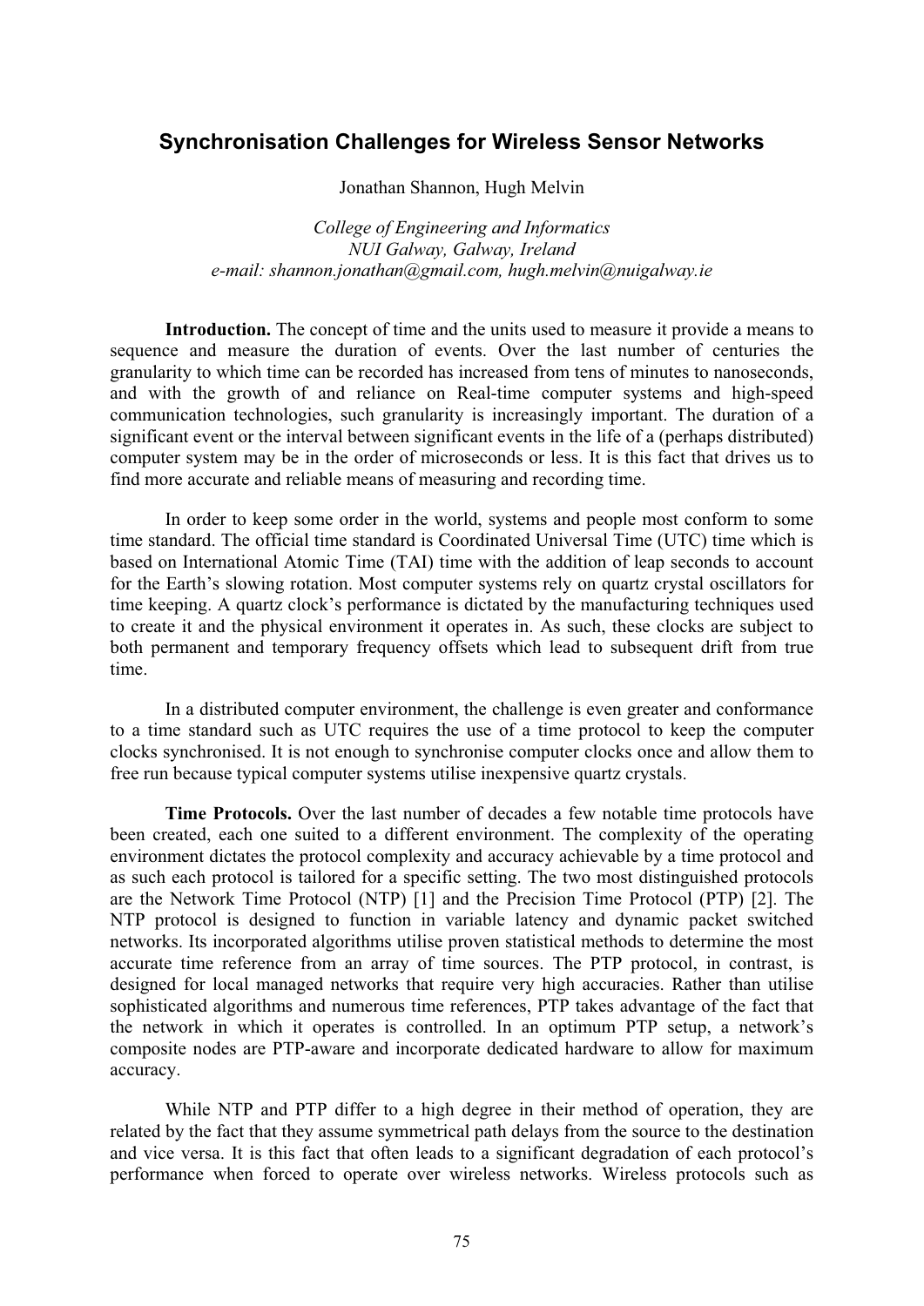## Synchronisation Challenges for Wireless Sensor Networks

Jonathan Shannon, Hugh Melvin

*College of Engineering and Informatics*
*NUI Galway, Galway, Ireland*
*e-mail: shannon.jonathan@gmail.com, hugh.melvin@nuigalway.ie*

**Introduction.** The concept of time and the units used to measure it provide a means to sequence and measure the duration of events. Over the last number of centuries the granularity to which time can be recorded has increased from tens of minutes to nanoseconds, and with the growth of and reliance on Real-time computer systems and high-speed communication technologies, such granularity is increasingly important. The duration of a significant event or the interval between significant events in the life of a (perhaps distributed) computer system may be in the order of microseconds or less. It is this fact that drives us to find more accurate and reliable means of measuring and recording time.

In order to keep some order in the world, systems and people most conform to some time standard. The official time standard is Coordinated Universal Time (UTC) time which is based on International Atomic Time (TAI) time with the addition of leap seconds to account for the Earth's slowing rotation. Most computer systems rely on quartz crystal oscillators for time keeping. A quartz clock's performance is dictated by the manufacturing techniques used to create it and the physical environment it operates in. As such, these clocks are subject to both permanent and temporary frequency offsets which lead to subsequent drift from true time.

In a distributed computer environment, the challenge is even greater and conformance to a time standard such as UTC requires the use of a time protocol to keep the computer clocks synchronised. It is not enough to synchronise computer clocks once and allow them to free run because typical computer systems utilise inexpensive quartz crystals.

**Time Protocols.** Over the last number of decades a few notable time protocols have been created, each one suited to a different environment. The complexity of the operating environment dictates the protocol complexity and accuracy achievable by a time protocol and as such each protocol is tailored for a specific setting. The two most distinguished protocols are the Network Time Protocol (NTP) [1] and the Precision Time Protocol (PTP) [2]. The NTP protocol is designed to function in variable latency and dynamic packet switched networks. Its incorporated algorithms utilise proven statistical methods to determine the most accurate time reference from an array of time sources. The PTP protocol, in contrast, is designed for local managed networks that require very high accuracies. Rather than utilise sophisticated algorithms and numerous time references, PTP takes advantage of the fact that the network in which it operates is controlled. In an optimum PTP setup, a network's composite nodes are PTP-aware and incorporate dedicated hardware to allow for maximum accuracy.

While NTP and PTP differ to a high degree in their method of operation, they are related by the fact that they assume symmetrical path delays from the source to the destination and vice versa. It is this fact that often leads to a significant degradation of each protocol's performance when forced to operate over wireless networks. Wireless protocols such as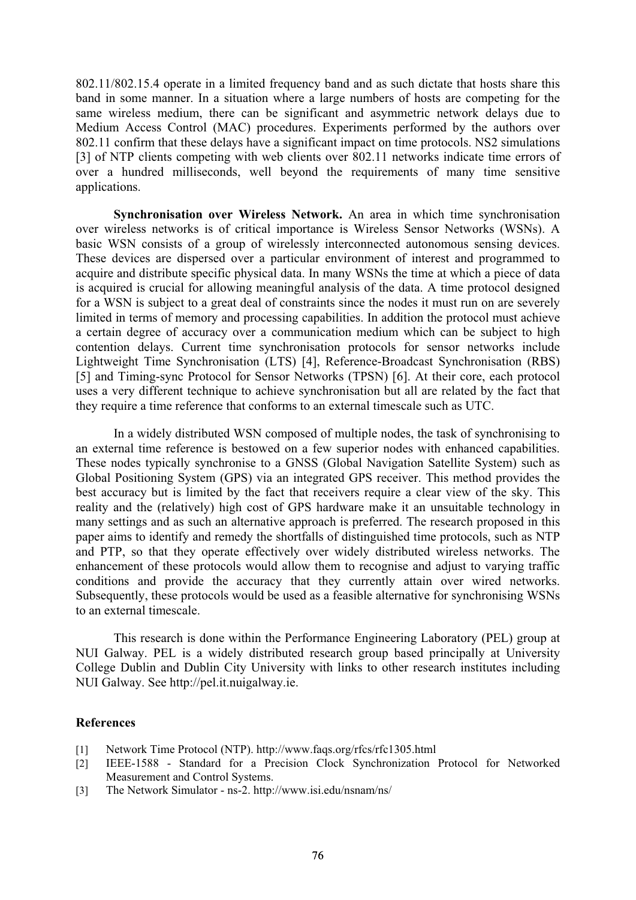802.11/802.15.4 operate in a limited frequency band and as such dictate that hosts share this band in some manner. In a situation where a large numbers of hosts are competing for the same wireless medium, there can be significant and asymmetric network delays due to Medium Access Control (MAC) procedures. Experiments performed by the authors over 802.11 confirm that these delays have a significant impact on time protocols. NS2 simulations [3] of NTP clients competing with web clients over 802.11 networks indicate time errors of over a hundred milliseconds, well beyond the requirements of many time sensitive applications.

**Synchronisation over Wireless Network.** An area in which time synchronisation over wireless networks is of critical importance is Wireless Sensor Networks (WSNs). A basic WSN consists of a group of wirelessly interconnected autonomous sensing devices. These devices are dispersed over a particular environment of interest and programmed to acquire and distribute specific physical data. In many WSNs the time at which a piece of data is acquired is crucial for allowing meaningful analysis of the data. A time protocol designed for a WSN is subject to a great deal of constraints since the nodes it must run on are severely limited in terms of memory and processing capabilities. In addition the protocol must achieve a certain degree of accuracy over a communication medium which can be subject to high contention delays. Current time synchronisation protocols for sensor networks include Lightweight Time Synchronisation (LTS) [4], Reference-Broadcast Synchronisation (RBS) [5] and Timing-sync Protocol for Sensor Networks (TPSN) [6]. At their core, each protocol uses a very different technique to achieve synchronisation but all are related by the fact that they require a time reference that conforms to an external timescale such as UTC.

In a widely distributed WSN composed of multiple nodes, the task of synchronising to an external time reference is bestowed on a few superior nodes with enhanced capabilities. These nodes typically synchronise to a GNSS (Global Navigation Satellite System) such as Global Positioning System (GPS) via an integrated GPS receiver. This method provides the best accuracy but is limited by the fact that receivers require a clear view of the sky. This reality and the (relatively) high cost of GPS hardware make it an unsuitable technology in many settings and as such an alternative approach is preferred. The research proposed in this paper aims to identify and remedy the shortfalls of distinguished time protocols, such as NTP and PTP, so that they operate effectively over widely distributed wireless networks. The enhancement of these protocols would allow them to recognise and adjust to varying traffic conditions and provide the accuracy that they currently attain over wired networks. Subsequently, these protocols would be used as a feasible alternative for synchronising WSNs to an external timescale.

This research is done within the Performance Engineering Laboratory (PEL) group at NUI Galway. PEL is a widely distributed research group based principally at University College Dublin and Dublin City University with links to other research institutes including NUI Galway. See http://pel.it.nuigalway.ie.

### References

[1] Network Time Protocol (NTP). http://www.faqs.org/rfcs/rfc1305.html

[2] IEEE-1588 - Standard for a Precision Clock Synchronization Protocol for Networked Measurement and Control Systems.

[3] The Network Simulator - ns-2. http://www.isi.edu/nsnam/ns/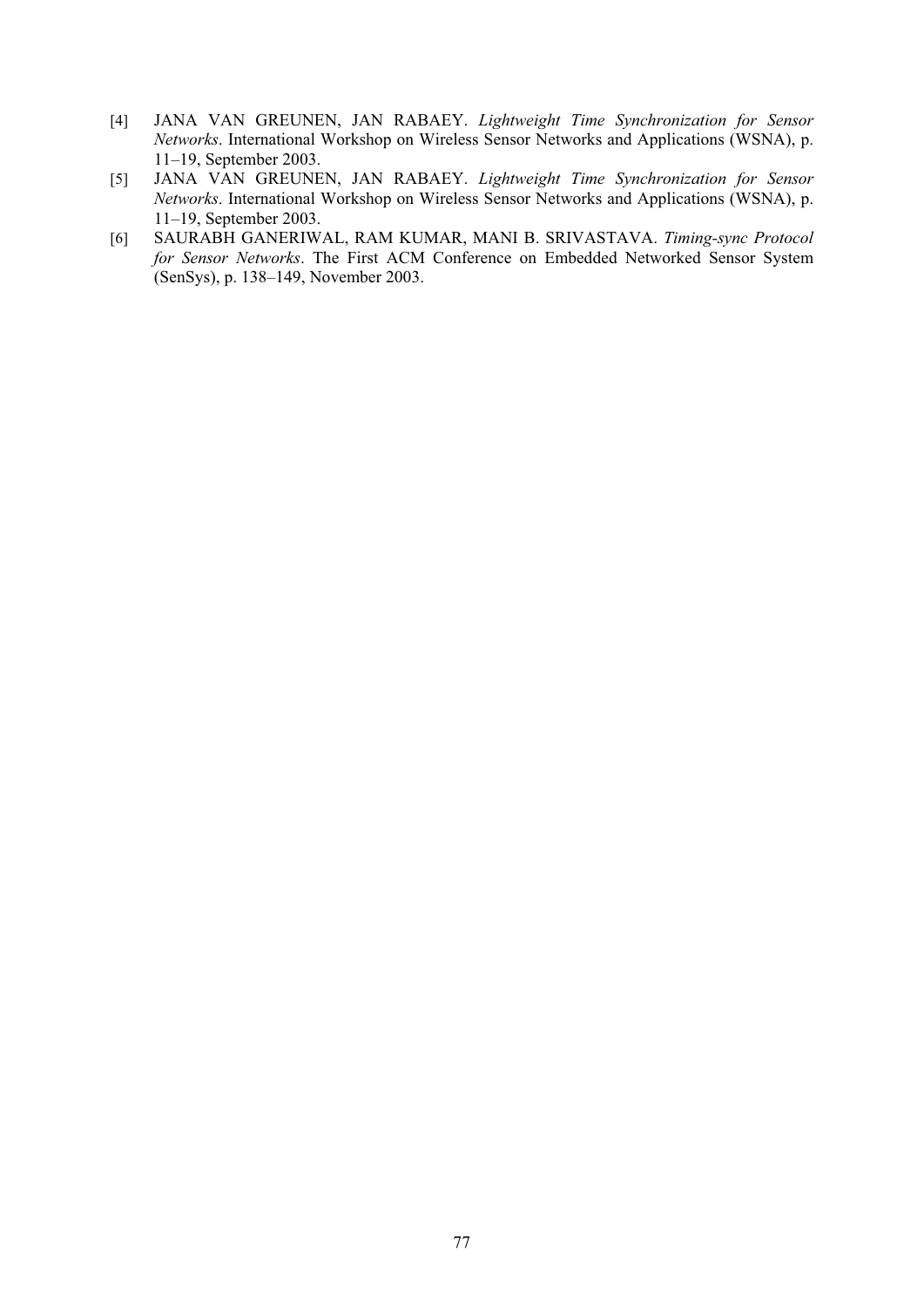[4] JANA VAN GREUNEN, JAN RABAEY. *Lightweight Time Synchronization for Sensor Networks*. International Workshop on Wireless Sensor Networks and Applications (WSNA), p. 11–19, September 2003.

[5] JANA VAN GREUNEN, JAN RABAEY. *Lightweight Time Synchronization for Sensor Networks*. International Workshop on Wireless Sensor Networks and Applications (WSNA), p. 11–19, September 2003.

[6] SAURABH GANERIWAL, RAM KUMAR, MANI B. SRIVASTAVA. *Timing-sync Protocol for Sensor Networks*. The First ACM Conference on Embedded Networked Sensor System (SenSys), p. 138–149, November 2003.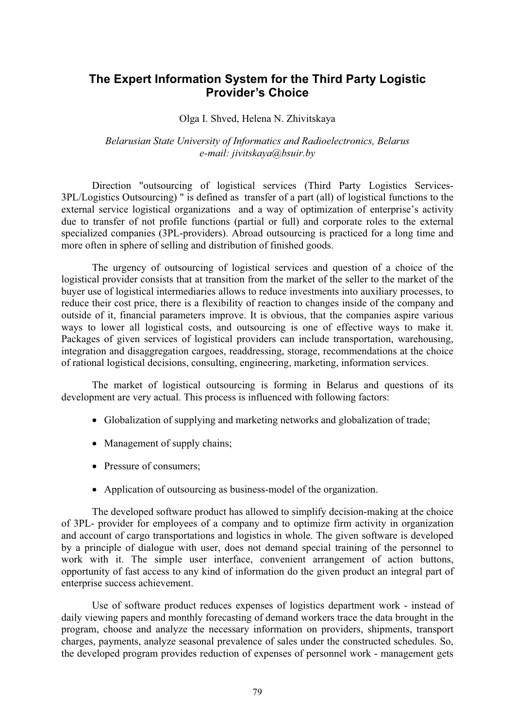# The Expert Information System for the Third Party Logistic Provider's Choice

Olga I. Shved, Helena N. Zhivitskaya

*Belarusian State University of Informatics and Radioelectronics, Belarus*
*e-mail: jivitskaya@bsuir.by*

Direction "outsourcing of logistical services (Third Party Logistics Services-3PL/Logistics Outsourcing) " is defined as transfer of a part (all) of logistical functions to the external service logistical organizations and a way of optimization of enterprise's activity due to transfer of not profile functions (partial or full) and corporate roles to the external specialized companies (3PL-providers). Abroad outsourcing is practiced for a long time and more often in sphere of selling and distribution of finished goods.

The urgency of outsourcing of logistical services and question of a choice of the logistical provider consists that at transition from the market of the seller to the market of the buyer use of logistical intermediaries allows to reduce investments into auxiliary processes, to reduce their cost price, there is a flexibility of reaction to changes inside of the company and outside of it, financial parameters improve. It is obvious, that the companies aspire various ways to lower all logistical costs, and outsourcing is one of effective ways to make it. Packages of given services of logistical providers can include transportation, warehousing, integration and disaggregation cargoes, readdressing, storage, recommendations at the choice of rational logistical decisions, consulting, engineering, marketing, information services.

The market of logistical outsourcing is forming in Belarus and questions of its development are very actual. This process is influenced with following factors:

- Globalization of supplying and marketing networks and globalization of trade;
- Management of supply chains;
- Pressure of consumers;
- Application of outsourcing as business-model of the organization.

The developed software product has allowed to simplify decision-making at the choice of 3PL- provider for employees of a company and to optimize firm activity in organization and account of cargo transportations and logistics in whole. The given software is developed by a principle of dialogue with user, does not demand special training of the personnel to work with it. The simple user interface, convenient arrangement of action buttons, opportunity of fast access to any kind of information do the given product an integral part of enterprise success achievement.

Use of software product reduces expenses of logistics department work - instead of daily viewing papers and monthly forecasting of demand workers trace the data brought in the program, choose and analyze the necessary information on providers, shipments, transport charges, payments, analyze seasonal prevalence of sales under the constructed schedules. So, the developed program provides reduction of expenses of personnel work - management gets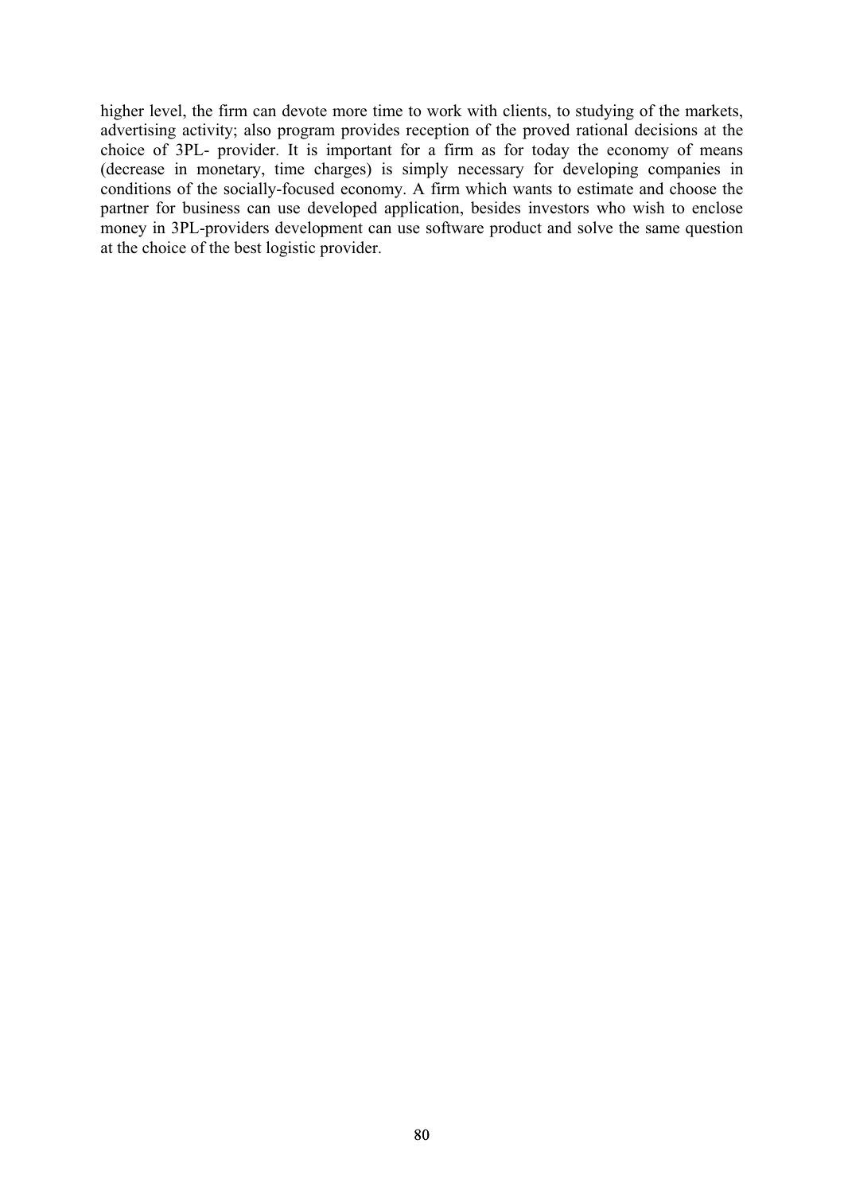higher level, the firm can devote more time to work with clients, to studying of the markets, advertising activity; also program provides reception of the proved rational decisions at the choice of 3PL- provider. It is important for a firm as for today the economy of means (decrease in monetary, time charges) is simply necessary for developing companies in conditions of the socially-focused economy. A firm which wants to estimate and choose the partner for business can use developed application, besides investors who wish to enclose money in 3PL-providers development can use software product and solve the same question at the choice of the best logistic provider.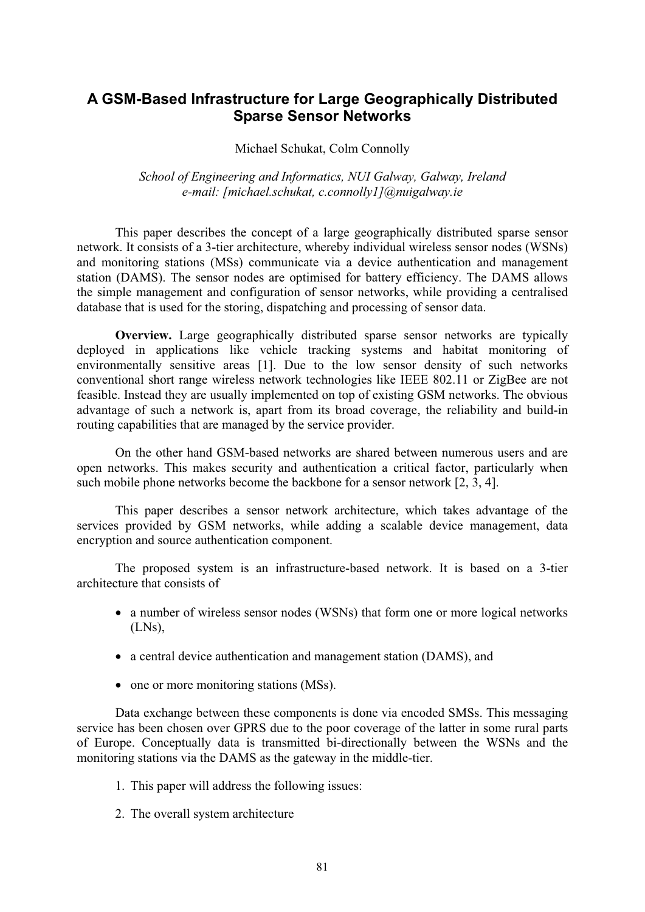# A GSM-Based Infrastructure for Large Geographically Distributed Sparse Sensor Networks

Michael Schukat, Colm Connolly

*School of Engineering and Informatics, NUI Galway, Galway, Ireland*
*e-mail: [michael.schukat, c.connolly1]@nuigalway.ie*

This paper describes the concept of a large geographically distributed sparse sensor network. It consists of a 3-tier architecture, whereby individual wireless sensor nodes (WSNs) and monitoring stations (MSs) communicate via a device authentication and management station (DAMS). The sensor nodes are optimised for battery efficiency. The DAMS allows the simple management and configuration of sensor networks, while providing a centralised database that is used for the storing, dispatching and processing of sensor data.

**Overview.** Large geographically distributed sparse sensor networks are typically deployed in applications like vehicle tracking systems and habitat monitoring of environmentally sensitive areas [1]. Due to the low sensor density of such networks conventional short range wireless network technologies like IEEE 802.11 or ZigBee are not feasible. Instead they are usually implemented on top of existing GSM networks. The obvious advantage of such a network is, apart from its broad coverage, the reliability and build-in routing capabilities that are managed by the service provider.

On the other hand GSM-based networks are shared between numerous users and are open networks. This makes security and authentication a critical factor, particularly when such mobile phone networks become the backbone for a sensor network [2, 3, 4].

This paper describes a sensor network architecture, which takes advantage of the services provided by GSM networks, while adding a scalable device management, data encryption and source authentication component.

The proposed system is an infrastructure-based network. It is based on a 3-tier architecture that consists of

- a number of wireless sensor nodes (WSNs) that form one or more logical networks (LNs),
- a central device authentication and management station (DAMS), and
- one or more monitoring stations (MSs).

Data exchange between these components is done via encoded SMSs. This messaging service has been chosen over GPRS due to the poor coverage of the latter in some rural parts of Europe. Conceptually data is transmitted bi-directionally between the WSNs and the monitoring stations via the DAMS as the gateway in the middle-tier.

1. This paper will address the following issues:
2. The overall system architecture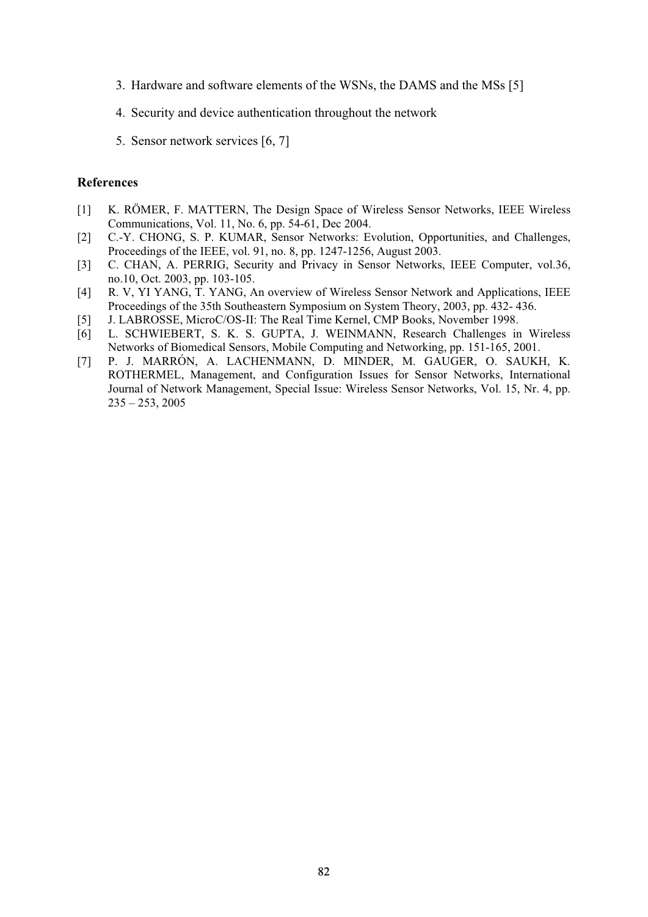3. Hardware and software elements of the WSNs, the DAMS and the MSs [5]
4. Security and device authentication throughout the network
5. Sensor network services [6, 7]

**References**

[1] K. RÖMER, F. MATTERN, The Design Space of Wireless Sensor Networks, IEEE Wireless Communications, Vol. 11, No. 6, pp. 54-61, Dec 2004.

[2] C.-Y. CHONG, S. P. KUMAR, Sensor Networks: Evolution, Opportunities, and Challenges, Proceedings of the IEEE, vol. 91, no. 8, pp. 1247-1256, August 2003.

[3] C. CHAN, A. PERRIG, Security and Privacy in Sensor Networks, IEEE Computer, vol.36, no.10, Oct. 2003, pp. 103-105.

[4] R. V, YI YANG, T. YANG, An overview of Wireless Sensor Network and Applications, IEEE Proceedings of the 35th Southeastern Symposium on System Theory, 2003, pp. 432- 436.

[5] J. LABROSSE, MicroC/OS-II: The Real Time Kernel, CMP Books, November 1998.

[6] L. SCHWIEBERT, S. K. S. GUPTA, J. WEINMANN, Research Challenges in Wireless Networks of Biomedical Sensors, Mobile Computing and Networking, pp. 151-165, 2001.

[7] P. J. MARRÓN, A. LACHENMANN, D. MINDER, M. GAUGER, O. SAUKH, K. ROTHERMEL, Management, and Configuration Issues for Sensor Networks, International Journal of Network Management, Special Issue: Wireless Sensor Networks, Vol. 15, Nr. 4, pp. 235 – 253, 2005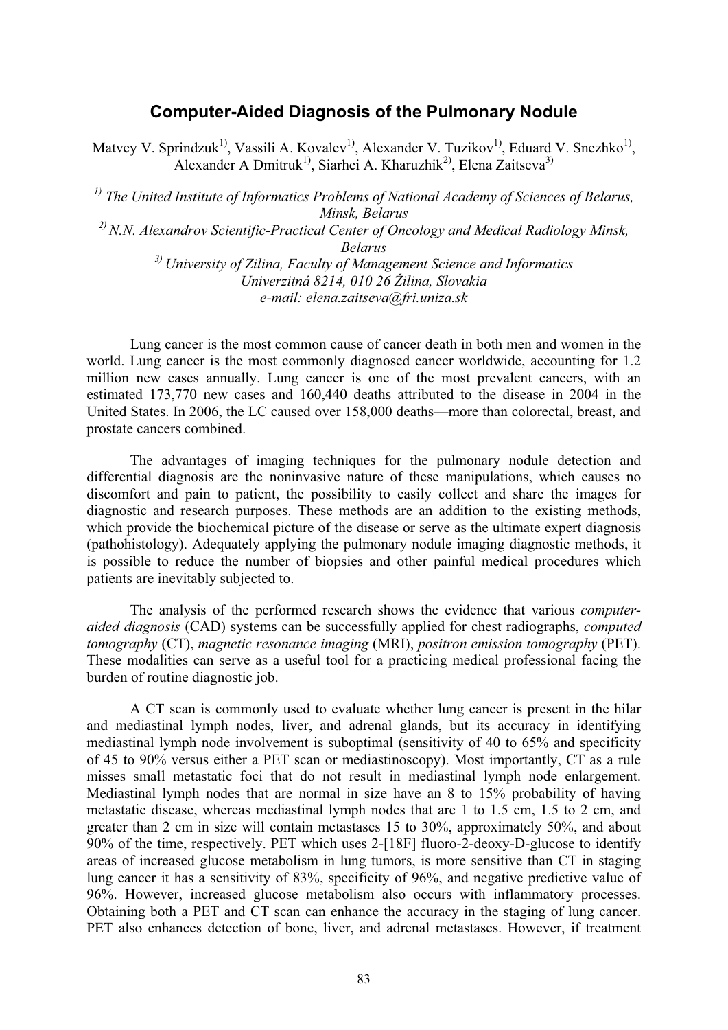# Computer-Aided Diagnosis of the Pulmonary Nodule

Matvey V. Sprindzuk[1)], Vassili A. Kovalev[1)], Alexander V. Tuzikov[1)], Eduard V. Snezhko[1)], Alexander A Dmitruk[1)], Siarhei A. Kharuzhik[2)], Elena Zaitseva[3)]

*[1)] The United Institute of Informatics Problems of National Academy of Sciences of Belarus, Minsk, Belarus*
*[2)] N.N. Alexandrov Scientific-Practical Center of Oncology and Medical Radiology Minsk, Belarus*
*[3)] University of Zilina, Faculty of Management Science and Informatics*
*Univerzitná 8214, 010 26 Žilina, Slovakia*
*e-mail: elena.zaitseva@fri.uniza.sk*

Lung cancer is the most common cause of cancer death in both men and women in the world. Lung cancer is the most commonly diagnosed cancer worldwide, accounting for 1.2 million new cases annually. Lung cancer is one of the most prevalent cancers, with an estimated 173,770 new cases and 160,440 deaths attributed to the disease in 2004 in the United States. In 2006, the LC caused over 158,000 deaths—more than colorectal, breast, and prostate cancers combined.

The advantages of imaging techniques for the pulmonary nodule detection and differential diagnosis are the noninvasive nature of these manipulations, which causes no discomfort and pain to patient, the possibility to easily collect and share the images for diagnostic and research purposes. These methods are an addition to the existing methods, which provide the biochemical picture of the disease or serve as the ultimate expert diagnosis (pathohistology). Adequately applying the pulmonary nodule imaging diagnostic methods, it is possible to reduce the number of biopsies and other painful medical procedures which patients are inevitably subjected to.

The analysis of the performed research shows the evidence that various *computer-aided diagnosis* (CAD) systems can be successfully applied for chest radiographs, *computed tomography* (CT), *magnetic resonance imaging* (MRI), *positron emission tomography* (PET). These modalities can serve as a useful tool for a practicing medical professional facing the burden of routine diagnostic job.

A CT scan is commonly used to evaluate whether lung cancer is present in the hilar and mediastinal lymph nodes, liver, and adrenal glands, but its accuracy in identifying mediastinal lymph node involvement is suboptimal (sensitivity of 40 to 65% and specificity of 45 to 90% versus either a PET scan or mediastinoscopy). Most importantly, CT as a rule misses small metastatic foci that do not result in mediastinal lymph node enlargement. Mediastinal lymph nodes that are normal in size have an 8 to 15% probability of having metastatic disease, whereas mediastinal lymph nodes that are 1 to 1.5 cm, 1.5 to 2 cm, and greater than 2 cm in size will contain metastases 15 to 30%, approximately 50%, and about 90% of the time, respectively. PET which uses 2-[18F] fluoro-2-deoxy-D-glucose to identify areas of increased glucose metabolism in lung tumors, is more sensitive than CT in staging lung cancer it has a sensitivity of 83%, specificity of 96%, and negative predictive value of 96%. However, increased glucose metabolism also occurs with inflammatory processes. Obtaining both a PET and CT scan can enhance the accuracy in the staging of lung cancer. PET also enhances detection of bone, liver, and adrenal metastases. However, if treatment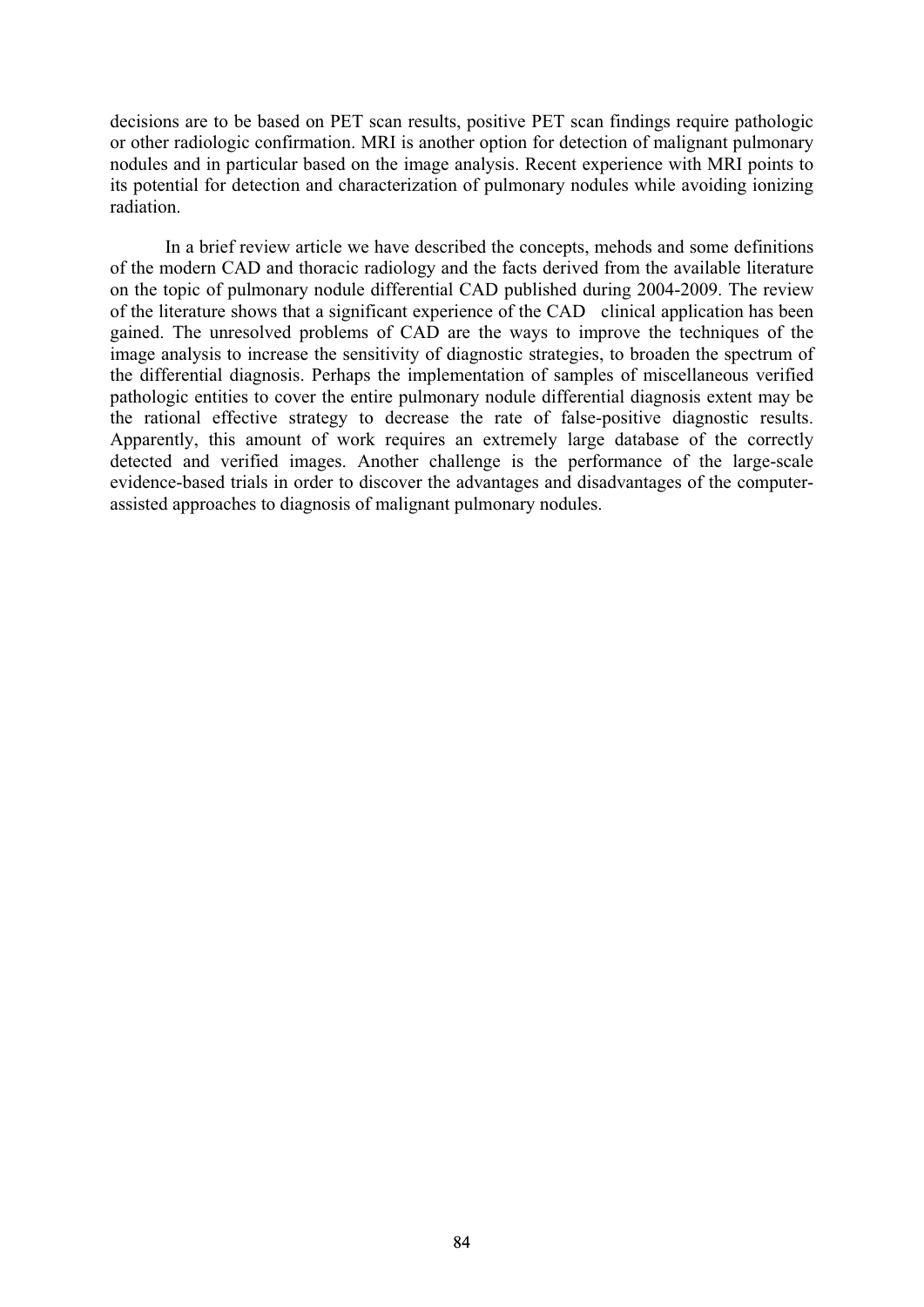decisions are to be based on PET scan results, positive PET scan findings require pathologic or other radiologic confirmation. MRI is another option for detection of malignant pulmonary nodules and in particular based on the image analysis. Recent experience with MRI points to its potential for detection and characterization of pulmonary nodules while avoiding ionizing radiation.

In a brief review article we have described the concepts, mehods and some definitions of the modern CAD and thoracic radiology and the facts derived from the available literature on the topic of pulmonary nodule differential CAD published during 2004-2009. The review of the literature shows that a significant experience of the CAD clinical application has been gained. The unresolved problems of CAD are the ways to improve the techniques of the image analysis to increase the sensitivity of diagnostic strategies, to broaden the spectrum of the differential diagnosis. Perhaps the implementation of samples of miscellaneous verified pathologic entities to cover the entire pulmonary nodule differential diagnosis extent may be the rational effective strategy to decrease the rate of false-positive diagnostic results. Apparently, this amount of work requires an extremely large database of the correctly detected and verified images. Another challenge is the performance of the large-scale evidence-based trials in order to discover the advantages and disadvantages of the computer-assisted approaches to diagnosis of malignant pulmonary nodules.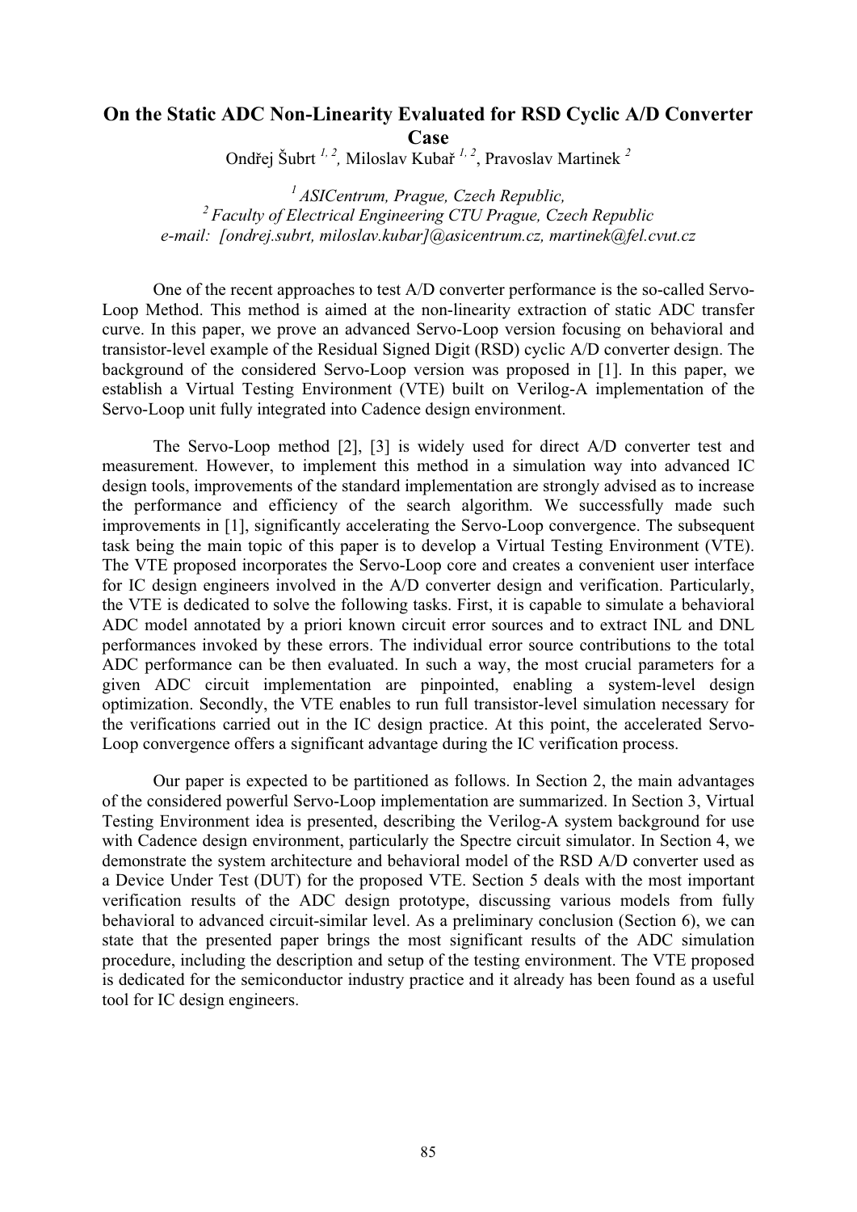# On the Static ADC Non-Linearity Evaluated for RSD Cyclic A/D Converter Case

Ondřej Šubrt [1, 2], Miloslav Kubař [1, 2], Pravoslav Martinek [2]

[1] *ASICentrum, Prague, Czech Republic,*
[2] *Faculty of Electrical Engineering CTU Prague, Czech Republic*
*e-mail: [ondrej.subrt, miloslav.kubar]@asicentrum.cz, martinek@fel.cvut.cz*

One of the recent approaches to test A/D converter performance is the so-called Servo-Loop Method. This method is aimed at the non-linearity extraction of static ADC transfer curve. In this paper, we prove an advanced Servo-Loop version focusing on behavioral and transistor-level example of the Residual Signed Digit (RSD) cyclic A/D converter design. The background of the considered Servo-Loop version was proposed in [1]. In this paper, we establish a Virtual Testing Environment (VTE) built on Verilog-A implementation of the Servo-Loop unit fully integrated into Cadence design environment.

The Servo-Loop method [2], [3] is widely used for direct A/D converter test and measurement. However, to implement this method in a simulation way into advanced IC design tools, improvements of the standard implementation are strongly advised as to increase the performance and efficiency of the search algorithm. We successfully made such improvements in [1], significantly accelerating the Servo-Loop convergence. The subsequent task being the main topic of this paper is to develop a Virtual Testing Environment (VTE). The VTE proposed incorporates the Servo-Loop core and creates a convenient user interface for IC design engineers involved in the A/D converter design and verification. Particularly, the VTE is dedicated to solve the following tasks. First, it is capable to simulate a behavioral ADC model annotated by a priori known circuit error sources and to extract INL and DNL performances invoked by these errors. The individual error source contributions to the total ADC performance can be then evaluated. In such a way, the most crucial parameters for a given ADC circuit implementation are pinpointed, enabling a system-level design optimization. Secondly, the VTE enables to run full transistor-level simulation necessary for the verifications carried out in the IC design practice. At this point, the accelerated Servo-Loop convergence offers a significant advantage during the IC verification process.

Our paper is expected to be partitioned as follows. In Section 2, the main advantages of the considered powerful Servo-Loop implementation are summarized. In Section 3, Virtual Testing Environment idea is presented, describing the Verilog-A system background for use with Cadence design environment, particularly the Spectre circuit simulator. In Section 4, we demonstrate the system architecture and behavioral model of the RSD A/D converter used as a Device Under Test (DUT) for the proposed VTE. Section 5 deals with the most important verification results of the ADC design prototype, discussing various models from fully behavioral to advanced circuit-similar level. As a preliminary conclusion (Section 6), we can state that the presented paper brings the most significant results of the ADC simulation procedure, including the description and setup of the testing environment. The VTE proposed is dedicated for the semiconductor industry practice and it already has been found as a useful tool for IC design engineers.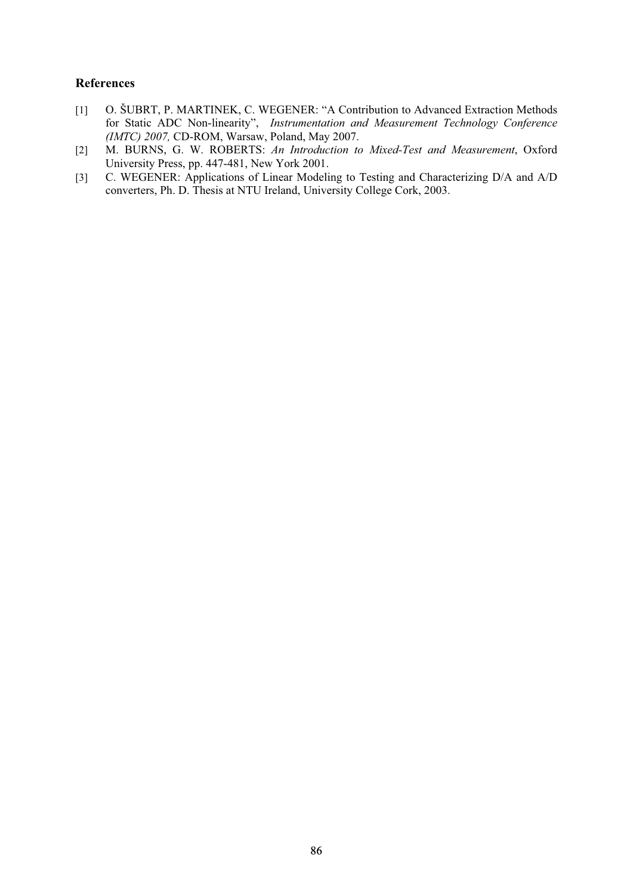### References

[1] O. ŠUBRT, P. MARTINEK, C. WEGENER: "A Contribution to Advanced Extraction Methods for Static ADC Non-linearity", *Instrumentation and Measurement Technology Conference (IMTC) 2007,* CD-ROM, Warsaw, Poland, May 2007.

[2] M. BURNS, G. W. ROBERTS: *An Introduction to Mixed-Test and Measurement*, Oxford University Press, pp. 447-481, New York 2001.

[3] C. WEGENER: Applications of Linear Modeling to Testing and Characterizing D/A and A/D converters, Ph. D. Thesis at NTU Ireland, University College Cork, 2003.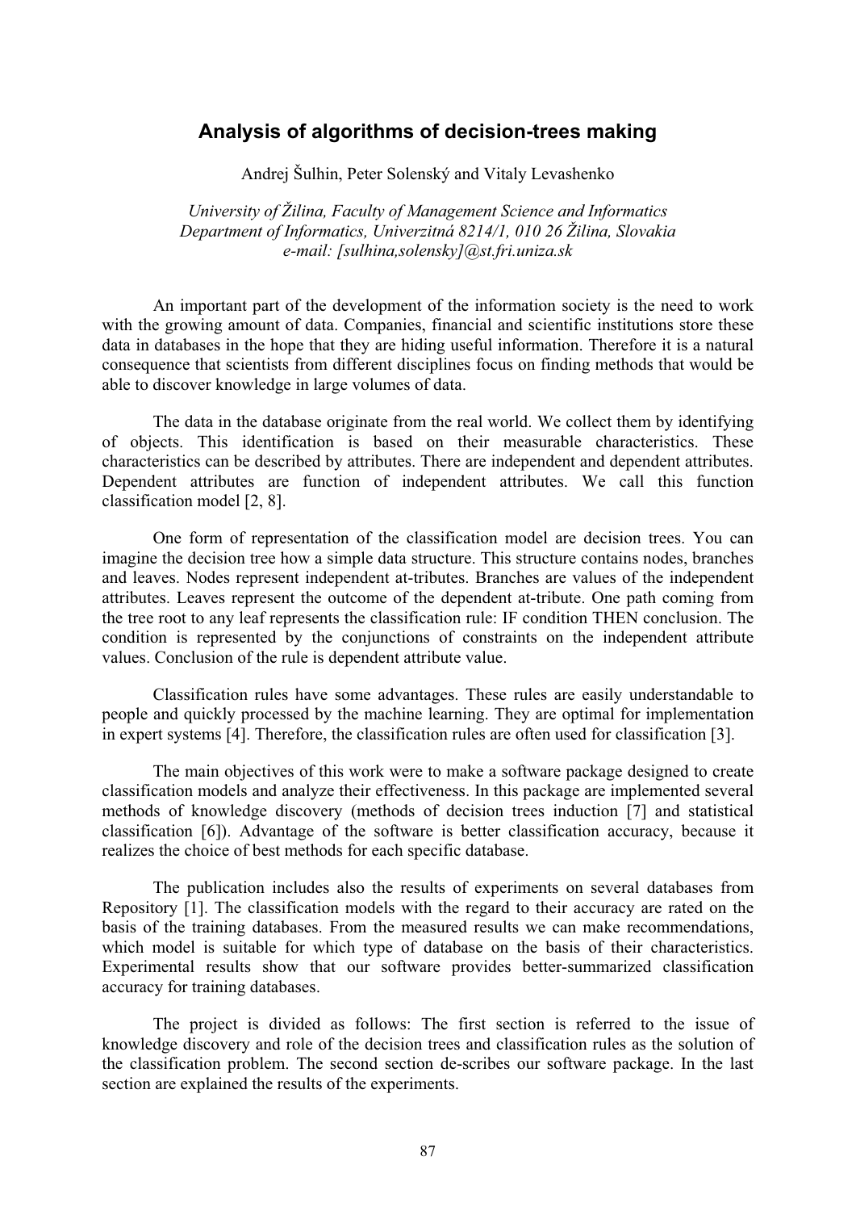# Analysis of algorithms of decision-trees making

Andrej Šulhin, Peter Solenský and Vitaly Levashenko

*University of Žilina, Faculty of Management Science and Informatics*
*Department of Informatics, Univerzitná 8214/1, 010 26 Žilina, Slovakia*
*e-mail: [sulhina,solensky]@st.fri.uniza.sk*

An important part of the development of the information society is the need to work with the growing amount of data. Companies, financial and scientific institutions store these data in databases in the hope that they are hiding useful information. Therefore it is a natural consequence that scientists from different disciplines focus on finding methods that would be able to discover knowledge in large volumes of data.

The data in the database originate from the real world. We collect them by identifying of objects. This identification is based on their measurable characteristics. These characteristics can be described by attributes. There are independent and dependent attributes. Dependent attributes are function of independent attributes. We call this function classification model [2, 8].

One form of representation of the classification model are decision trees. You can imagine the decision tree how a simple data structure. This structure contains nodes, branches and leaves. Nodes represent independent at-tributes. Branches are values of the independent attributes. Leaves represent the outcome of the dependent at-tribute. One path coming from the tree root to any leaf represents the classification rule: IF condition THEN conclusion. The condition is represented by the conjunctions of constraints on the independent attribute values. Conclusion of the rule is dependent attribute value.

Classification rules have some advantages. These rules are easily understandable to people and quickly processed by the machine learning. They are optimal for implementation in expert systems [4]. Therefore, the classification rules are often used for classification [3].

The main objectives of this work were to make a software package designed to create classification models and analyze their effectiveness. In this package are implemented several methods of knowledge discovery (methods of decision trees induction [7] and statistical classification [6]). Advantage of the software is better classification accuracy, because it realizes the choice of best methods for each specific database.

The publication includes also the results of experiments on several databases from Repository [1]. The classification models with the regard to their accuracy are rated on the basis of the training databases. From the measured results we can make recommendations, which model is suitable for which type of database on the basis of their characteristics. Experimental results show that our software provides better-summarized classification accuracy for training databases.

The project is divided as follows: The first section is referred to the issue of knowledge discovery and role of the decision trees and classification rules as the solution of the classification problem. The second section de-scribes our software package. In the last section are explained the results of the experiments.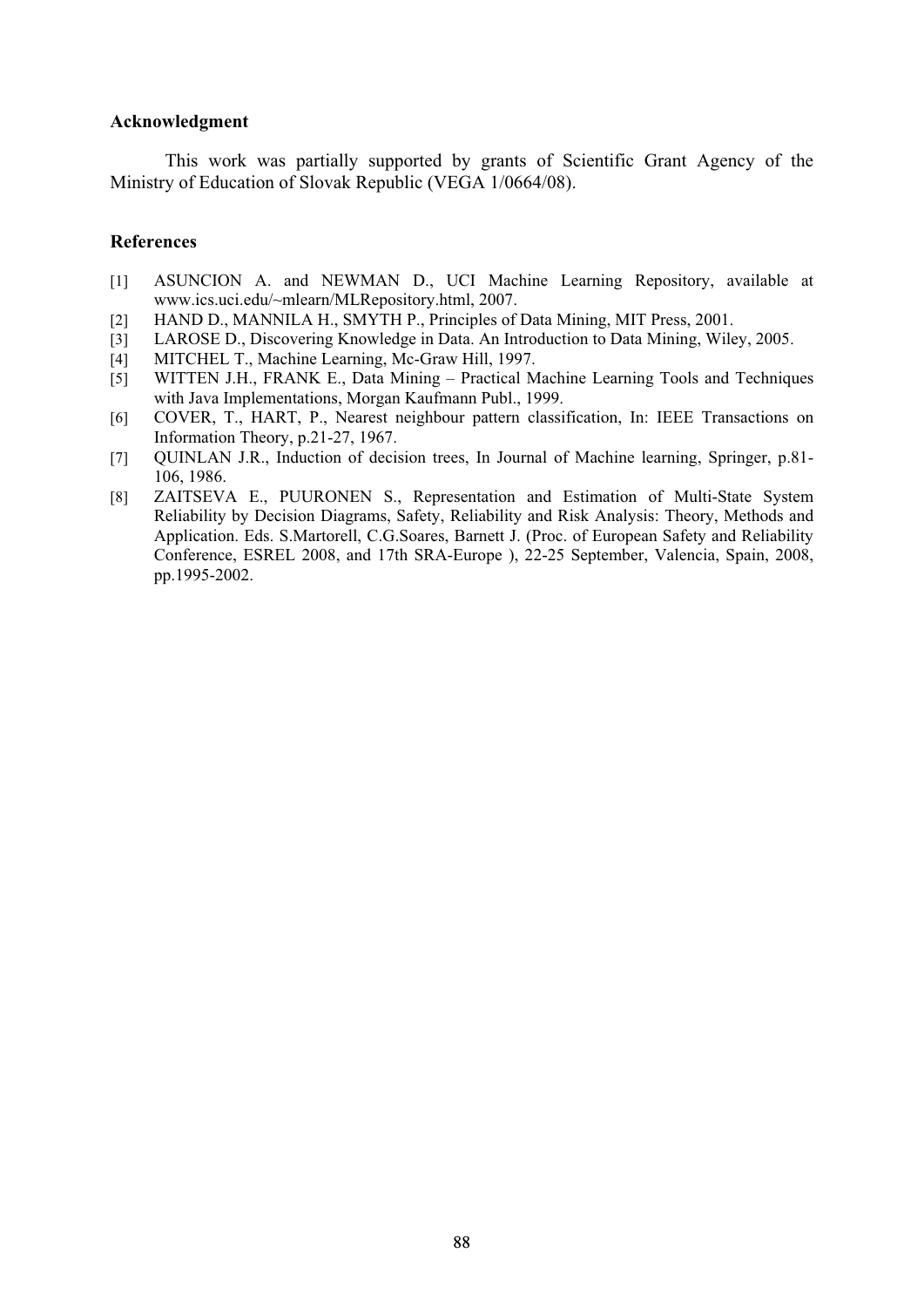### Acknowledgment

This work was partially supported by grants of Scientific Grant Agency of the Ministry of Education of Slovak Republic (VEGA 1/0664/08).

### References

[1] ASUNCION A. and NEWMAN D., UCI Machine Learning Repository, available at www.ics.uci.edu/~mlearn/MLRepository.html, 2007.

[2] HAND D., MANNILA H., SMYTH P., Principles of Data Mining, MIT Press, 2001.

[3] LAROSE D., Discovering Knowledge in Data. An Introduction to Data Mining, Wiley, 2005.

[4] MITCHEL T., Machine Learning, Mc-Graw Hill, 1997.

[5] WITTEN J.H., FRANK E., Data Mining – Practical Machine Learning Tools and Techniques with Java Implementations, Morgan Kaufmann Publ., 1999.

[6] COVER, T., HART, P., Nearest neighbour pattern classification, In: IEEE Transactions on Information Theory, p.21-27, 1967.

[7] QUINLAN J.R., Induction of decision trees, In Journal of Machine learning, Springer, p.81-106, 1986.

[8] ZAITSEVA E., PUURONEN S., Representation and Estimation of Multi-State System Reliability by Decision Diagrams, Safety, Reliability and Risk Analysis: Theory, Methods and Application. Eds. S.Martorell, C.G.Soares, Barnett J. (Proc. of European Safety and Reliability Conference, ESREL 2008, and 17th SRA-Europe ), 22-25 September, Valencia, Spain, 2008, pp.1995-2002.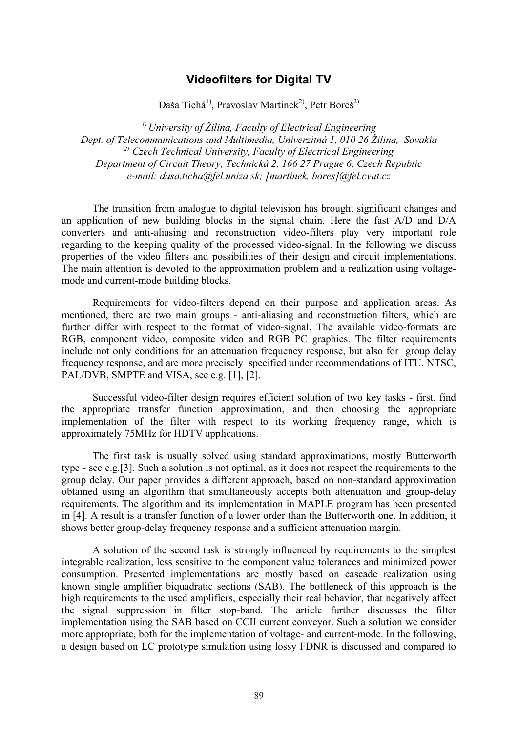# Videofilters for Digital TV

Daša Tichá[1)], Pravoslav Martinek[2)], Petr Boreš[2)]

*[1)] University of Žilina, Faculty of Electrical Engineering*
*Dept. of Telecommunications and Multimedia, Univerzitná 1, 010 26 Žilina, Sovakia*
*[2)] Czech Technical University, Faculty of Electrical Engineering*
*Department of Circuit Theory, Technická 2, 166 27 Prague 6, Czech Republic*
*e-mail: dasa.ticha@fel.uniza.sk; [martinek, bores]@fel.cvut.cz*

The transition from analogue to digital television has brought significant changes and an application of new building blocks in the signal chain. Here the fast A/D and D/A converters and anti-aliasing and reconstruction video-filters play very important role regarding to the keeping quality of the processed video-signal. In the following we discuss properties of the video filters and possibilities of their design and circuit implementations. The main attention is devoted to the approximation problem and a realization using voltage-mode and current-mode building blocks.

Requirements for video-filters depend on their purpose and application areas. As mentioned, there are two main groups - anti-aliasing and reconstruction filters, which are further differ with respect to the format of video-signal. The available video-formats are RGB, component video, composite video and RGB PC graphics. The filter requirements include not only conditions for an attenuation frequency response, but also for group delay frequency response, and are more precisely specified under recommendations of ITU, NTSC, PAL/DVB, SMPTE and VISA, see e.g. [1], [2].

Successful video-filter design requires efficient solution of two key tasks - first, find the appropriate transfer function approximation, and then choosing the appropriate implementation of the filter with respect to its working frequency range, which is approximately 75MHz for HDTV applications.

The first task is usually solved using standard approximations, mostly Butterworth type - see e.g.[3]. Such a solution is not optimal, as it does not respect the requirements to the group delay. Our paper provides a different approach, based on non-standard approximation obtained using an algorithm that simultaneously accepts both attenuation and group-delay requirements. The algorithm and its implementation in MAPLE program has been presented in [4]. A result is a transfer function of a lower order than the Butterworth one. In addition, it shows better group-delay frequency response and a sufficient attenuation margin.

A solution of the second task is strongly influenced by requirements to the simplest integrable realization, less sensitive to the component value tolerances and minimized power consumption. Presented implementations are mostly based on cascade realization using known single amplifier biquadratic sections (SAB). The bottleneck of this approach is the high requirements to the used amplifiers, especially their real behavior, that negatively affect the signal suppression in filter stop-band. The article further discusses the filter implementation using the SAB based on CCII current conveyor. Such a solution we consider more appropriate, both for the implementation of voltage- and current-mode. In the following, a design based on LC prototype simulation using lossy FDNR is discussed and compared to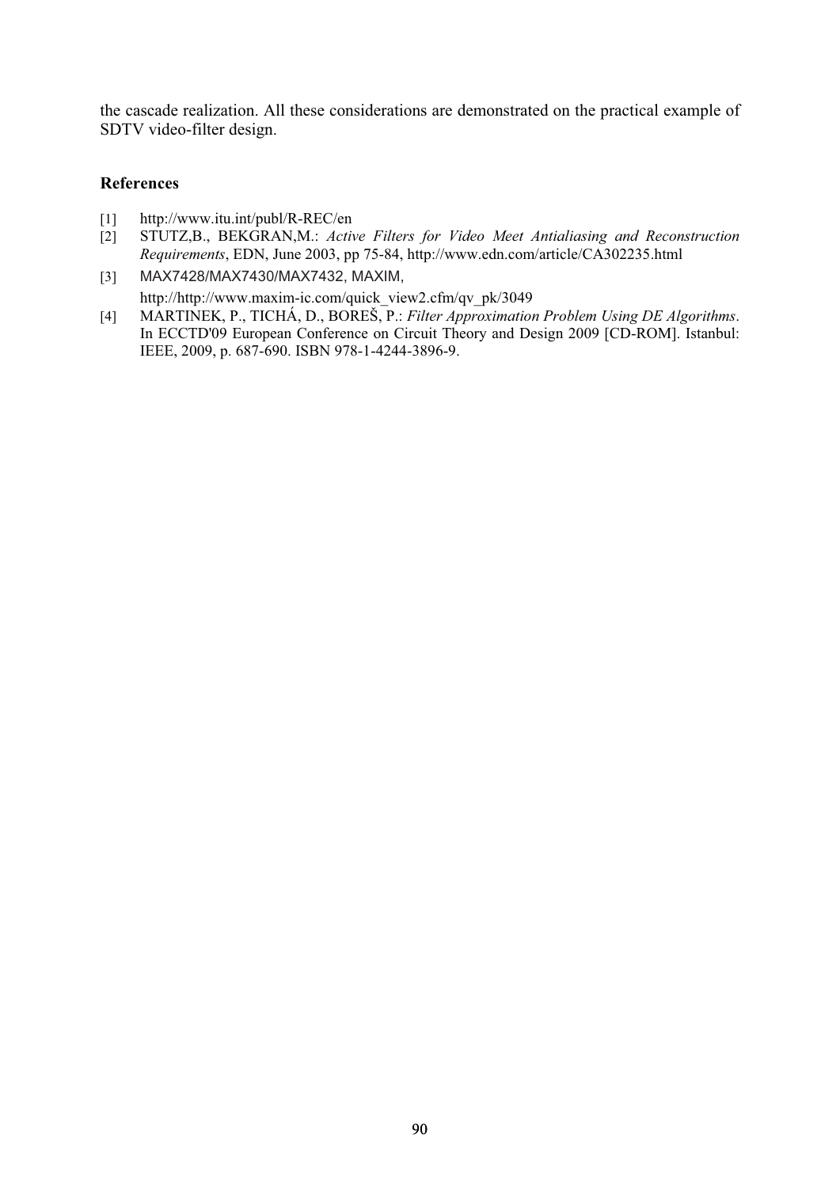the cascade realization. All these considerations are demonstrated on the practical example of SDTV video-filter design.

## References

[1] http://www.itu.int/publ/R-REC/en

[2] STUTZ,B., BEKGRAN,M.: *Active Filters for Video Meet Antialiasing and Reconstruction Requirements*, EDN, June 2003, pp 75-84, http://www.edn.com/article/CA302235.html

[3] MAX7428/MAX7430/MAX7432, MAXIM, http://http://www.maxim-ic.com/quick_view2.cfm/qv_pk/3049

[4] MARTINEK, P., TICHÁ, D., BOREŠ, P.: *Filter Approximation Problem Using DE Algorithms*. In ECCTD'09 European Conference on Circuit Theory and Design 2009 [CD-ROM]. Istanbul: IEEE, 2009, p. 687-690. ISBN 978-1-4244-3896-9.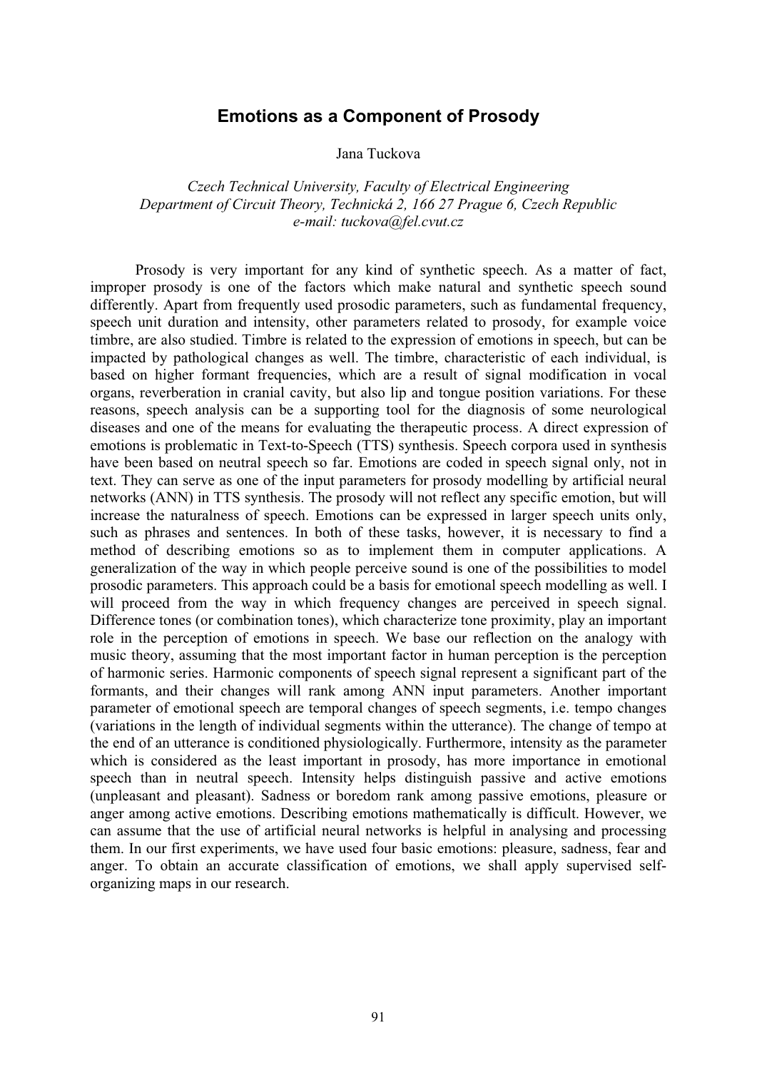## Emotions as a Component of Prosody

Jana Tuckova

*Czech Technical University, Faculty of Electrical Engineering*
*Department of Circuit Theory, Technická 2, 166 27 Prague 6, Czech Republic*
*e-mail: tuckova@fel.cvut.cz*

Prosody is very important for any kind of synthetic speech. As a matter of fact, improper prosody is one of the factors which make natural and synthetic speech sound differently. Apart from frequently used prosodic parameters, such as fundamental frequency, speech unit duration and intensity, other parameters related to prosody, for example voice timbre, are also studied. Timbre is related to the expression of emotions in speech, but can be impacted by pathological changes as well. The timbre, characteristic of each individual, is based on higher formant frequencies, which are a result of signal modification in vocal organs, reverberation in cranial cavity, but also lip and tongue position variations. For these reasons, speech analysis can be a supporting tool for the diagnosis of some neurological diseases and one of the means for evaluating the therapeutic process. A direct expression of emotions is problematic in Text-to-Speech (TTS) synthesis. Speech corpora used in synthesis have been based on neutral speech so far. Emotions are coded in speech signal only, not in text. They can serve as one of the input parameters for prosody modelling by artificial neural networks (ANN) in TTS synthesis. The prosody will not reflect any specific emotion, but will increase the naturalness of speech. Emotions can be expressed in larger speech units only, such as phrases and sentences. In both of these tasks, however, it is necessary to find a method of describing emotions so as to implement them in computer applications. A generalization of the way in which people perceive sound is one of the possibilities to model prosodic parameters. This approach could be a basis for emotional speech modelling as well. I will proceed from the way in which frequency changes are perceived in speech signal. Difference tones (or combination tones), which characterize tone proximity, play an important role in the perception of emotions in speech. We base our reflection on the analogy with music theory, assuming that the most important factor in human perception is the perception of harmonic series. Harmonic components of speech signal represent a significant part of the formants, and their changes will rank among ANN input parameters. Another important parameter of emotional speech are temporal changes of speech segments, i.e. tempo changes (variations in the length of individual segments within the utterance). The change of tempo at the end of an utterance is conditioned physiologically. Furthermore, intensity as the parameter which is considered as the least important in prosody, has more importance in emotional speech than in neutral speech. Intensity helps distinguish passive and active emotions (unpleasant and pleasant). Sadness or boredom rank among passive emotions, pleasure or anger among active emotions. Describing emotions mathematically is difficult. However, we can assume that the use of artificial neural networks is helpful in analysing and processing them. In our first experiments, we have used four basic emotions: pleasure, sadness, fear and anger. To obtain an accurate classification of emotions, we shall apply supervised self-organizing maps in our research.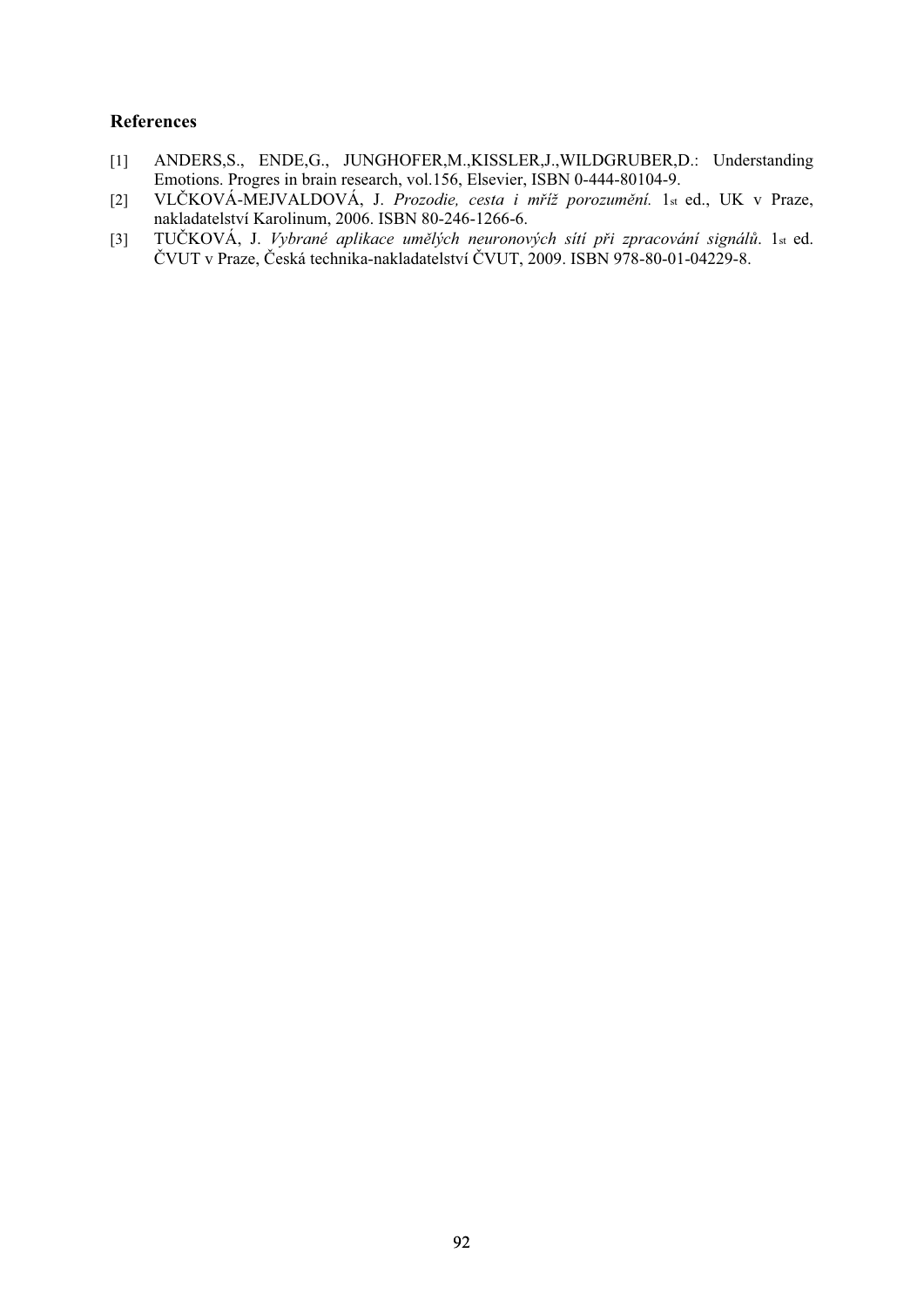## References

[1] ANDERS,S., ENDE,G., JUNGHOFER,M.,KISSLER,J.,WILDGRUBER,D.: Understanding Emotions. Progres in brain research, vol.156, Elsevier, ISBN 0-444-80104-9.

[2] VLČKOVÁ-MEJVALDOVÁ, J. *Prozodie, cesta i mříž porozumění.* 1st ed., UK v Praze, nakladatelství Karolinum, 2006. ISBN 80-246-1266-6.

[3] TUČKOVÁ, J. *Vybrané aplikace umělých neuronových sítí při zpracování signálů*. 1st ed. ČVUT v Praze, Česká technika-nakladatelství ČVUT, 2009. ISBN 978-80-01-04229-8.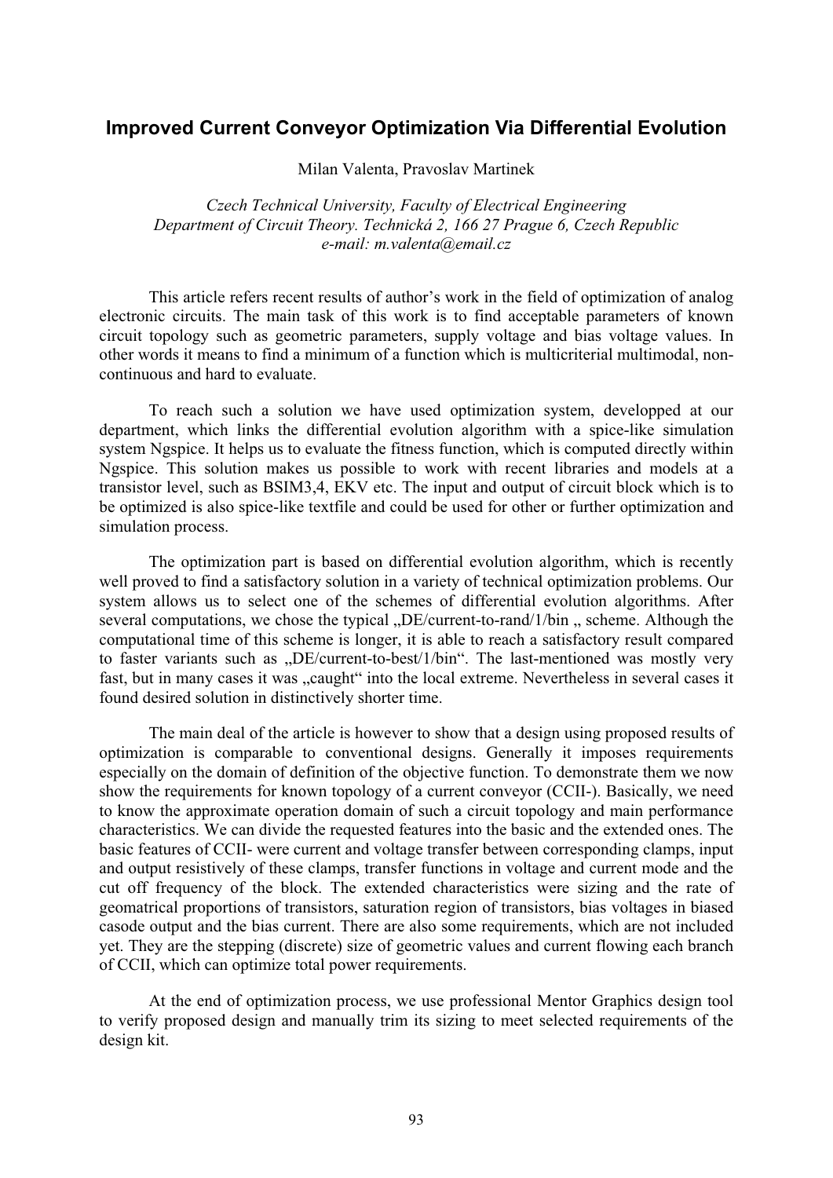# Improved Current Conveyor Optimization Via Differential Evolution

Milan Valenta, Pravoslav Martinek

*Czech Technical University, Faculty of Electrical Engineering*
*Department of Circuit Theory. Technická 2, 166 27 Prague 6, Czech Republic*
*e-mail: m.valenta@email.cz*

This article refers recent results of author's work in the field of optimization of analog electronic circuits. The main task of this work is to find acceptable parameters of known circuit topology such as geometric parameters, supply voltage and bias voltage values. In other words it means to find a minimum of a function which is multicriterial multimodal, non-continuous and hard to evaluate.

To reach such a solution we have used optimization system, developped at our department, which links the differential evolution algorithm with a spice-like simulation system Ngspice. It helps us to evaluate the fitness function, which is computed directly within Ngspice. This solution makes us possible to work with recent libraries and models at a transistor level, such as BSIM3,4, EKV etc. The input and output of circuit block which is to be optimized is also spice-like textfile and could be used for other or further optimization and simulation process.

The optimization part is based on differential evolution algorithm, which is recently well proved to find a satisfactory solution in a variety of technical optimization problems. Our system allows us to select one of the schemes of differential evolution algorithms. After several computations, we chose the typical „DE/current-to-rand/1/bin „ scheme. Although the computational time of this scheme is longer, it is able to reach a satisfactory result compared to faster variants such as „DE/current-to-best/1/bin". The last-mentioned was mostly very fast, but in many cases it was „caught" into the local extreme. Nevertheless in several cases it found desired solution in distinctively shorter time.

The main deal of the article is however to show that a design using proposed results of optimization is comparable to conventional designs. Generally it imposes requirements especially on the domain of definition of the objective function. To demonstrate them we now show the requirements for known topology of a current conveyor (CCII-). Basically, we need to know the approximate operation domain of such a circuit topology and main performance characteristics. We can divide the requested features into the basic and the extended ones. The basic features of CCII- were current and voltage transfer between corresponding clamps, input and output resistively of these clamps, transfer functions in voltage and current mode and the cut off frequency of the block. The extended characteristics were sizing and the rate of geomatrical proportions of transistors, saturation region of transistors, bias voltages in biased casode output and the bias current. There are also some requirements, which are not included yet. They are the stepping (discrete) size of geometric values and current flowing each branch of CCII, which can optimize total power requirements.

At the end of optimization process, we use professional Mentor Graphics design tool to verify proposed design and manually trim its sizing to meet selected requirements of the design kit.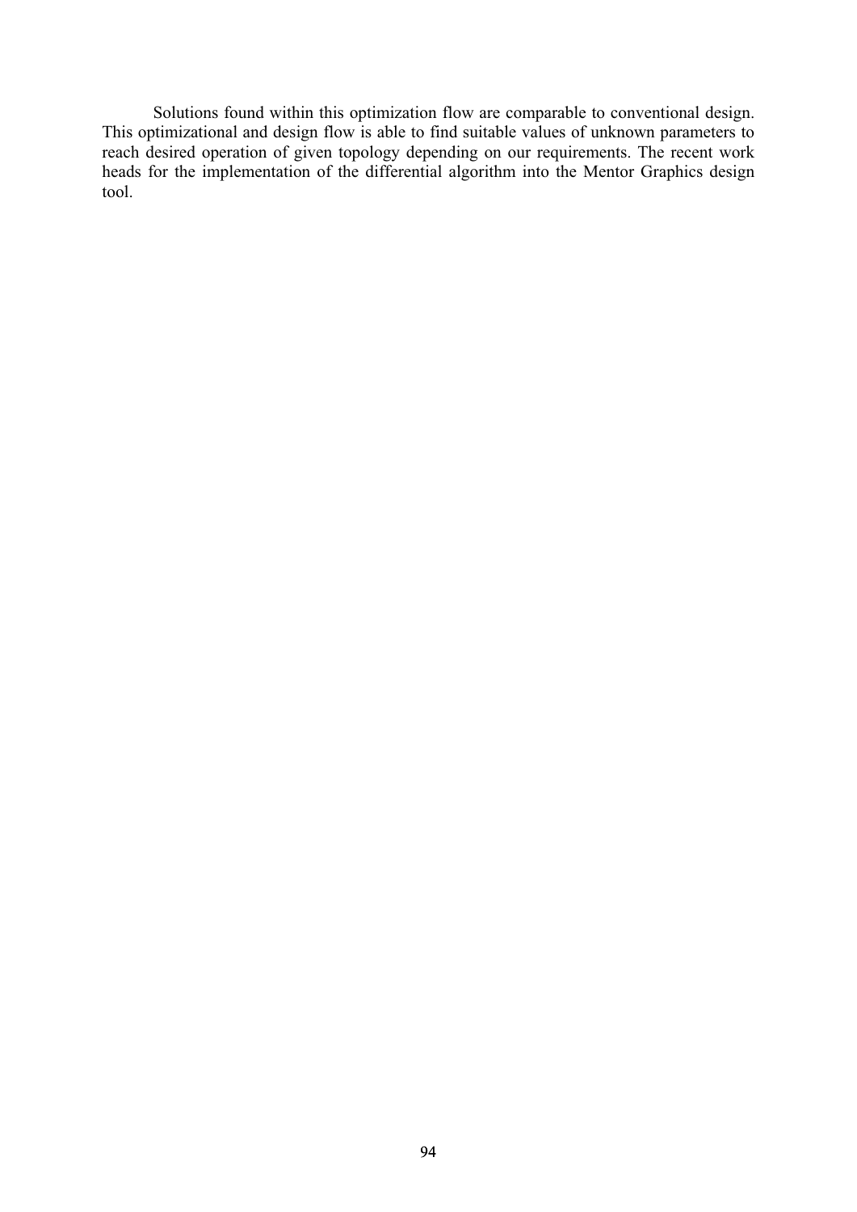Solutions found within this optimization flow are comparable to conventional design. This optimizational and design flow is able to find suitable values of unknown parameters to reach desired operation of given topology depending on our requirements. The recent work heads for the implementation of the differential algorithm into the Mentor Graphics design tool.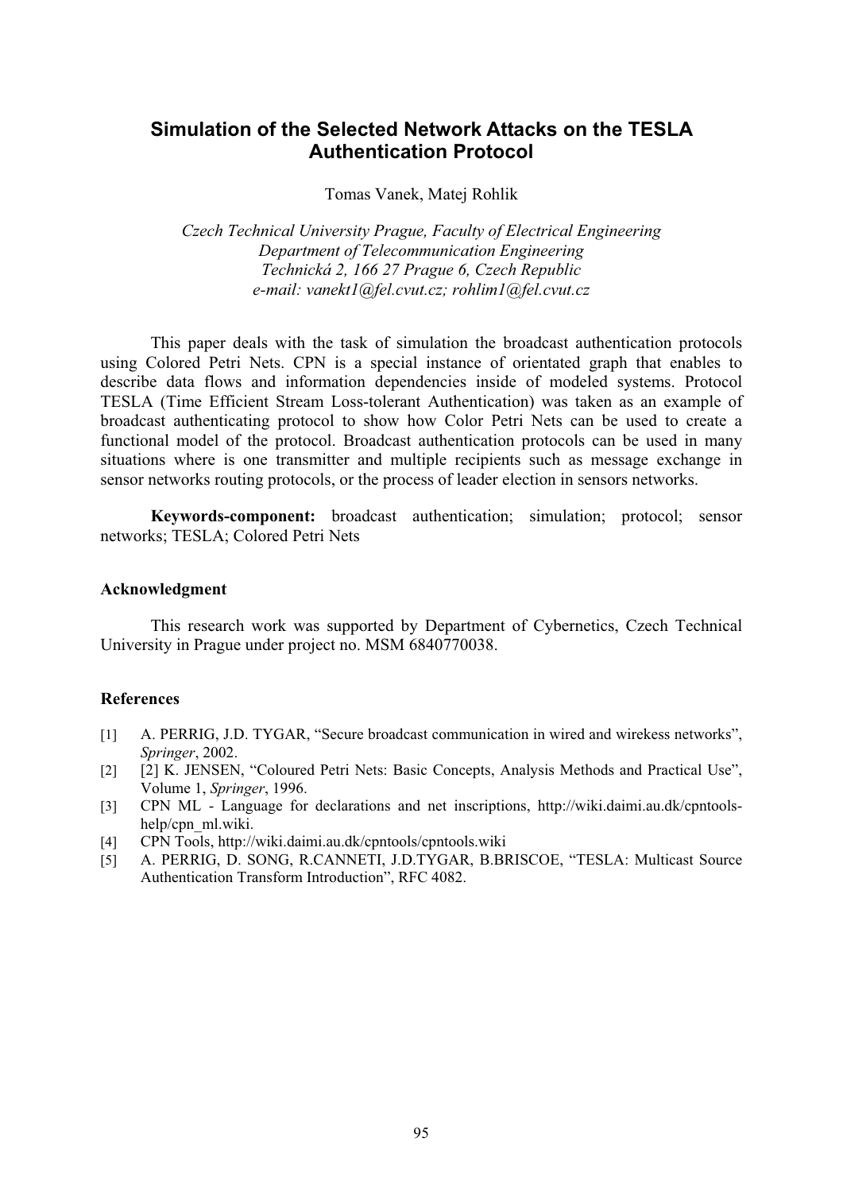# Simulation of the Selected Network Attacks on the TESLA Authentication Protocol

Tomas Vanek, Matej Rohlik

*Czech Technical University Prague, Faculty of Electrical Engineering*
*Department of Telecommunication Engineering*
*Technická 2, 166 27 Prague 6, Czech Republic*
*e-mail: vanekt1@fel.cvut.cz; rohlim1@fel.cvut.cz*

This paper deals with the task of simulation the broadcast authentication protocols using Colored Petri Nets. CPN is a special instance of orientated graph that enables to describe data flows and information dependencies inside of modeled systems. Protocol TESLA (Time Efficient Stream Loss-tolerant Authentication) was taken as an example of broadcast authenticating protocol to show how Color Petri Nets can be used to create a functional model of the protocol. Broadcast authentication protocols can be used in many situations where is one transmitter and multiple recipients such as message exchange in sensor networks routing protocols, or the process of leader election in sensors networks.

**Keywords-component:** broadcast authentication; simulation; protocol; sensor networks; TESLA; Colored Petri Nets

### Acknowledgment

This research work was supported by Department of Cybernetics, Czech Technical University in Prague under project no. MSM 6840770038.

### References

[1] A. PERRIG, J.D. TYGAR, "Secure broadcast communication in wired and wirekess networks", *Springer*, 2002.

[2] [2] K. JENSEN, "Coloured Petri Nets: Basic Concepts, Analysis Methods and Practical Use", Volume 1, *Springer*, 1996.

[3] CPN ML - Language for declarations and net inscriptions, http://wiki.daimi.au.dk/cpntools-help/cpn_ml.wiki.

[4] CPN Tools, http://wiki.daimi.au.dk/cpntools/cpntools.wiki

[5] A. PERRIG, D. SONG, R.CANNETI, J.D.TYGAR, B.BRISCOE, "TESLA: Multicast Source Authentication Transform Introduction", RFC 4082.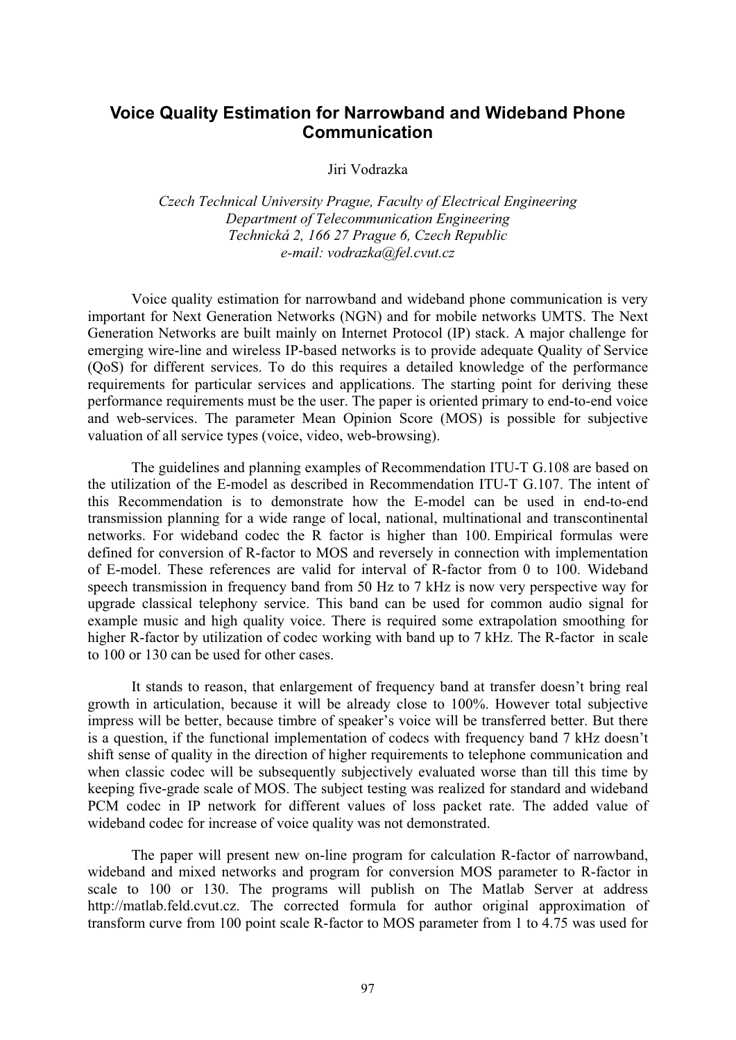# Voice Quality Estimation for Narrowband and Wideband Phone Communication

Jiri Vodrazka

*Czech Technical University Prague, Faculty of Electrical Engineering*
*Department of Telecommunication Engineering*
*Technická 2, 166 27 Prague 6, Czech Republic*
*e-mail: vodrazka@fel.cvut.cz*

Voice quality estimation for narrowband and wideband phone communication is very important for Next Generation Networks (NGN) and for mobile networks UMTS. The Next Generation Networks are built mainly on Internet Protocol (IP) stack. A major challenge for emerging wire-line and wireless IP-based networks is to provide adequate Quality of Service (QoS) for different services. To do this requires a detailed knowledge of the performance requirements for particular services and applications. The starting point for deriving these performance requirements must be the user. The paper is oriented primary to end-to-end voice and web-services. The parameter Mean Opinion Score (MOS) is possible for subjective valuation of all service types (voice, video, web-browsing).

The guidelines and planning examples of Recommendation ITU-T G.108 are based on the utilization of the E-model as described in Recommendation ITU-T G.107. The intent of this Recommendation is to demonstrate how the E-model can be used in end-to-end transmission planning for a wide range of local, national, multinational and transcontinental networks. For wideband codec the R factor is higher than 100. Empirical formulas were defined for conversion of R-factor to MOS and reversely in connection with implementation of E-model. These references are valid for interval of R-factor from 0 to 100. Wideband speech transmission in frequency band from 50 Hz to 7 kHz is now very perspective way for upgrade classical telephony service. This band can be used for common audio signal for example music and high quality voice. There is required some extrapolation smoothing for higher R-factor by utilization of codec working with band up to 7 kHz. The R-factor in scale to 100 or 130 can be used for other cases.

It stands to reason, that enlargement of frequency band at transfer doesn't bring real growth in articulation, because it will be already close to 100%. However total subjective impress will be better, because timbre of speaker's voice will be transferred better. But there is a question, if the functional implementation of codecs with frequency band 7 kHz doesn't shift sense of quality in the direction of higher requirements to telephone communication and when classic codec will be subsequently subjectively evaluated worse than till this time by keeping five-grade scale of MOS. The subject testing was realized for standard and wideband PCM codec in IP network for different values of loss packet rate. The added value of wideband codec for increase of voice quality was not demonstrated.

The paper will present new on-line program for calculation R-factor of narrowband, wideband and mixed networks and program for conversion MOS parameter to R-factor in scale to 100 or 130. The programs will publish on The Matlab Server at address http://matlab.feld.cvut.cz. The corrected formula for author original approximation of transform curve from 100 point scale R-factor to MOS parameter from 1 to 4.75 was used for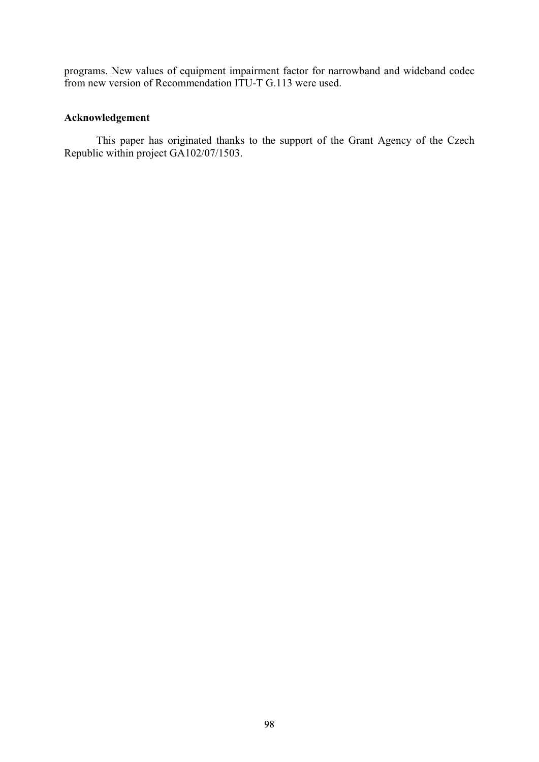programs. New values of equipment impairment factor for narrowband and wideband codec from new version of Recommendation ITU-T G.113 were used.

## Acknowledgement

This paper has originated thanks to the support of the Grant Agency of the Czech Republic within project GA102/07/1503.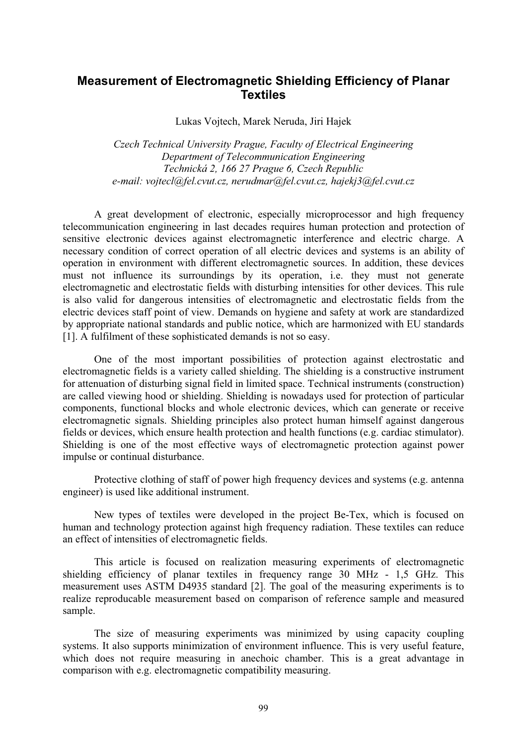# Measurement of Electromagnetic Shielding Efficiency of Planar Textiles

Lukas Vojtech, Marek Neruda, Jiri Hajek

*Czech Technical University Prague, Faculty of Electrical Engineering*
*Department of Telecommunication Engineering*
*Technická 2, 166 27 Prague 6, Czech Republic*
*e-mail: vojtecl@fel.cvut.cz, nerudmar@fel.cvut.cz, hajekj3@fel.cvut.cz*

A great development of electronic, especially microprocessor and high frequency telecommunication engineering in last decades requires human protection and protection of sensitive electronic devices against electromagnetic interference and electric charge. A necessary condition of correct operation of all electric devices and systems is an ability of operation in environment with different electromagnetic sources. In addition, these devices must not influence its surroundings by its operation, i.e. they must not generate electromagnetic and electrostatic fields with disturbing intensities for other devices. This rule is also valid for dangerous intensities of electromagnetic and electrostatic fields from the electric devices staff point of view. Demands on hygiene and safety at work are standardized by appropriate national standards and public notice, which are harmonized with EU standards [1]. A fulfilment of these sophisticated demands is not so easy.

One of the most important possibilities of protection against electrostatic and electromagnetic fields is a variety called shielding. The shielding is a constructive instrument for attenuation of disturbing signal field in limited space. Technical instruments (construction) are called viewing hood or shielding. Shielding is nowadays used for protection of particular components, functional blocks and whole electronic devices, which can generate or receive electromagnetic signals. Shielding principles also protect human himself against dangerous fields or devices, which ensure health protection and health functions (e.g. cardiac stimulator). Shielding is one of the most effective ways of electromagnetic protection against power impulse or continual disturbance.

Protective clothing of staff of power high frequency devices and systems (e.g. antenna engineer) is used like additional instrument.

New types of textiles were developed in the project Be-Tex, which is focused on human and technology protection against high frequency radiation. These textiles can reduce an effect of intensities of electromagnetic fields.

This article is focused on realization measuring experiments of electromagnetic shielding efficiency of planar textiles in frequency range 30 MHz - 1,5 GHz. This measurement uses ASTM D4935 standard [2]. The goal of the measuring experiments is to realize reproducable measurement based on comparison of reference sample and measured sample.

The size of measuring experiments was minimized by using capacity coupling systems. It also supports minimization of environment influence. This is very useful feature, which does not require measuring in anechoic chamber. This is a great advantage in comparison with e.g. electromagnetic compatibility measuring.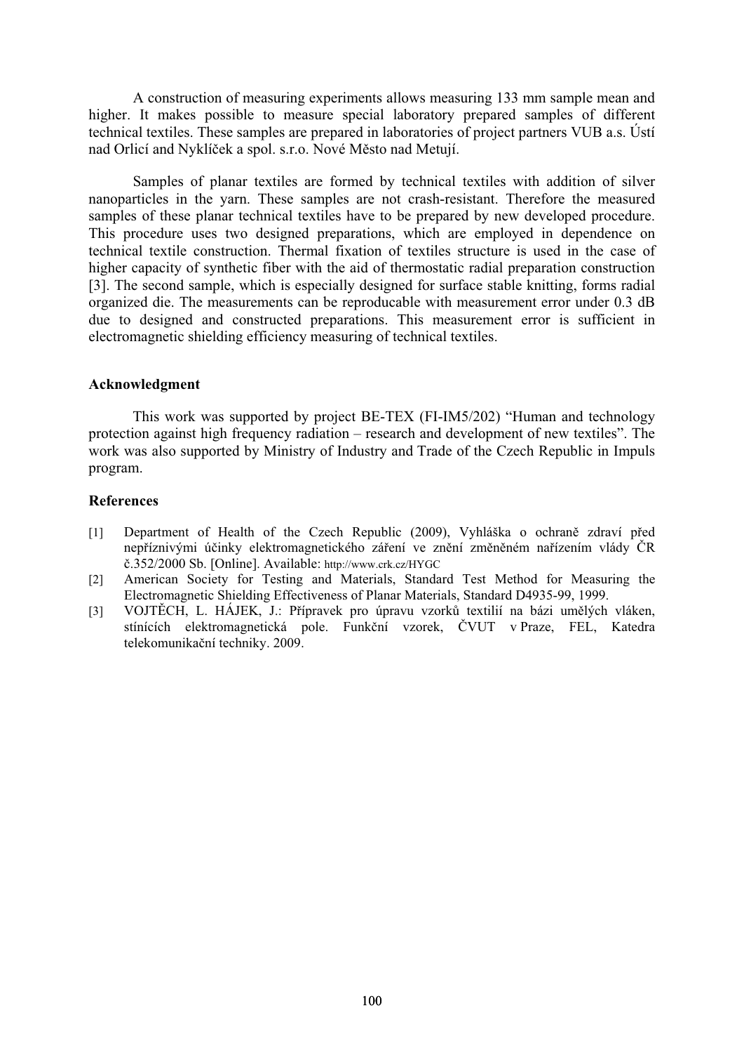A construction of measuring experiments allows measuring 133 mm sample mean and higher. It makes possible to measure special laboratory prepared samples of different technical textiles. These samples are prepared in laboratories of project partners VUB a.s. Ústí nad Orlicí and Nyklíček a spol. s.r.o. Nové Město nad Metují.

Samples of planar textiles are formed by technical textiles with addition of silver nanoparticles in the yarn. These samples are not crash-resistant. Therefore the measured samples of these planar technical textiles have to be prepared by new developed procedure. This procedure uses two designed preparations, which are employed in dependence on technical textile construction. Thermal fixation of textiles structure is used in the case of higher capacity of synthetic fiber with the aid of thermostatic radial preparation construction [3]. The second sample, which is especially designed for surface stable knitting, forms radial organized die. The measurements can be reproducable with measurement error under 0.3 dB due to designed and constructed preparations. This measurement error is sufficient in electromagnetic shielding efficiency measuring of technical textiles.

### Acknowledgment

This work was supported by project BE-TEX (FI-IM5/202) "Human and technology protection against high frequency radiation – research and development of new textiles". The work was also supported by Ministry of Industry and Trade of the Czech Republic in Impuls program.

### References

[1] Department of Health of the Czech Republic (2009), Vyhláška o ochraně zdraví před nepříznivými účinky elektromagnetického záření ve znění změněném nařízením vlády ČR č.352/2000 Sb. [Online]. Available: http://www.crk.cz/HYGC

[2] American Society for Testing and Materials, Standard Test Method for Measuring the Electromagnetic Shielding Effectiveness of Planar Materials, Standard D4935-99, 1999.

[3] VOJTĚCH, L. HÁJEK, J.: Přípravek pro úpravu vzorků textilií na bázi umělých vláken, stínících elektromagnetická pole. Funkční vzorek, ČVUT v Praze, FEL, Katedra telekomunikační techniky. 2009.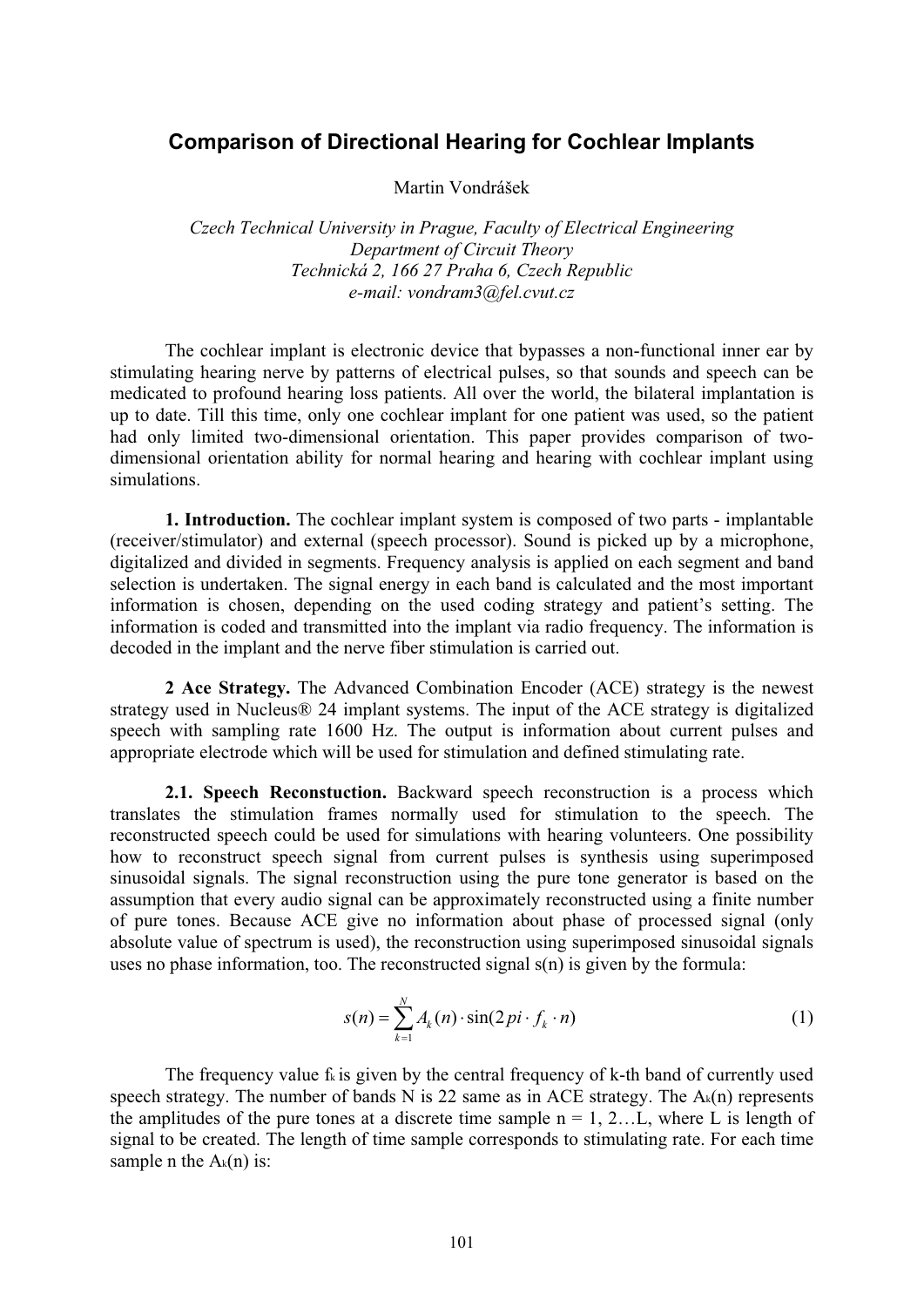# Comparison of Directional Hearing for Cochlear Implants

Martin Vondrášek

*Czech Technical University in Prague, Faculty of Electrical Engineering*
*Department of Circuit Theory*
*Technická 2, 166 27 Praha 6, Czech Republic*
*e-mail: vondram3@fel.cvut.cz*

The cochlear implant is electronic device that bypasses a non-functional inner ear by stimulating hearing nerve by patterns of electrical pulses, so that sounds and speech can be medicated to profound hearing loss patients. All over the world, the bilateral implantation is up to date. Till this time, only one cochlear implant for one patient was used, so the patient had only limited two-dimensional orientation. This paper provides comparison of two-dimensional orientation ability for normal hearing and hearing with cochlear implant using simulations.

**1. Introduction.** The cochlear implant system is composed of two parts - implantable (receiver/stimulator) and external (speech processor). Sound is picked up by a microphone, digitalized and divided in segments. Frequency analysis is applied on each segment and band selection is undertaken. The signal energy in each band is calculated and the most important information is chosen, depending on the used coding strategy and patient's setting. The information is coded and transmitted into the implant via radio frequency. The information is decoded in the implant and the nerve fiber stimulation is carried out.

**2 Ace Strategy.** The Advanced Combination Encoder (ACE) strategy is the newest strategy used in Nucleus® 24 implant systems. The input of the ACE strategy is digitalized speech with sampling rate 1600 Hz. The output is information about current pulses and appropriate electrode which will be used for stimulation and defined stimulating rate.

**2.1. Speech Reconstuction.** Backward speech reconstruction is a process which translates the stimulation frames normally used for stimulation to the speech. The reconstructed speech could be used for simulations with hearing volunteers. One possibility how to reconstruct speech signal from current pulses is synthesis using superimposed sinusoidal signals. The signal reconstruction using the pure tone generator is based on the assumption that every audio signal can be approximately reconstructed using a finite number of pure tones. Because ACE give no information about phase of processed signal (only absolute value of spectrum is used), the reconstruction using superimposed sinusoidal signals uses no phase information, too. The reconstructed signal s(n) is given by the formula:

$$s(n) = \sum_{k=1}^{N} A_k(n) \cdot \sin(2pi \cdot f_k \cdot n) \tag{1}$$

The frequency value $f_k$ is given by the central frequency of k-th band of currently used speech strategy. The number of bands N is 22 same as in ACE strategy. The $A_k(n)$ represents the amplitudes of the pure tones at a discrete time sample n = 1, 2…L, where L is length of signal to be created. The length of time sample corresponds to stimulating rate. For each time sample n the $A_k(n)$ is: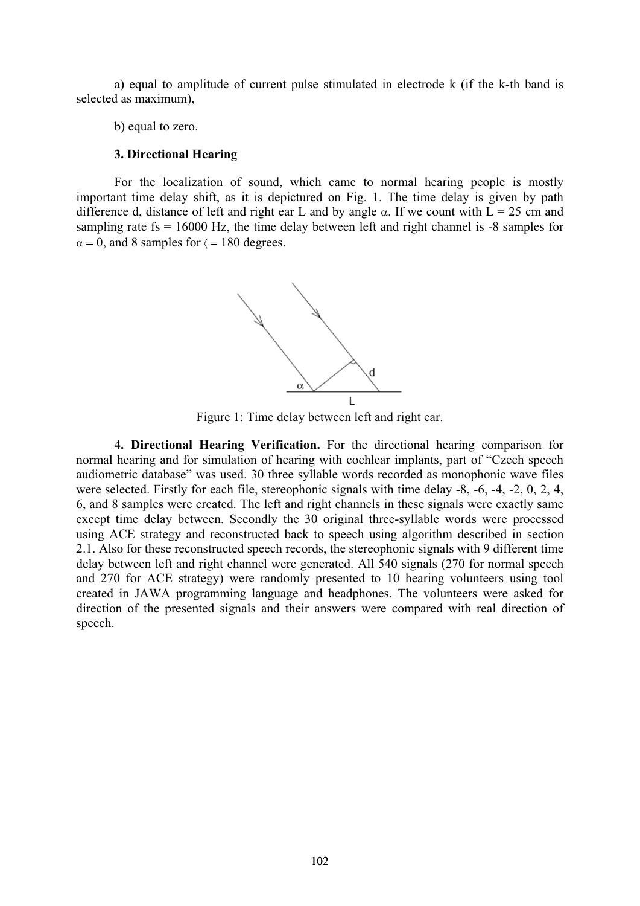a) equal to amplitude of current pulse stimulated in electrode k (if the k-th band is selected as maximum),

b) equal to zero.

### 3. Directional Hearing

For the localization of sound, which came to normal hearing people is mostly important time delay shift, as it is depictured on Fig. 1. The time delay is given by path difference d, distance of left and right ear L and by angle $\alpha$. If we count with L = 25 cm and sampling rate fs = 16000 Hz, the time delay between left and right channel is -8 samples for $\alpha = 0$, and 8 samples for $\langle = 180$ degrees.

Figure 1: Time delay between left and right ear.

**4. Directional Hearing Verification.** For the directional hearing comparison for normal hearing and for simulation of hearing with cochlear implants, part of "Czech speech audiometric database" was used. 30 three syllable words recorded as monophonic wave files were selected. Firstly for each file, stereophonic signals with time delay -8, -6, -4, -2, 0, 2, 4, 6, and 8 samples were created. The left and right channels in these signals were exactly same except time delay between. Secondly the 30 original three-syllable words were processed using ACE strategy and reconstructed back to speech using algorithm described in section 2.1. Also for these reconstructed speech records, the stereophonic signals with 9 different time delay between left and right channel were generated. All 540 signals (270 for normal speech and 270 for ACE strategy) were randomly presented to 10 hearing volunteers using tool created in JAWA programming language and headphones. The volunteers were asked for direction of the presented signals and their answers were compared with real direction of speech.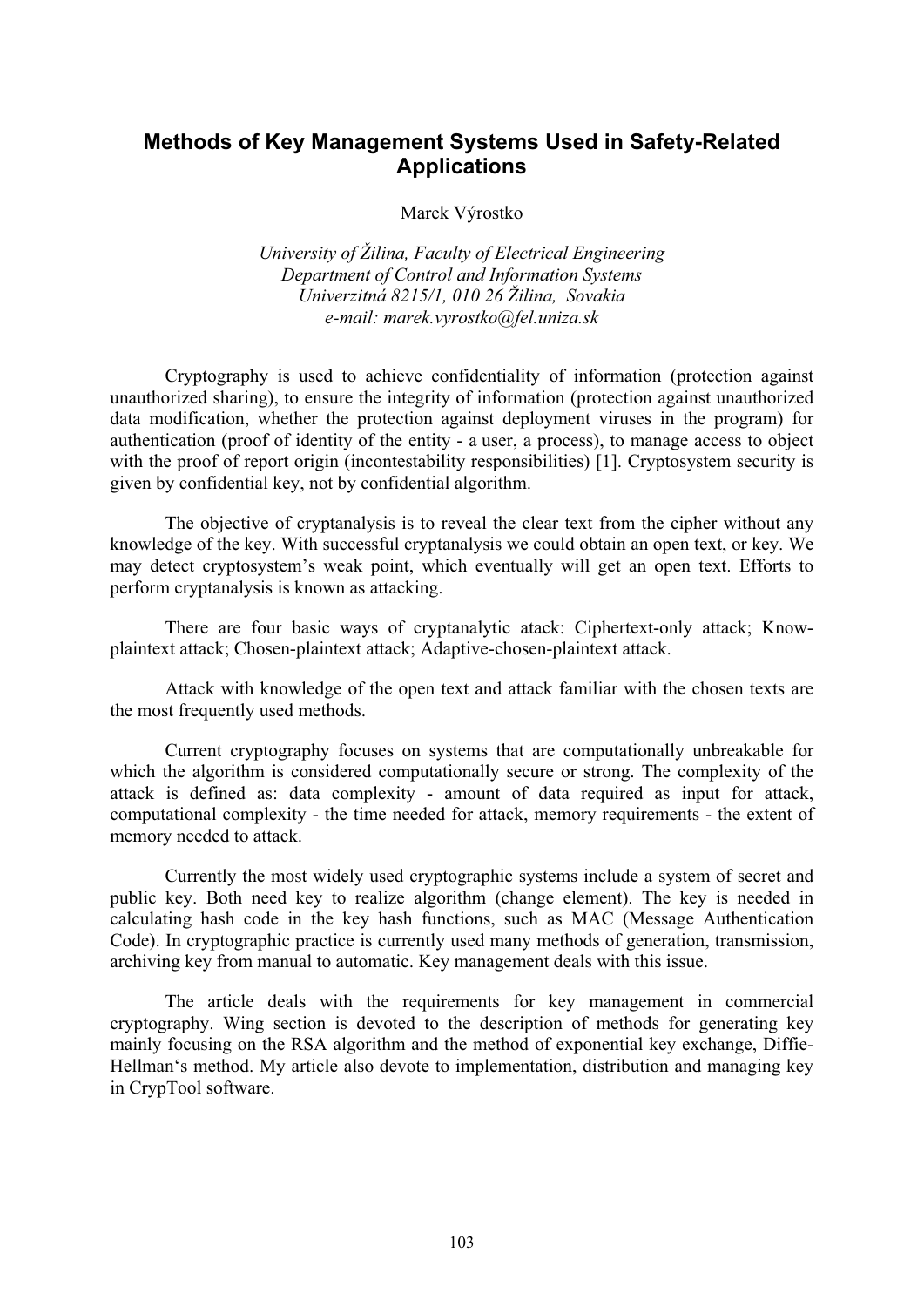# Methods of Key Management Systems Used in Safety-Related Applications

Marek Výrostko

*University of Žilina, Faculty of Electrical Engineering*
*Department of Control and Information Systems*
*Univerzitná 8215/1, 010 26 Žilina, Sovakia*
*e-mail: marek.vyrostko@fel.uniza.sk*

Cryptography is used to achieve confidentiality of information (protection against unauthorized sharing), to ensure the integrity of information (protection against unauthorized data modification, whether the protection against deployment viruses in the program) for authentication (proof of identity of the entity - a user, a process), to manage access to object with the proof of report origin (incontestability responsibilities) [1]. Cryptosystem security is given by confidential key, not by confidential algorithm.

The objective of cryptanalysis is to reveal the clear text from the cipher without any knowledge of the key. With successful cryptanalysis we could obtain an open text, or key. We may detect cryptosystem's weak point, which eventually will get an open text. Efforts to perform cryptanalysis is known as attacking.

There are four basic ways of cryptanalytic atack: Ciphertext-only attack; Know-plaintext attack; Chosen-plaintext attack; Adaptive-chosen-plaintext attack.

Attack with knowledge of the open text and attack familiar with the chosen texts are the most frequently used methods.

Current cryptography focuses on systems that are computationally unbreakable for which the algorithm is considered computationally secure or strong. The complexity of the attack is defined as: data complexity - amount of data required as input for attack, computational complexity - the time needed for attack, memory requirements - the extent of memory needed to attack.

Currently the most widely used cryptographic systems include a system of secret and public key. Both need key to realize algorithm (change element). The key is needed in calculating hash code in the key hash functions, such as MAC (Message Authentication Code). In cryptographic practice is currently used many methods of generation, transmission, archiving key from manual to automatic. Key management deals with this issue.

The article deals with the requirements for key management in commercial cryptography. Wing section is devoted to the description of methods for generating key mainly focusing on the RSA algorithm and the method of exponential key exchange, Diffie-Hellman's method. My article also devote to implementation, distribution and managing key in CrypTool software.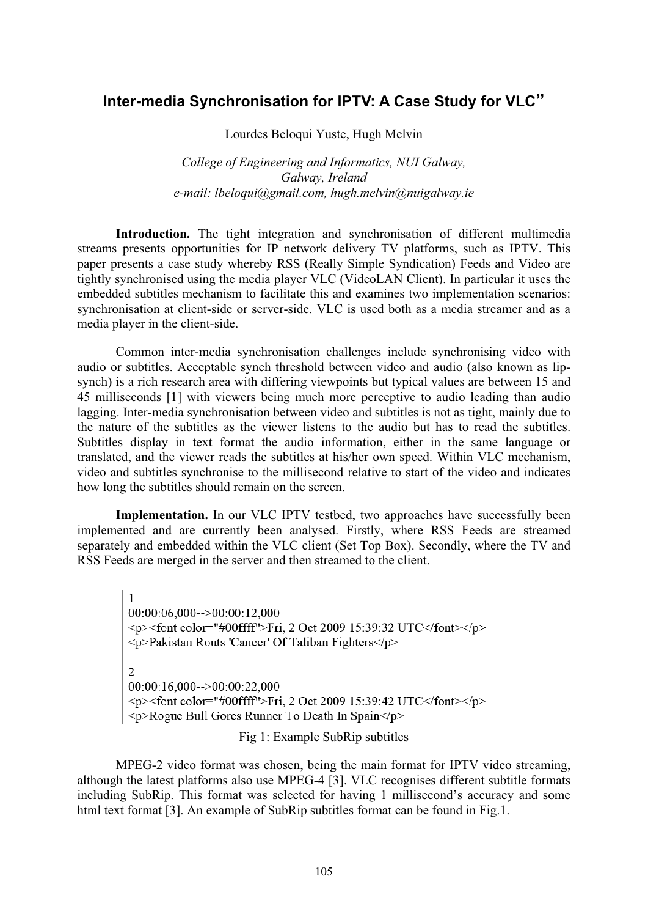# Inter-media Synchronisation for IPTV: A Case Study for VLC"

Lourdes Beloqui Yuste, Hugh Melvin

*College of Engineering and Informatics, NUI Galway, Galway, Ireland*
*e-mail: lbeloqui@gmail.com, hugh.melvin@nuigalway.ie*

**Introduction.** The tight integration and synchronisation of different multimedia streams presents opportunities for IP network delivery TV platforms, such as IPTV. This paper presents a case study whereby RSS (Really Simple Syndication) Feeds and Video are tightly synchronised using the media player VLC (VideoLAN Client). In particular it uses the embedded subtitles mechanism to facilitate this and examines two implementation scenarios: synchronisation at client-side or server-side. VLC is used both as a media streamer and as a media player in the client-side.

Common inter-media synchronisation challenges include synchronising video with audio or subtitles. Acceptable synch threshold between video and audio (also known as lip-synch) is a rich research area with differing viewpoints but typical values are between 15 and 45 milliseconds [1] with viewers being much more perceptive to audio leading than audio lagging. Inter-media synchronisation between video and subtitles is not as tight, mainly due to the nature of the subtitles as the viewer listens to the audio but has to read the subtitles. Subtitles display in text format the audio information, either in the same language or translated, and the viewer reads the subtitles at his/her own speed. Within VLC mechanism, video and subtitles synchronise to the millisecond relative to start of the video and indicates how long the subtitles should remain on the screen.

**Implementation.** In our VLC IPTV testbed, two approaches have successfully been implemented and are currently been analysed. Firstly, where RSS Feeds are streamed separately and embedded within the VLC client (Set Top Box). Secondly, where the TV and RSS Feeds are merged in the server and then streamed to the client.

```
1
00:00:06,000-->00:00:12,000
<p><font color="#00ffff">Fri, 2 Oct 2009 15:39:32 UTC</font></p>
<p>Pakistan Routs 'Cancer' Of Taliban Fighters</p>

2
00:00:16,000-->00:00:22,000
<p><font color="#00ffff">Fri, 2 Oct 2009 15:39:42 UTC</font></p>
<p>Rogue Bull Gores Runner To Death In Spain</p>
```

Fig 1: Example SubRip subtitles

MPEG-2 video format was chosen, being the main format for IPTV video streaming, although the latest platforms also use MPEG-4 [3]. VLC recognises different subtitle formats including SubRip. This format was selected for having 1 millisecond's accuracy and some html text format [3]. An example of SubRip subtitles format can be found in Fig.1.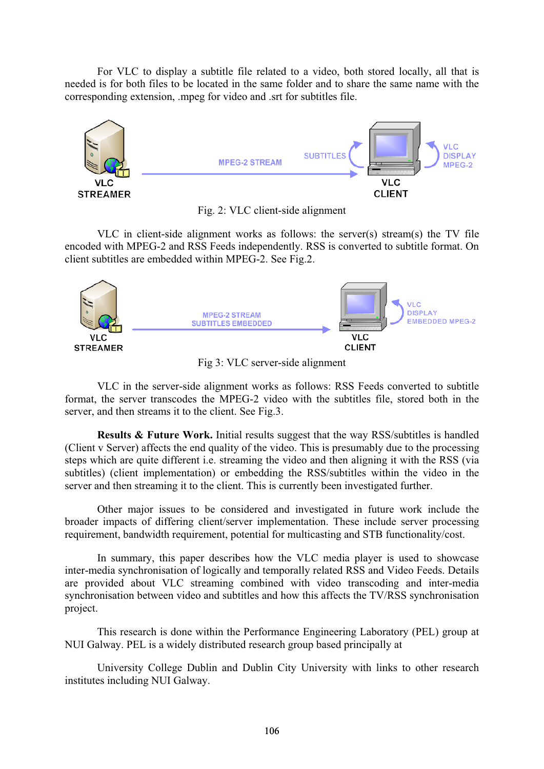For VLC to display a subtitle file related to a video, both stored locally, all that is needed is for both files to be located in the same folder and to share the same name with the corresponding extension, .mpeg for video and .srt for subtitles file.

Fig. 2: VLC client-side alignment

VLC in client-side alignment works as follows: the server(s) stream(s) the TV file encoded with MPEG-2 and RSS Feeds independently. RSS is converted to subtitle format. On client subtitles are embedded within MPEG-2. See Fig.2.

Fig 3: VLC server-side alignment

VLC in the server-side alignment works as follows: RSS Feeds converted to subtitle format, the server transcodes the MPEG-2 video with the subtitles file, stored both in the server, and then streams it to the client. See Fig.3.

**Results & Future Work.** Initial results suggest that the way RSS/subtitles is handled (Client v Server) affects the end quality of the video. This is presumably due to the processing steps which are quite different i.e. streaming the video and then aligning it with the RSS (via subtitles) (client implementation) or embedding the RSS/subtitles within the video in the server and then streaming it to the client. This is currently been investigated further.

Other major issues to be considered and investigated in future work include the broader impacts of differing client/server implementation. These include server processing requirement, bandwidth requirement, potential for multicasting and STB functionality/cost.

In summary, this paper describes how the VLC media player is used to showcase inter-media synchronisation of logically and temporally related RSS and Video Feeds. Details are provided about VLC streaming combined with video transcoding and inter-media synchronisation between video and subtitles and how this affects the TV/RSS synchronisation project.

This research is done within the Performance Engineering Laboratory (PEL) group at NUI Galway. PEL is a widely distributed research group based principally at

University College Dublin and Dublin City University with links to other research institutes including NUI Galway.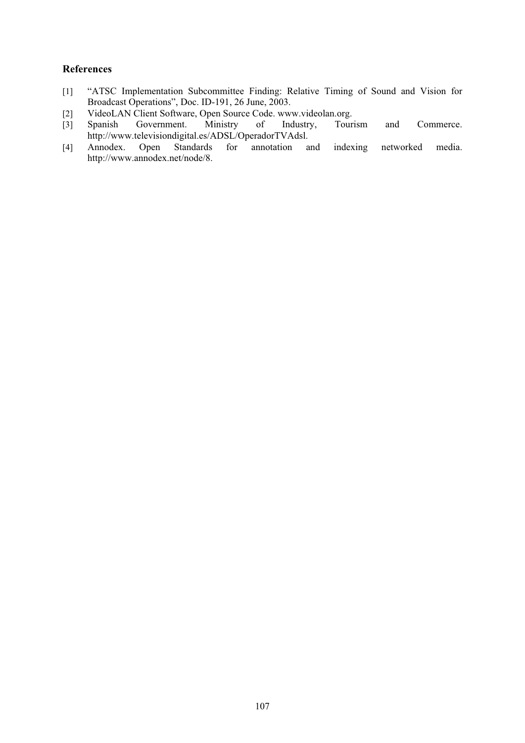### References

[1] "ATSC Implementation Subcommittee Finding: Relative Timing of Sound and Vision for Broadcast Operations", Doc. ID-191, 26 June, 2003.

[2] VideoLAN Client Software, Open Source Code. www.videolan.org.

[3] Spanish Government. Ministry of Industry, Tourism and Commerce. http://www.televisiondigital.es/ADSL/OperadorTVAdsl.

[4] Annodex. Open Standards for annotation and indexing networked media. http://www.annodex.net/node/8.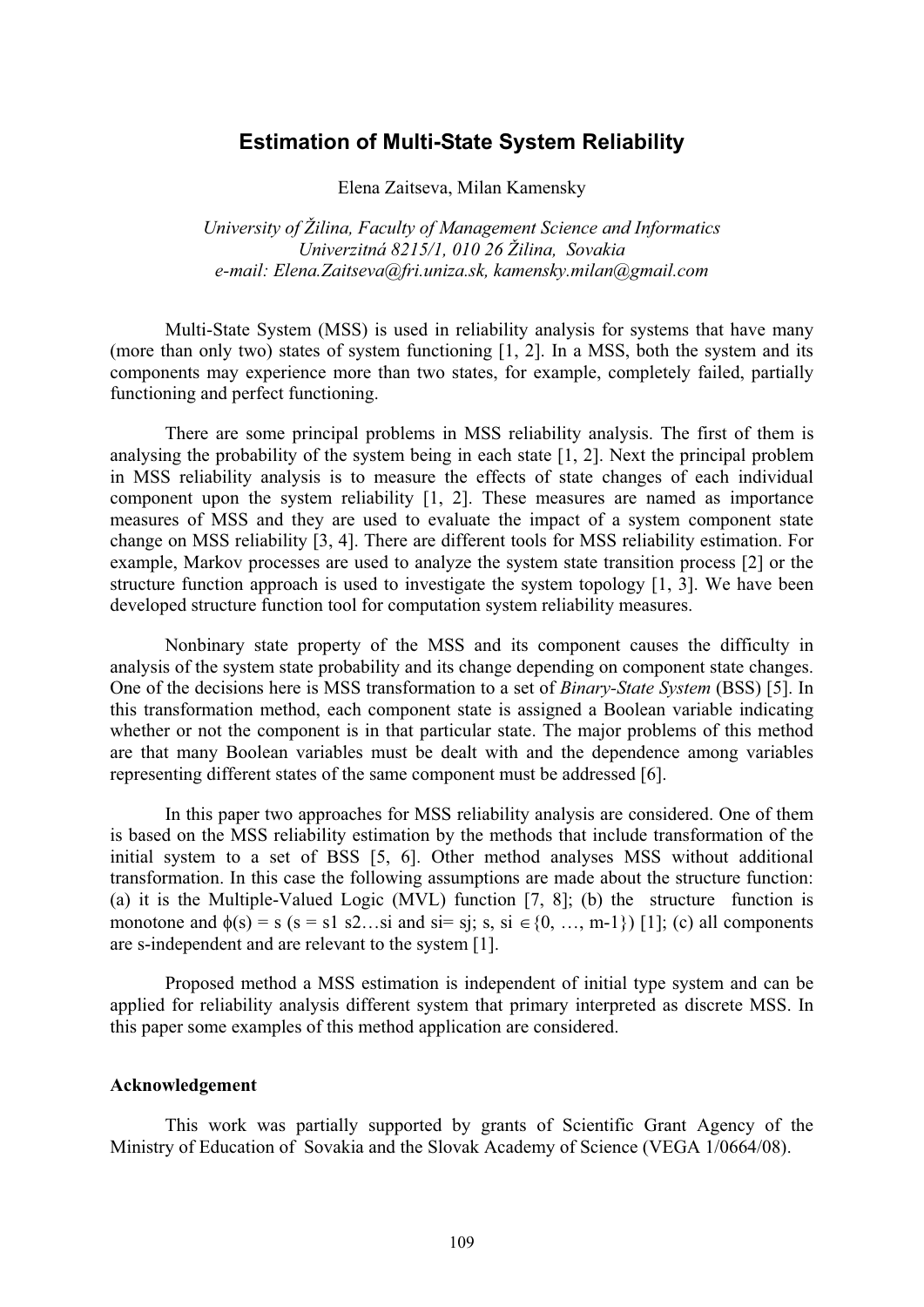# Estimation of Multi-State System Reliability

Elena Zaitseva, Milan Kamensky

*University of Žilina, Faculty of Management Science and Informatics*
*Univerzitná 8215/1, 010 26 Žilina, Sovakia*
*e-mail: Elena.Zaitseva@fri.uniza.sk, kamensky.milan@gmail.com*

Multi-State System (MSS) is used in reliability analysis for systems that have many (more than only two) states of system functioning [1, 2]. In a MSS, both the system and its components may experience more than two states, for example, completely failed, partially functioning and perfect functioning.

There are some principal problems in MSS reliability analysis. The first of them is analysing the probability of the system being in each state [1, 2]. Next the principal problem in MSS reliability analysis is to measure the effects of state changes of each individual component upon the system reliability [1, 2]. These measures are named as importance measures of MSS and they are used to evaluate the impact of a system component state change on MSS reliability [3, 4]. There are different tools for MSS reliability estimation. For example, Markov processes are used to analyze the system state transition process [2] or the structure function approach is used to investigate the system topology [1, 3]. We have been developed structure function tool for computation system reliability measures.

Nonbinary state property of the MSS and its component causes the difficulty in analysis of the system state probability and its change depending on component state changes. One of the decisions here is MSS transformation to a set of *Binary-State System* (BSS) [5]. In this transformation method, each component state is assigned a Boolean variable indicating whether or not the component is in that particular state. The major problems of this method are that many Boolean variables must be dealt with and the dependence among variables representing different states of the same component must be addressed [6].

In this paper two approaches for MSS reliability analysis are considered. One of them is based on the MSS reliability estimation by the methods that include transformation of the initial system to a set of BSS [5, 6]. Other method analyses MSS without additional transformation. In this case the following assumptions are made about the structure function: (a) it is the Multiple-Valued Logic (MVL) function [7, 8]; (b) the structure function is monotone and $\phi(\mathbf{s}) = s$ ($\mathbf{s} = s_1 s_2 \ldots s_i$ and $s_i = s_j$; $s, s_i \in \{0, \ldots, m-1\}$) [1]; (c) all components are s-independent and are relevant to the system [1].

Proposed method a MSS estimation is independent of initial type system and can be applied for reliability analysis different system that primary interpreted as discrete MSS. In this paper some examples of this method application are considered.

**Acknowledgement**

This work was partially supported by grants of Scientific Grant Agency of the Ministry of Education of Sovakia and the Slovak Academy of Science (VEGA 1/0664/08).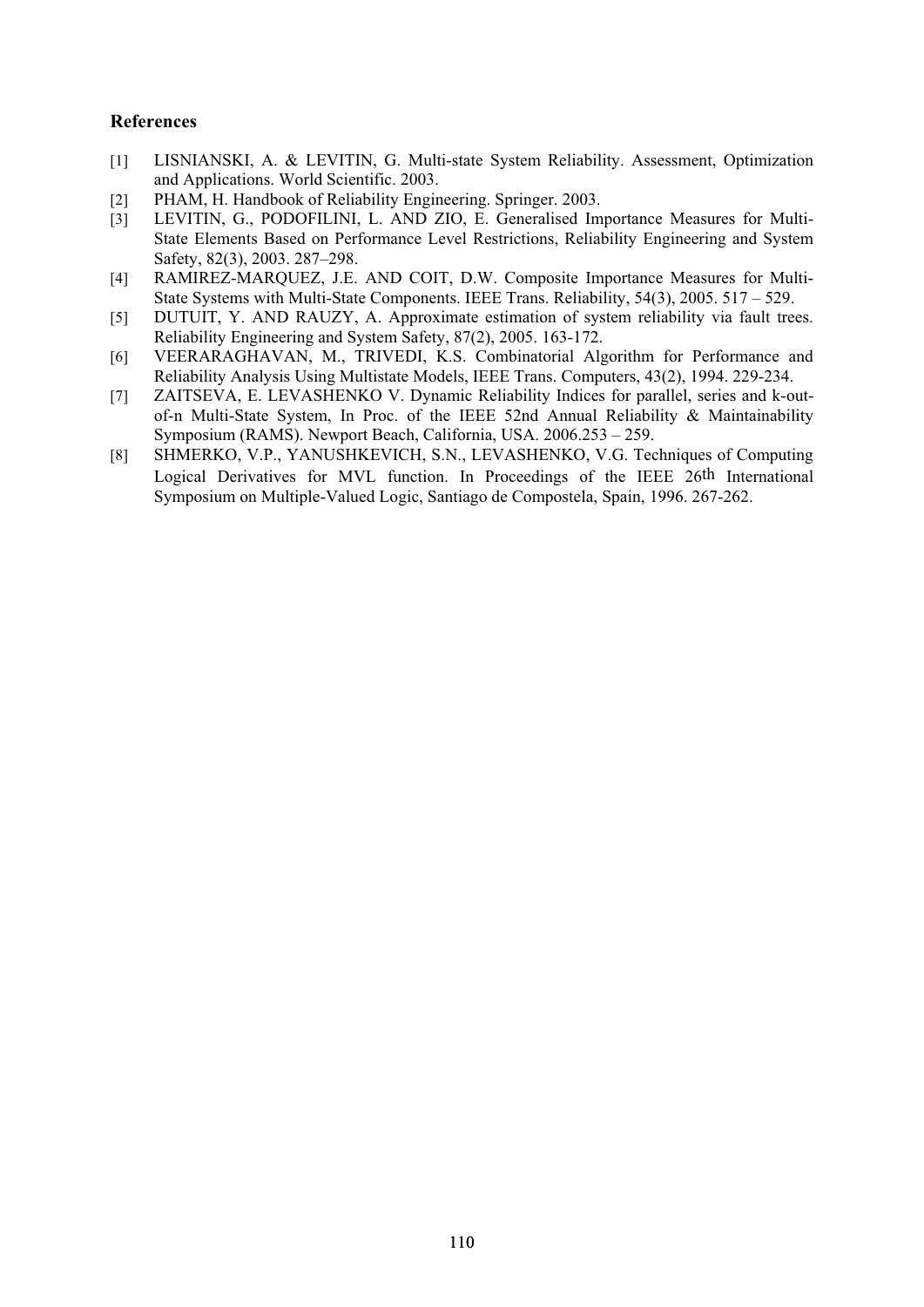### References

[1] LISNIANSKI, A. & LEVITIN, G. Multi-state System Reliability. Assessment, Optimization and Applications. World Scientific. 2003.

[2] PHAM, H. Handbook of Reliability Engineering. Springer. 2003.

[3] LEVITIN, G., PODOFILINI, L. AND ZIO, E. Generalised Importance Measures for Multi-State Elements Based on Performance Level Restrictions, Reliability Engineering and System Safety, 82(3), 2003. 287–298.

[4] RAMIREZ-MARQUEZ, J.E. AND COIT, D.W. Composite Importance Measures for Multi-State Systems with Multi-State Components. IEEE Trans. Reliability, 54(3), 2005. 517 – 529.

[5] DUTUIT, Y. AND RAUZY, A. Approximate estimation of system reliability via fault trees. Reliability Engineering and System Safety, 87(2), 2005. 163-172.

[6] VEERARAGHAVAN, M., TRIVEDI, K.S. Combinatorial Algorithm for Performance and Reliability Analysis Using Multistate Models, IEEE Trans. Computers, 43(2), 1994. 229-234.

[7] ZAITSEVA, E. LEVASHENKO V. Dynamic Reliability Indices for parallel, series and k-out-of-n Multi-State System, In Proc. of the IEEE 52nd Annual Reliability & Maintainability Symposium (RAMS). Newport Beach, California, USA. 2006.253 – 259.

[8] SHMERKO, V.P., YANUSHKEVICH, S.N., LEVASHENKO, V.G. Techniques of Computing Logical Derivatives for MVL function. In Proceedings of the IEEE 26th International Symposium on Multiple-Valued Logic, Santiago de Compostela, Spain, 1996. 267-262.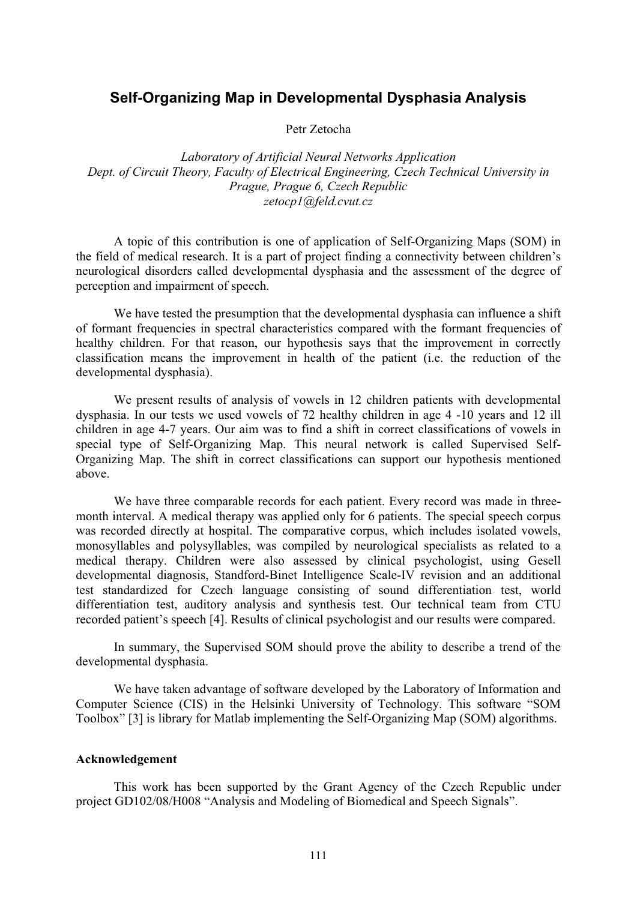# Self-Organizing Map in Developmental Dysphasia Analysis

Petr Zetocha

*Laboratory of Artificial Neural Networks Application*
*Dept. of Circuit Theory, Faculty of Electrical Engineering, Czech Technical University in Prague, Prague 6, Czech Republic*
*zetocp1@feld.cvut.cz*

A topic of this contribution is one of application of Self-Organizing Maps (SOM) in the field of medical research. It is a part of project finding a connectivity between children's neurological disorders called developmental dysphasia and the assessment of the degree of perception and impairment of speech.

We have tested the presumption that the developmental dysphasia can influence a shift of formant frequencies in spectral characteristics compared with the formant frequencies of healthy children. For that reason, our hypothesis says that the improvement in correctly classification means the improvement in health of the patient (i.e. the reduction of the developmental dysphasia).

We present results of analysis of vowels in 12 children patients with developmental dysphasia. In our tests we used vowels of 72 healthy children in age 4 -10 years and 12 ill children in age 4-7 years. Our aim was to find a shift in correct classifications of vowels in special type of Self-Organizing Map. This neural network is called Supervised Self-Organizing Map. The shift in correct classifications can support our hypothesis mentioned above.

We have three comparable records for each patient. Every record was made in three-month interval. A medical therapy was applied only for 6 patients. The special speech corpus was recorded directly at hospital. The comparative corpus, which includes isolated vowels, monosyllables and polysyllables, was compiled by neurological specialists as related to a medical therapy. Children were also assessed by clinical psychologist, using Gesell developmental diagnosis, Standford-Binet Intelligence Scale-IV revision and an additional test standardized for Czech language consisting of sound differentiation test, world differentiation test, auditory analysis and synthesis test. Our technical team from CTU recorded patient's speech [4]. Results of clinical psychologist and our results were compared.

In summary, the Supervised SOM should prove the ability to describe a trend of the developmental dysphasia.

We have taken advantage of software developed by the Laboratory of Information and Computer Science (CIS) in the Helsinki University of Technology. This software "SOM Toolbox" [3] is library for Matlab implementing the Self-Organizing Map (SOM) algorithms.

**Acknowledgement**

This work has been supported by the Grant Agency of the Czech Republic under project GD102/08/H008 "Analysis and Modeling of Biomedical and Speech Signals".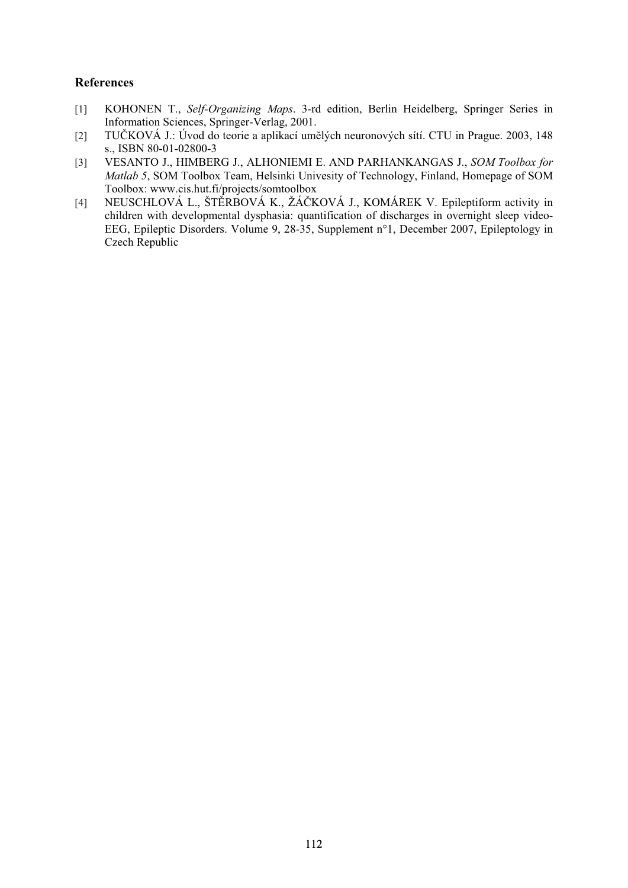### References

[1] KOHONEN T., *Self-Organizing Maps*. 3-rd edition, Berlin Heidelberg, Springer Series in Information Sciences, Springer-Verlag, 2001.

[2] TUČKOVÁ J.: Úvod do teorie a aplikací umělých neuronových sítí. CTU in Prague. 2003, 148 s., ISBN 80-01-02800-3

[3] VESANTO J., HIMBERG J., ALHONIEMI E. AND PARHANKANGAS J., *SOM Toolbox for Matlab 5*, SOM Toolbox Team, Helsinki Univesity of Technology, Finland, Homepage of SOM Toolbox: www.cis.hut.fi/projects/somtoolbox

[4] NEUSCHLOVÁ L., ŠTĚRBOVÁ K., ŽÁČKOVÁ J., KOMÁREK V. Epileptiform activity in children with developmental dysphasia: quantification of discharges in overnight sleep video-EEG, Epileptic Disorders. Volume 9, 28-35, Supplement n°1, December 2007, Epileptology in Czech Republic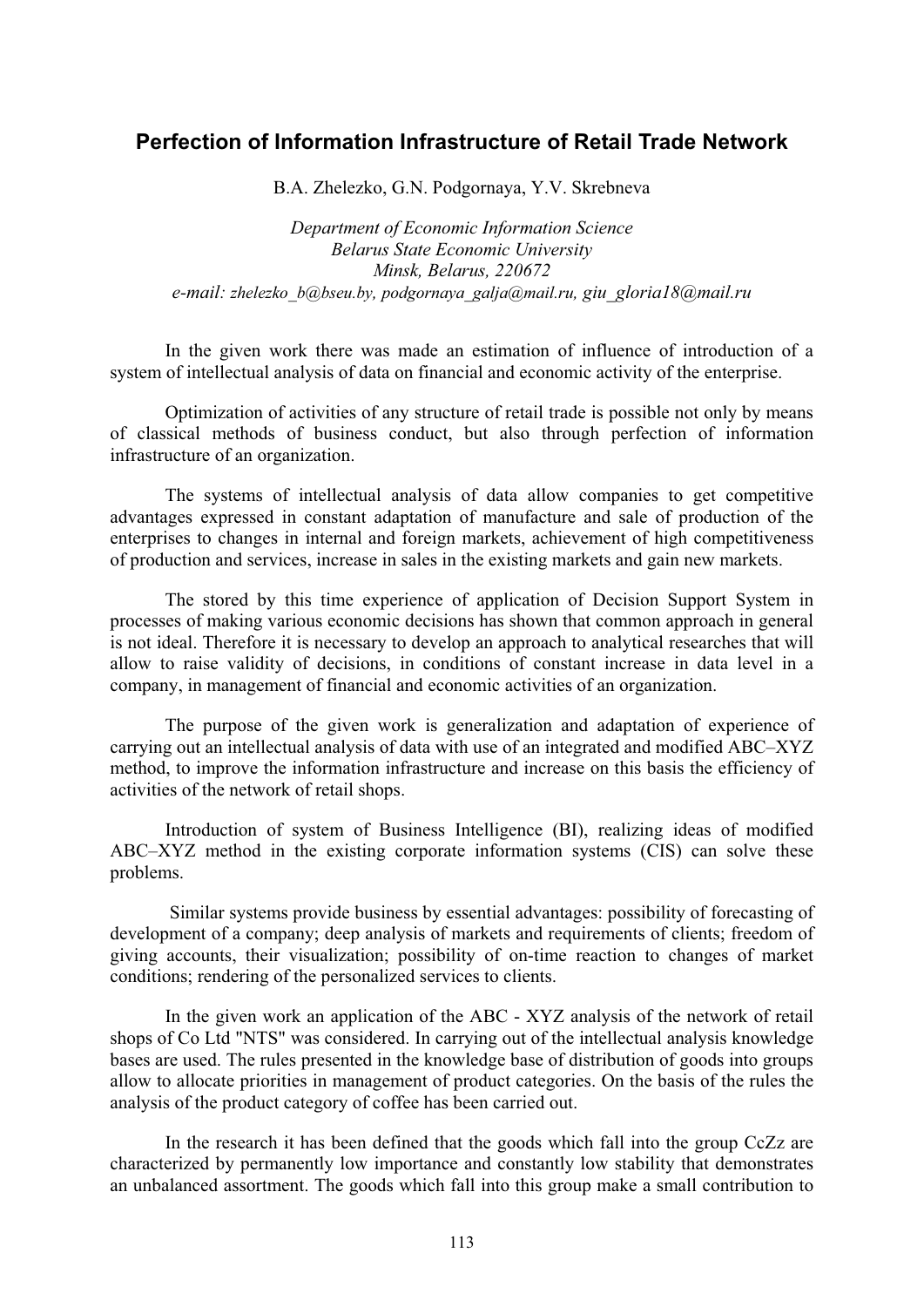# Perfection of Information Infrastructure of Retail Trade Network

B.A. Zhelezko, G.N. Podgornaya, Y.V. Skrebneva

*Department of Economic Information Science*
*Belarus State Economic University*
*Minsk, Belarus, 220672*
*e-mail: zhelezko_b@bseu.by, podgornaya_galja@mail.ru, giu_gloria18@mail.ru*

In the given work there was made an estimation of influence of introduction of a system of intellectual analysis of data on financial and economic activity of the enterprise.

Optimization of activities of any structure of retail trade is possible not only by means of classical methods of business conduct, but also through perfection of information infrastructure of an organization.

The systems of intellectual analysis of data allow companies to get competitive advantages expressed in constant adaptation of manufacture and sale of production of the enterprises to changes in internal and foreign markets, achievement of high competitiveness of production and services, increase in sales in the existing markets and gain new markets.

The stored by this time experience of application of Decision Support System in processes of making various economic decisions has shown that common approach in general is not ideal. Therefore it is necessary to develop an approach to analytical researches that will allow to raise validity of decisions, in conditions of constant increase in data level in a company, in management of financial and economic activities of an organization.

The purpose of the given work is generalization and adaptation of experience of carrying out an intellectual analysis of data with use of an integrated and modified ABC–XYZ method, to improve the information infrastructure and increase on this basis the efficiency of activities of the network of retail shops.

Introduction of system of Business Intelligence (BI), realizing ideas of modified ABC–XYZ method in the existing corporate information systems (CIS) can solve these problems.

Similar systems provide business by essential advantages: possibility of forecasting of development of a company; deep analysis of markets and requirements of clients; freedom of giving accounts, their visualization; possibility of on-time reaction to changes of market conditions; rendering of the personalized services to clients.

In the given work an application of the ABC - XYZ analysis of the network of retail shops of Co Ltd "NTS" was considered. In carrying out of the intellectual analysis knowledge bases are used. The rules presented in the knowledge base of distribution of goods into groups allow to allocate priorities in management of product categories. On the basis of the rules the analysis of the product category of coffee has been carried out.

In the research it has been defined that the goods which fall into the group CcZz are characterized by permanently low importance and constantly low stability that demonstrates an unbalanced assortment. The goods which fall into this group make a small contribution to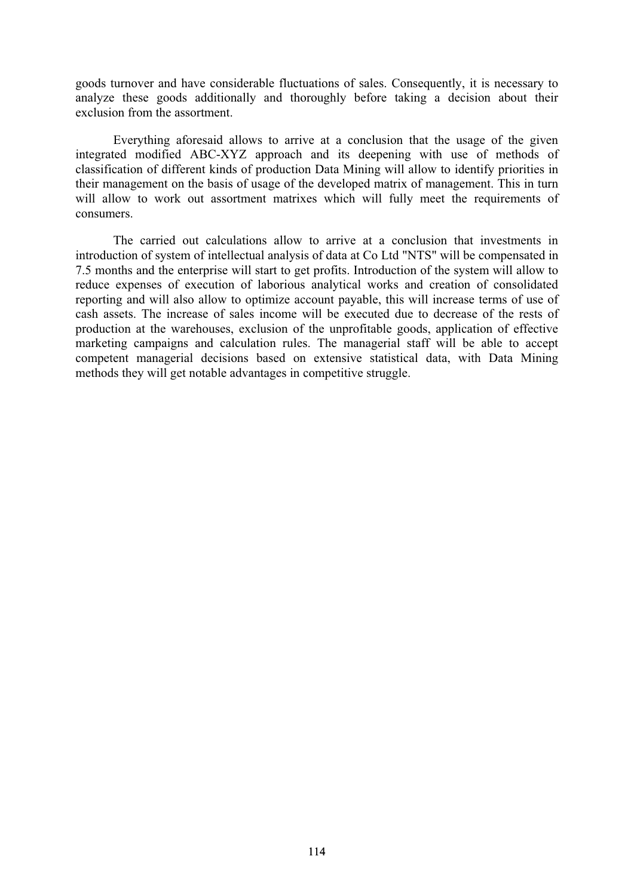goods turnover and have considerable fluctuations of sales. Consequently, it is necessary to analyze these goods additionally and thoroughly before taking a decision about their exclusion from the assortment.

Everything aforesaid allows to arrive at a conclusion that the usage of the given integrated modified ABC-XYZ approach and its deepening with use of methods of classification of different kinds of production Data Mining will allow to identify priorities in their management on the basis of usage of the developed matrix of management. This in turn will allow to work out assortment matrixes which will fully meet the requirements of consumers.

The carried out calculations allow to arrive at a conclusion that investments in introduction of system of intellectual analysis of data at Co Ltd "NTS" will be compensated in 7.5 months and the enterprise will start to get profits. Introduction of the system will allow to reduce expenses of execution of laborious analytical works and creation of consolidated reporting and will also allow to optimize account payable, this will increase terms of use of cash assets. The increase of sales income will be executed due to decrease of the rests of production at the warehouses, exclusion of the unprofitable goods, application of effective marketing campaigns and calculation rules. The managerial staff will be able to accept competent managerial decisions based on extensive statistical data, with Data Mining methods they will get notable advantages in competitive struggle.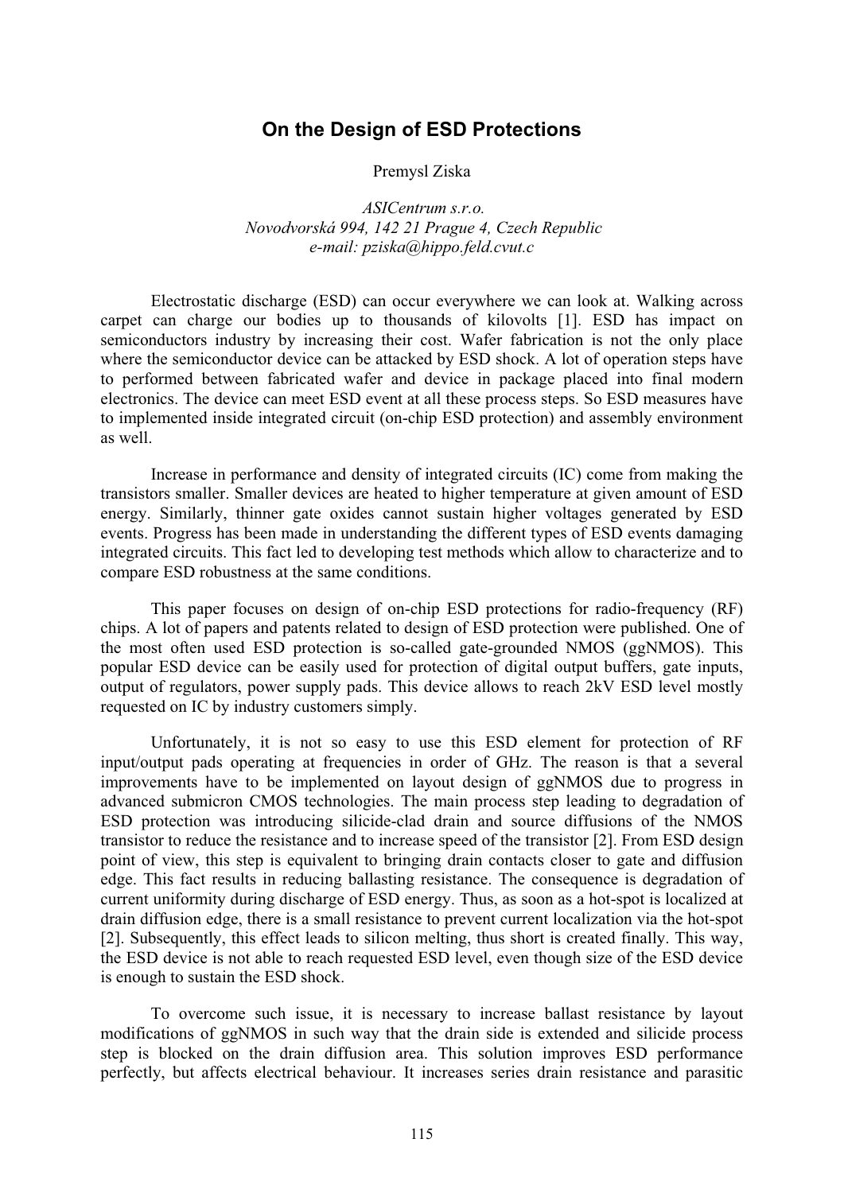## On the Design of ESD Protections

Premysl Ziska

*ASICentrum s.r.o.*
*Novodvorská 994, 142 21 Prague 4, Czech Republic*
*e-mail: pziska@hippo.feld.cvut.c*

Electrostatic discharge (ESD) can occur everywhere we can look at. Walking across carpet can charge our bodies up to thousands of kilovolts [1]. ESD has impact on semiconductors industry by increasing their cost. Wafer fabrication is not the only place where the semiconductor device can be attacked by ESD shock. A lot of operation steps have to performed between fabricated wafer and device in package placed into final modern electronics. The device can meet ESD event at all these process steps. So ESD measures have to implemented inside integrated circuit (on-chip ESD protection) and assembly environment as well.

Increase in performance and density of integrated circuits (IC) come from making the transistors smaller. Smaller devices are heated to higher temperature at given amount of ESD energy. Similarly, thinner gate oxides cannot sustain higher voltages generated by ESD events. Progress has been made in understanding the different types of ESD events damaging integrated circuits. This fact led to developing test methods which allow to characterize and to compare ESD robustness at the same conditions.

This paper focuses on design of on-chip ESD protections for radio-frequency (RF) chips. A lot of papers and patents related to design of ESD protection were published. One of the most often used ESD protection is so-called gate-grounded NMOS (ggNMOS). This popular ESD device can be easily used for protection of digital output buffers, gate inputs, output of regulators, power supply pads. This device allows to reach 2kV ESD level mostly requested on IC by industry customers simply.

Unfortunately, it is not so easy to use this ESD element for protection of RF input/output pads operating at frequencies in order of GHz. The reason is that a several improvements have to be implemented on layout design of ggNMOS due to progress in advanced submicron CMOS technologies. The main process step leading to degradation of ESD protection was introducing silicide-clad drain and source diffusions of the NMOS transistor to reduce the resistance and to increase speed of the transistor [2]. From ESD design point of view, this step is equivalent to bringing drain contacts closer to gate and diffusion edge. This fact results in reducing ballasting resistance. The consequence is degradation of current uniformity during discharge of ESD energy. Thus, as soon as a hot-spot is localized at drain diffusion edge, there is a small resistance to prevent current localization via the hot-spot [2]. Subsequently, this effect leads to silicon melting, thus short is created finally. This way, the ESD device is not able to reach requested ESD level, even though size of the ESD device is enough to sustain the ESD shock.

To overcome such issue, it is necessary to increase ballast resistance by layout modifications of ggNMOS in such way that the drain side is extended and silicide process step is blocked on the drain diffusion area. This solution improves ESD performance perfectly, but affects electrical behaviour. It increases series drain resistance and parasitic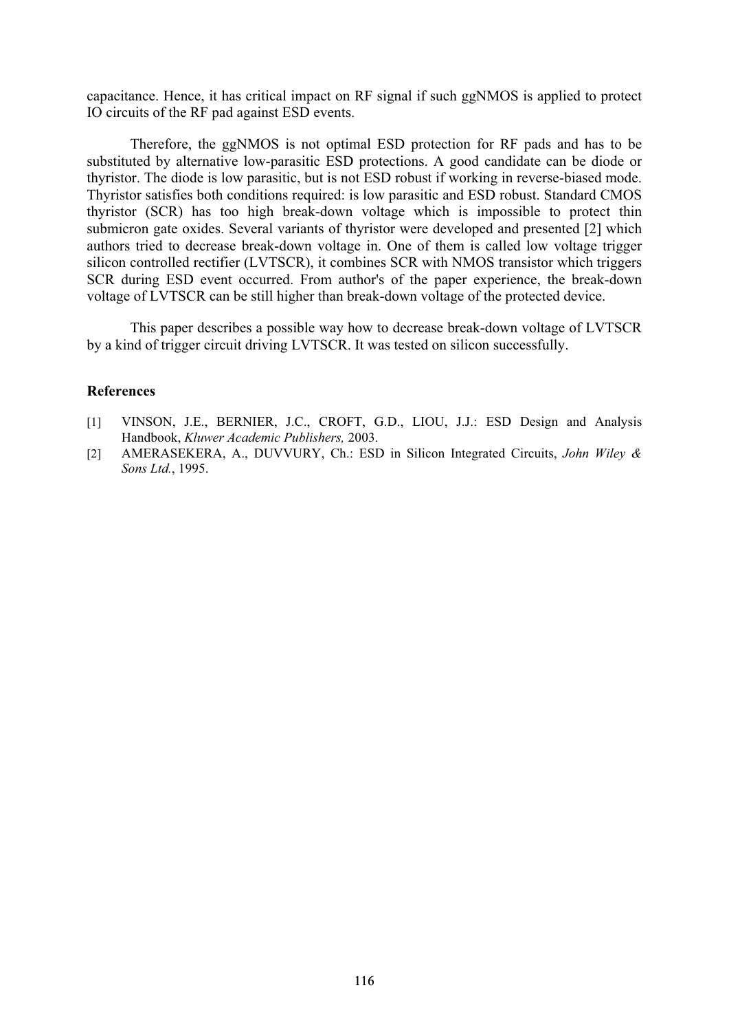capacitance. Hence, it has critical impact on RF signal if such ggNMOS is applied to protect IO circuits of the RF pad against ESD events.

Therefore, the ggNMOS is not optimal ESD protection for RF pads and has to be substituted by alternative low-parasitic ESD protections. A good candidate can be diode or thyristor. The diode is low parasitic, but is not ESD robust if working in reverse-biased mode. Thyristor satisfies both conditions required: is low parasitic and ESD robust. Standard CMOS thyristor (SCR) has too high break-down voltage which is impossible to protect thin submicron gate oxides. Several variants of thyristor were developed and presented [2] which authors tried to decrease break-down voltage in. One of them is called low voltage trigger silicon controlled rectifier (LVTSCR), it combines SCR with NMOS transistor which triggers SCR during ESD event occurred. From author's of the paper experience, the break-down voltage of LVTSCR can be still higher than break-down voltage of the protected device.

This paper describes a possible way how to decrease break-down voltage of LVTSCR by a kind of trigger circuit driving LVTSCR. It was tested on silicon successfully.

### References

[1] VINSON, J.E., BERNIER, J.C., CROFT, G.D., LIOU, J.J.: ESD Design and Analysis Handbook, *Kluwer Academic Publishers,* 2003.

[2] AMERASEKERA, A., DUVVURY, Ch.: ESD in Silicon Integrated Circuits, *John Wiley & Sons Ltd.*, 1995.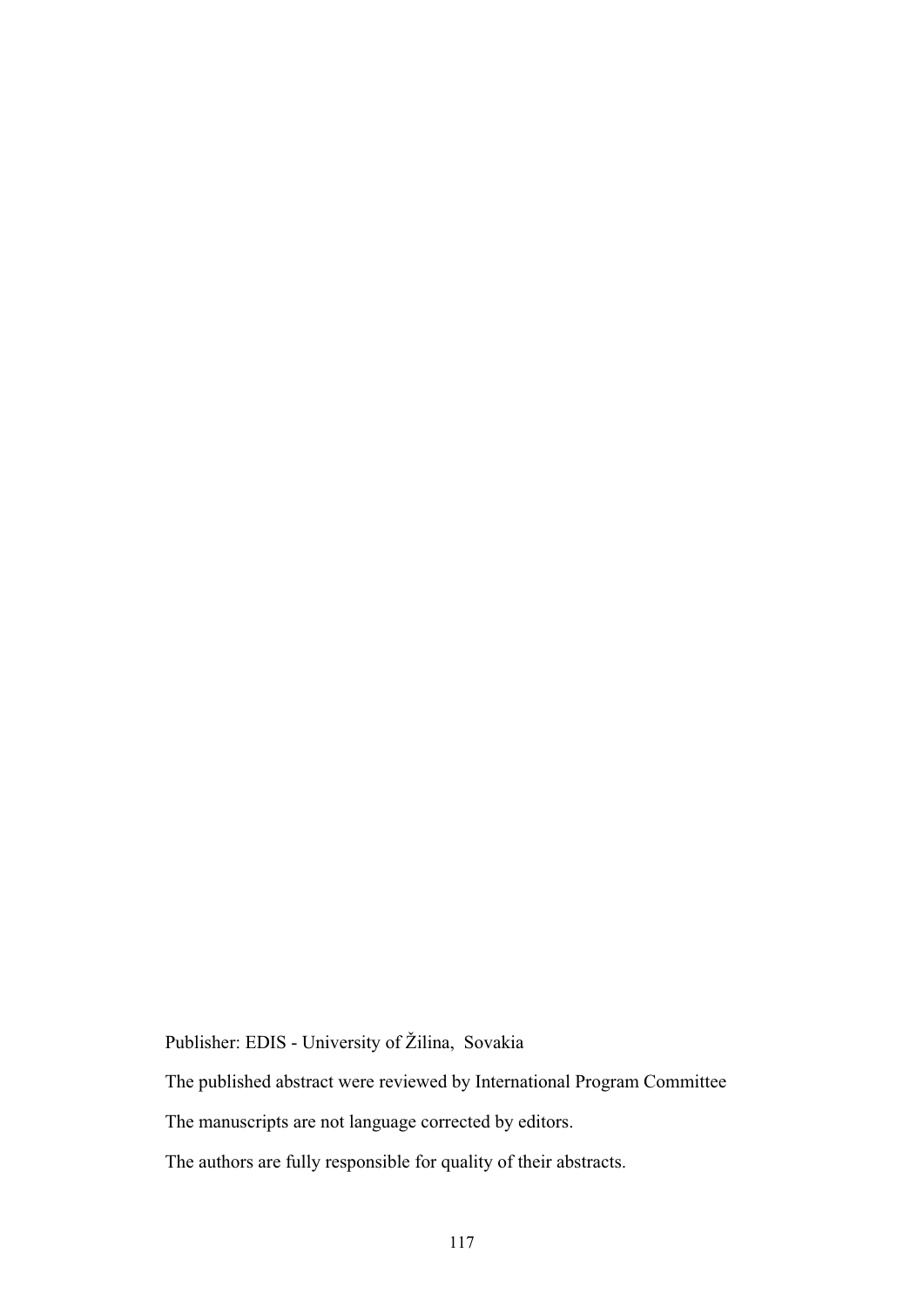Publisher: EDIS - University of Žilina, Sovakia

The published abstract were reviewed by International Program Committee

The manuscripts are not language corrected by editors.

The authors are fully responsible for quality of their abstracts.